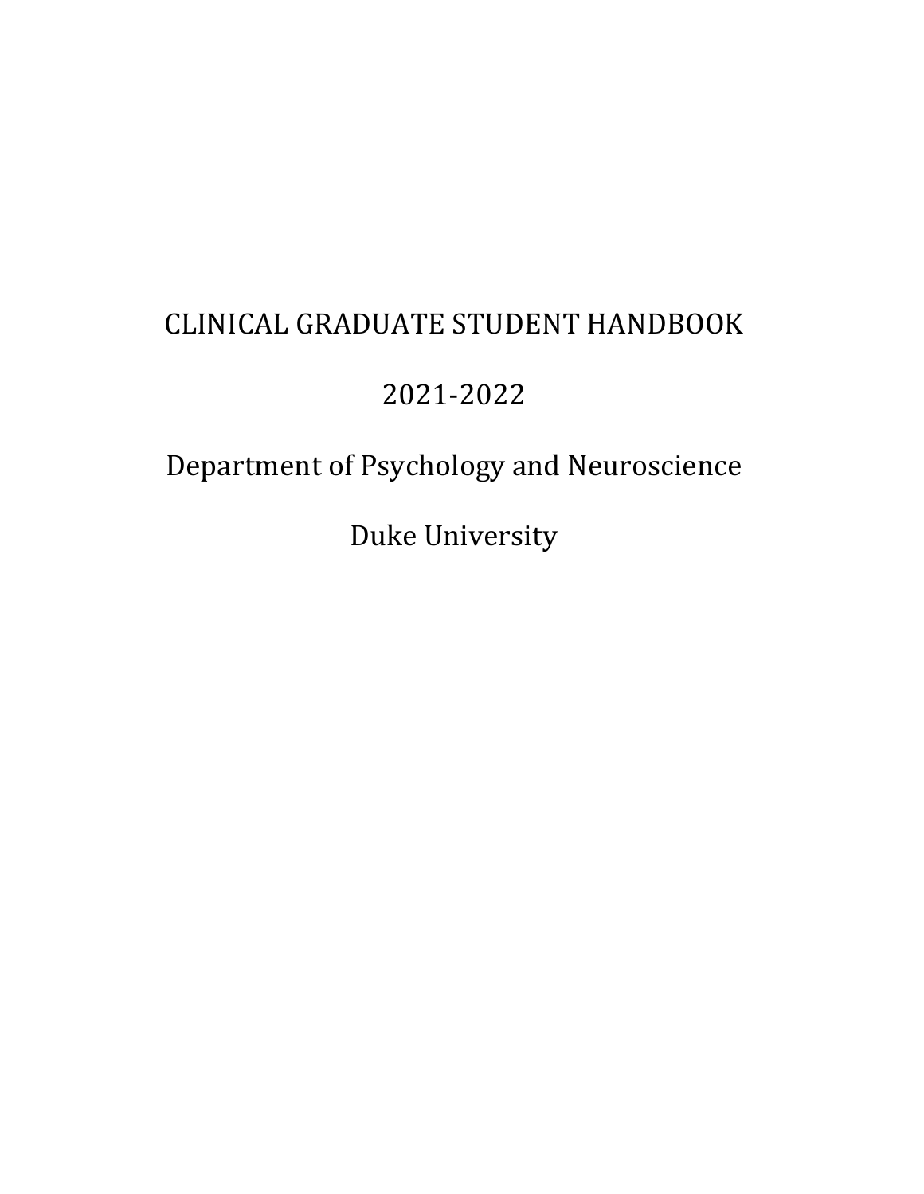# CLINICAL GRADUATE STUDENT HANDBOOK

## 2021-2022

## Department of Psychology and Neuroscience

## Duke University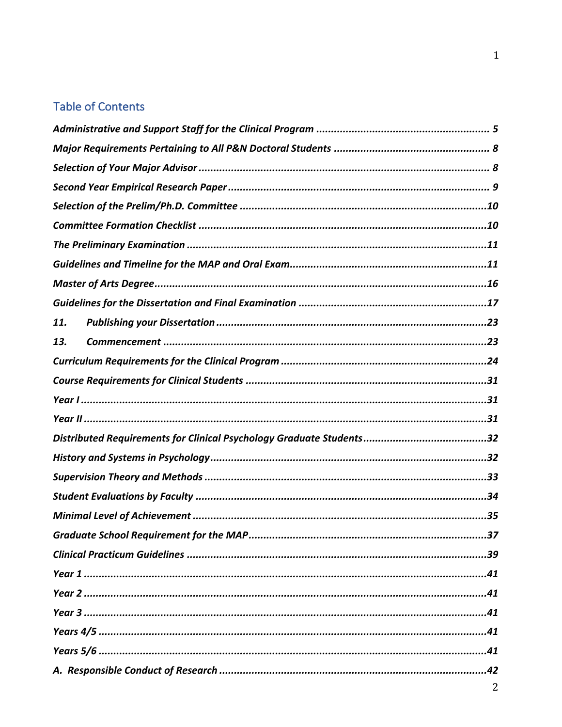## Table of Contents

*Administrative and Support Staff for the Clinical Program* .......... **5**

*Major Requirements Pertaining to All P&N Doctoral Students* .......... **8**

*Selection of Your Major Advisor* .......... **8**

*Second Year Empirical Research Paper* .......... **9**

*Selection of the Prelim/Ph.D. Committee* .......... **10**

*Committee Formation Checklist* .......... **10**

*The Preliminary Examination* .......... **11**

*Guidelines and Timeline for the MAP and Oral Exam* .......... **11**

*Master of Arts Degree* .......... **16**

*Guidelines for the Dissertation and Final Examination* .......... **17**

*11. Publishing your Dissertation* .......... **23**

*13. Commencement* .......... **23**

*Curriculum Requirements for the Clinical Program* .......... **24**

*Course Requirements for Clinical Students* .......... **31**

*Year I* .......... **31**

*Year II* .......... **31**

*Distributed Requirements for Clinical Psychology Graduate Students* .......... **32**

*History and Systems in Psychology* .......... **32**

*Supervision Theory and Methods* .......... **33**

*Student Evaluations by Faculty* .......... **34**

*Minimal Level of Achievement* .......... **35**

*Graduate School Requirement for the MAP* .......... **37**

*Clinical Practicum Guidelines* .......... **39**

*Year 1* .......... **41**

*Year 2* .......... **41**

*Year 3* .......... **41**

*Years 4/5* .......... **41**

*Years 5/6* .......... **41**

*A. Responsible Conduct of Research* .......... **42**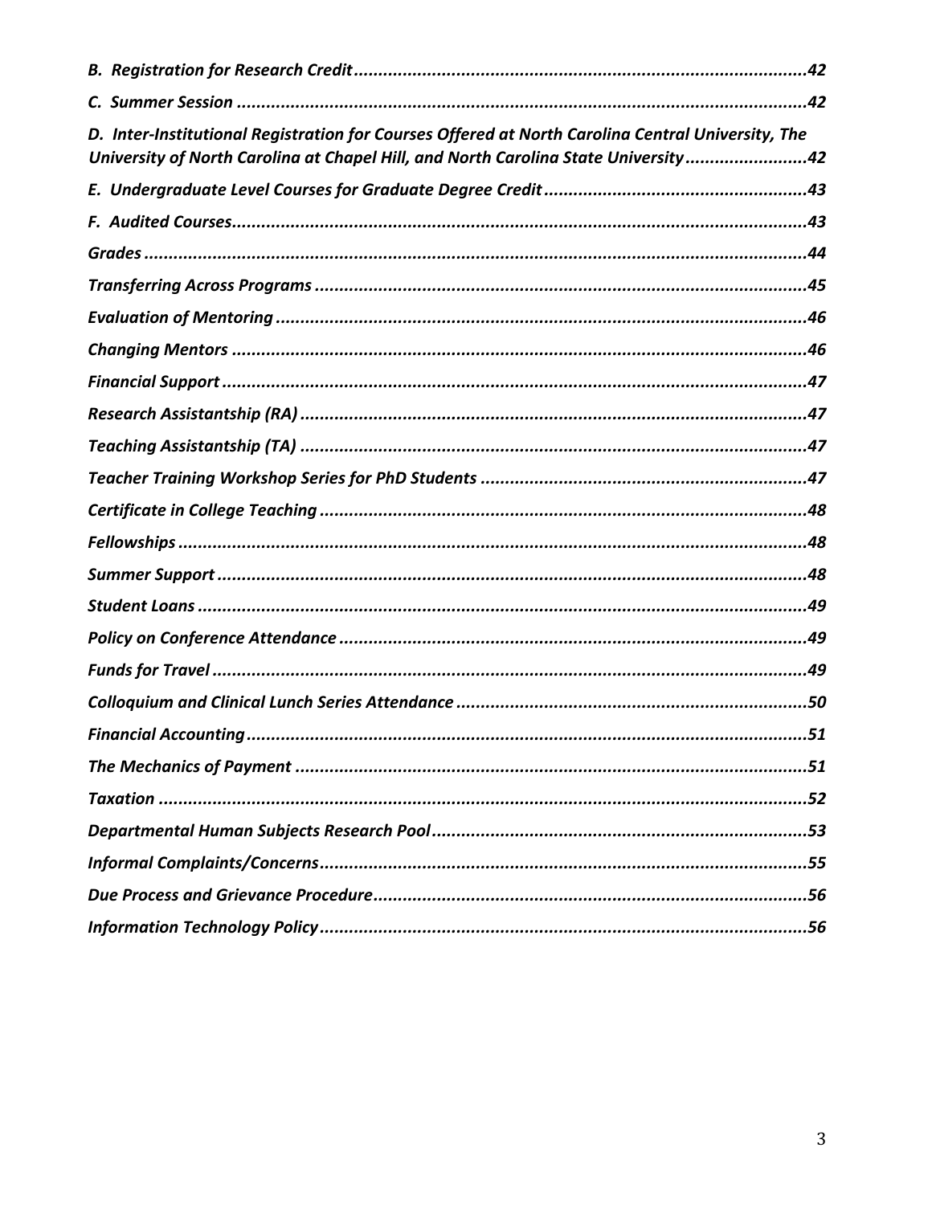*B. Registration for Research Credit* ............................................................................................42

*C. Summer Session* ....................................................................................................................42

*D. Inter-Institutional Registration for Courses Offered at North Carolina Central University, The University of North Carolina at Chapel Hill, and North Carolina State University* ........................42

*E. Undergraduate Level Courses for Graduate Degree Credit* .....................................................43

*F. Audited Courses* ......................................................................................................................43

*Grades* .........................................................................................................................................44

*Transferring Across Programs* ....................................................................................................45

*Evaluation of Mentoring* .............................................................................................................46

*Changing Mentors* .......................................................................................................................46

*Financial Support* ........................................................................................................................47

*Research Assistantship (RA)* .......................................................................................................47

*Teaching Assistantship (TA)* ........................................................................................................47

*Teacher Training Workshop Series for PhD Students* ..................................................................47

*Certificate in College Teaching* ...................................................................................................48

*Fellowships* ..................................................................................................................................48

*Summer Support* ..........................................................................................................................48

*Student Loans* ..............................................................................................................................49

*Policy on Conference Attendance* ...............................................................................................49

*Funds for Travel* ..........................................................................................................................49

*Colloquium and Clinical Lunch Series Attendance* ......................................................................50

*Financial Accounting* ...................................................................................................................51

*The Mechanics of Payment* .........................................................................................................51

*Taxation* ......................................................................................................................................52

*Departmental Human Subjects Research Pool* ............................................................................53

*Informal Complaints/Concerns* ...................................................................................................55

*Due Process and Grievance Procedure* .......................................................................................56

*Information Technology Policy* ....................................................................................................56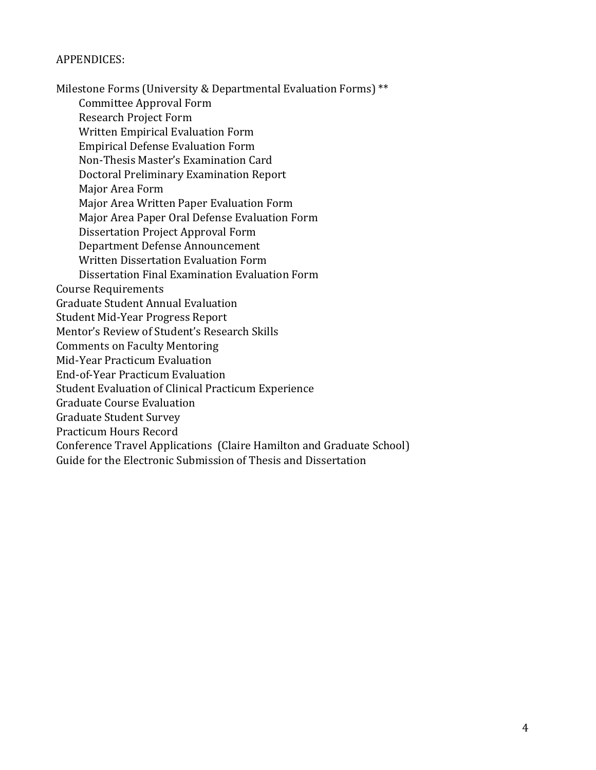APPENDICES:

Milestone Forms (University & Departmental Evaluation Forms) **

- Committee Approval Form
- Research Project Form
- Written Empirical Evaluation Form
- Empirical Defense Evaluation Form
- Non-Thesis Master's Examination Card
- Doctoral Preliminary Examination Report
- Major Area Form
- Major Area Written Paper Evaluation Form
- Major Area Paper Oral Defense Evaluation Form
- Dissertation Project Approval Form
- Department Defense Announcement
- Written Dissertation Evaluation Form
- Dissertation Final Examination Evaluation Form

Course Requirements

Graduate Student Annual Evaluation

Student Mid-Year Progress Report

Mentor's Review of Student's Research Skills

Comments on Faculty Mentoring

Mid-Year Practicum Evaluation

End-of-Year Practicum Evaluation

Student Evaluation of Clinical Practicum Experience

Graduate Course Evaluation

Graduate Student Survey

Practicum Hours Record

Conference Travel Applications (Claire Hamilton and Graduate School)

Guide for the Electronic Submission of Thesis and Dissertation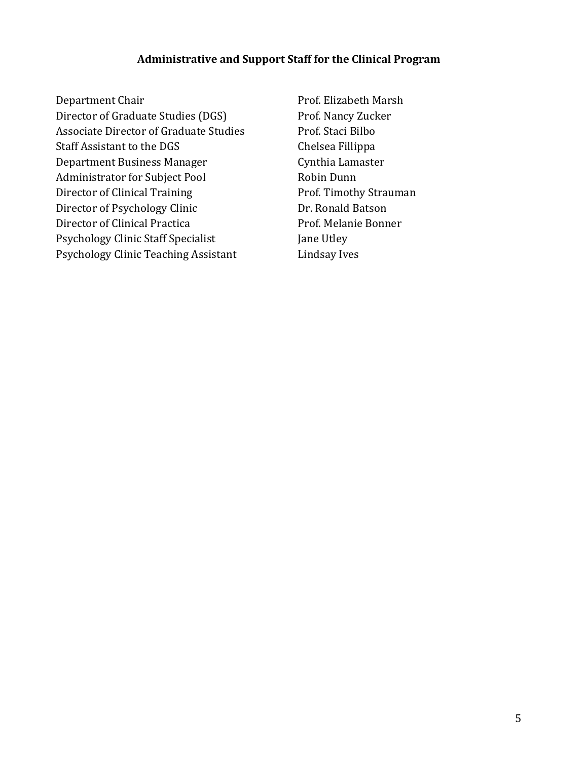## Administrative and Support Staff for the Clinical Program

| | |
|---|---|
| Department Chair | Prof. Elizabeth Marsh |
| Director of Graduate Studies (DGS) | Prof. Nancy Zucker |
| Associate Director of Graduate Studies | Prof. Staci Bilbo |
| Staff Assistant to the DGS | Chelsea Fillippa |
| Department Business Manager | Cynthia Lamaster |
| Administrator for Subject Pool | Robin Dunn |
| Director of Clinical Training | Prof. Timothy Strauman |
| Director of Psychology Clinic | Dr. Ronald Batson |
| Director of Clinical Practica | Prof. Melanie Bonner |
| Psychology Clinic Staff Specialist | Jane Utley |
| Psychology Clinic Teaching Assistant | Lindsay Ives |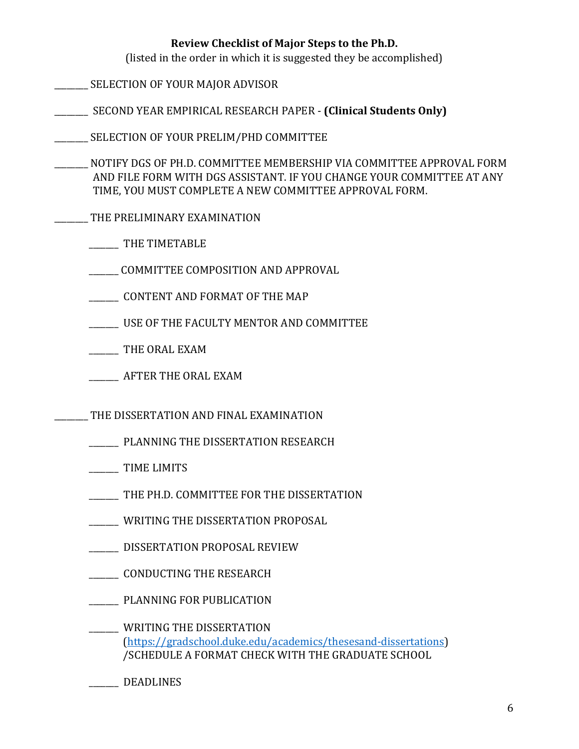**Review Checklist of Major Steps to the Ph.D.**

(listed in the order in which it is suggested they be accomplished)

________ SELECTION OF YOUR MAJOR ADVISOR

________ SECOND YEAR EMPIRICAL RESEARCH PAPER - **(Clinical Students Only)**

________ SELECTION OF YOUR PRELIM/PHD COMMITTEE

________ NOTIFY DGS OF PH.D. COMMITTEE MEMBERSHIP VIA COMMITTEE APPROVAL FORM AND FILE FORM WITH DGS ASSISTANT. IF YOU CHANGE YOUR COMMITTEE AT ANY TIME, YOU MUST COMPLETE A NEW COMMITTEE APPROVAL FORM.

________ THE PRELIMINARY EXAMINATION

- _______ THE TIMETABLE
- _______ COMMITTEE COMPOSITION AND APPROVAL
- _______ CONTENT AND FORMAT OF THE MAP
- _______ USE OF THE FACULTY MENTOR AND COMMITTEE
- _______ THE ORAL EXAM
- _______ AFTER THE ORAL EXAM

________ THE DISSERTATION AND FINAL EXAMINATION

- _______ PLANNING THE DISSERTATION RESEARCH
- _______ TIME LIMITS
- _______ THE PH.D. COMMITTEE FOR THE DISSERTATION
- _______ WRITING THE DISSERTATION PROPOSAL
- _______ DISSERTATION PROPOSAL REVIEW
- _______ CONDUCTING THE RESEARCH
- _______ PLANNING FOR PUBLICATION
- _______ WRITING THE DISSERTATION (https://gradschool.duke.edu/academics/thesesand-dissertations) /SCHEDULE A FORMAT CHECK WITH THE GRADUATE SCHOOL
- _______ DEADLINES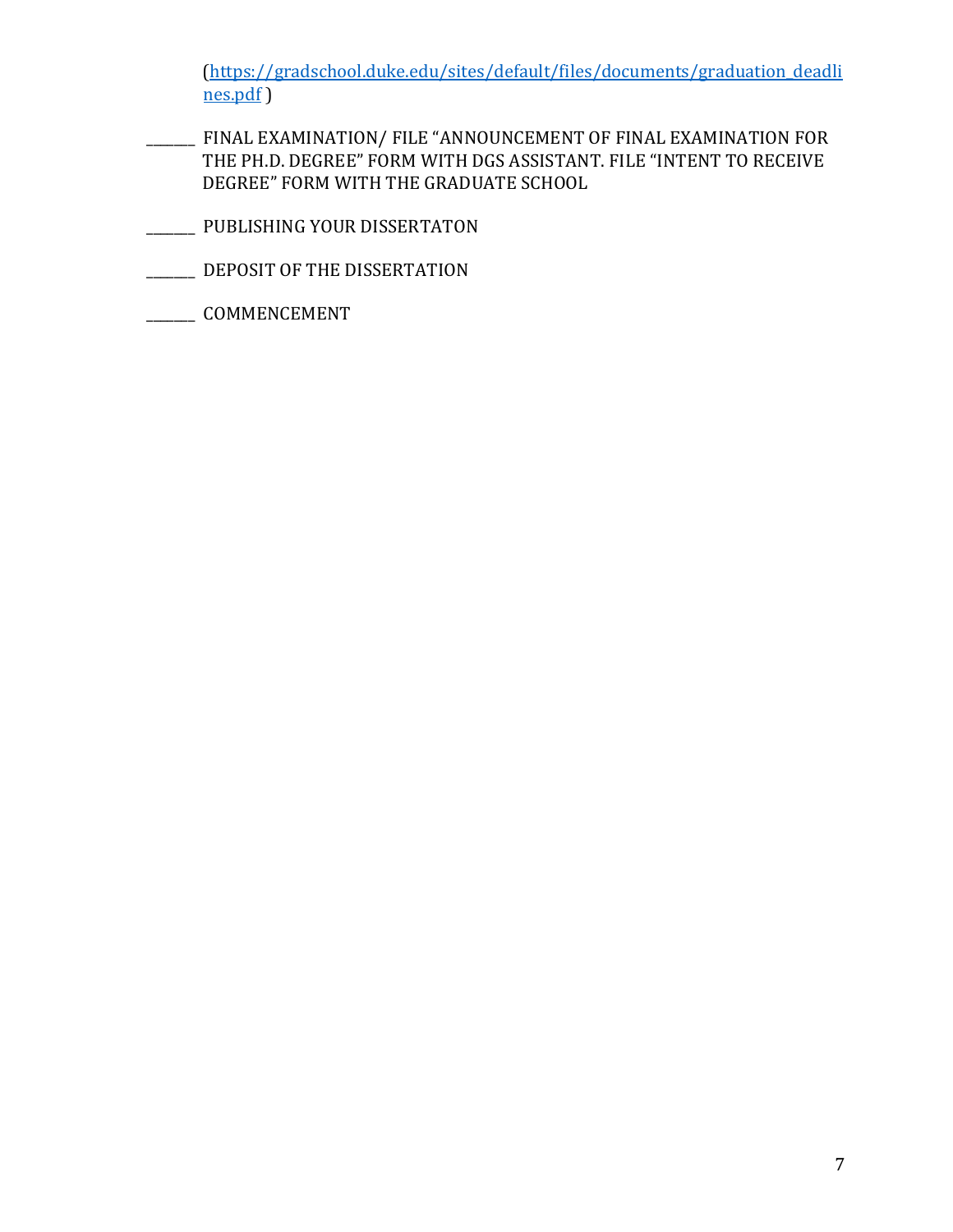(https://gradschool.duke.edu/sites/default/files/documents/graduation_deadlines.pdf )

_______ FINAL EXAMINATION/ FILE "ANNOUNCEMENT OF FINAL EXAMINATION FOR THE PH.D. DEGREE" FORM WITH DGS ASSISTANT. FILE "INTENT TO RECEIVE DEGREE" FORM WITH THE GRADUATE SCHOOL

_______ PUBLISHING YOUR DISSERTATON

_______ DEPOSIT OF THE DISSERTATION

_______ COMMENCEMENT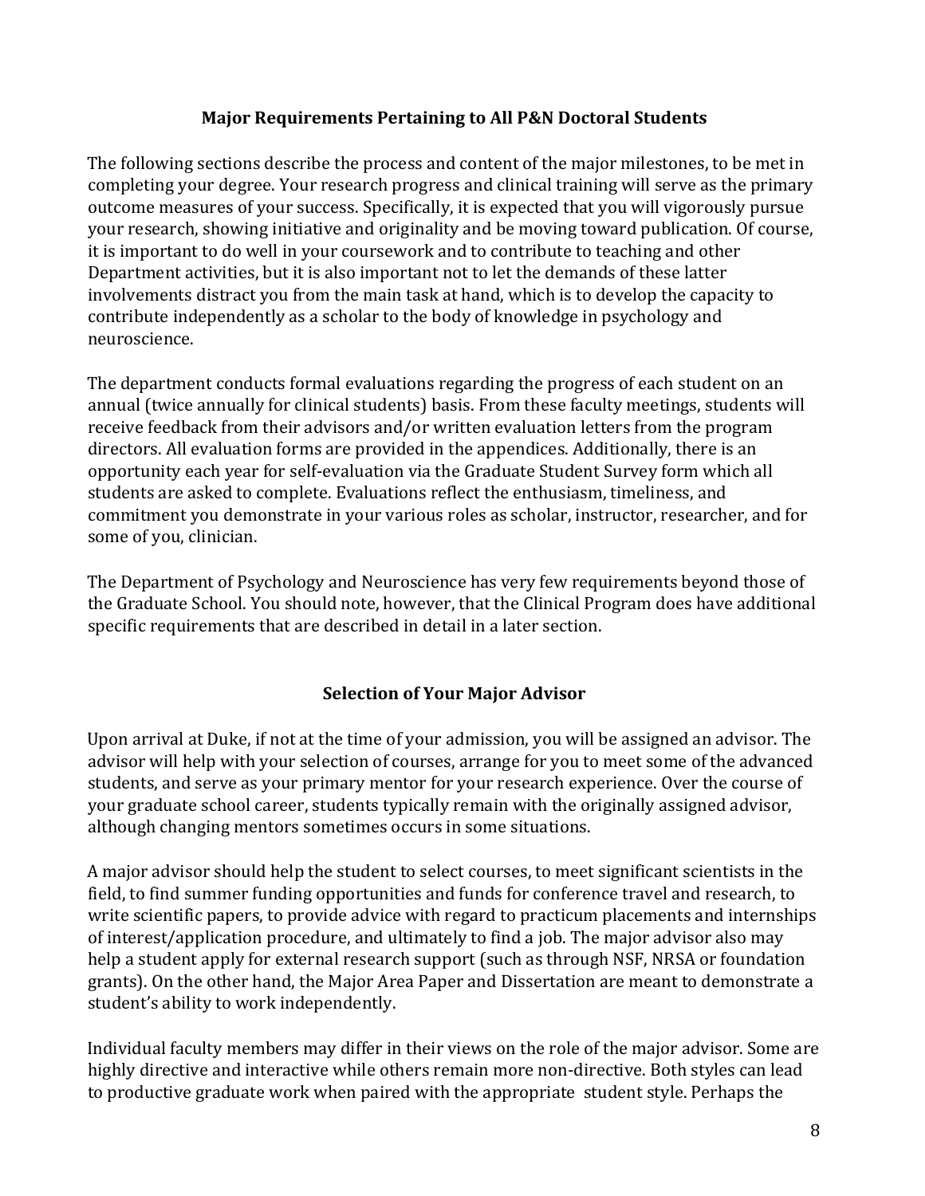## Major Requirements Pertaining to All P&N Doctoral Students

The following sections describe the process and content of the major milestones, to be met in completing your degree. Your research progress and clinical training will serve as the primary outcome measures of your success. Specifically, it is expected that you will vigorously pursue your research, showing initiative and originality and be moving toward publication. Of course, it is important to do well in your coursework and to contribute to teaching and other Department activities, but it is also important not to let the demands of these latter involvements distract you from the main task at hand, which is to develop the capacity to contribute independently as a scholar to the body of knowledge in psychology and neuroscience.

The department conducts formal evaluations regarding the progress of each student on an annual (twice annually for clinical students) basis. From these faculty meetings, students will receive feedback from their advisors and/or written evaluation letters from the program directors. All evaluation forms are provided in the appendices. Additionally, there is an opportunity each year for self-evaluation via the Graduate Student Survey form which all students are asked to complete. Evaluations reflect the enthusiasm, timeliness, and commitment you demonstrate in your various roles as scholar, instructor, researcher, and for some of you, clinician.

The Department of Psychology and Neuroscience has very few requirements beyond those of the Graduate School. You should note, however, that the Clinical Program does have additional specific requirements that are described in detail in a later section.

## Selection of Your Major Advisor

Upon arrival at Duke, if not at the time of your admission, you will be assigned an advisor. The advisor will help with your selection of courses, arrange for you to meet some of the advanced students, and serve as your primary mentor for your research experience. Over the course of your graduate school career, students typically remain with the originally assigned advisor, although changing mentors sometimes occurs in some situations.

A major advisor should help the student to select courses, to meet significant scientists in the field, to find summer funding opportunities and funds for conference travel and research, to write scientific papers, to provide advice with regard to practicum placements and internships of interest/application procedure, and ultimately to find a job. The major advisor also may help a student apply for external research support (such as through NSF, NRSA or foundation grants). On the other hand, the Major Area Paper and Dissertation are meant to demonstrate a student's ability to work independently.

Individual faculty members may differ in their views on the role of the major advisor. Some are highly directive and interactive while others remain more non-directive. Both styles can lead to productive graduate work when paired with the appropriate student style. Perhaps the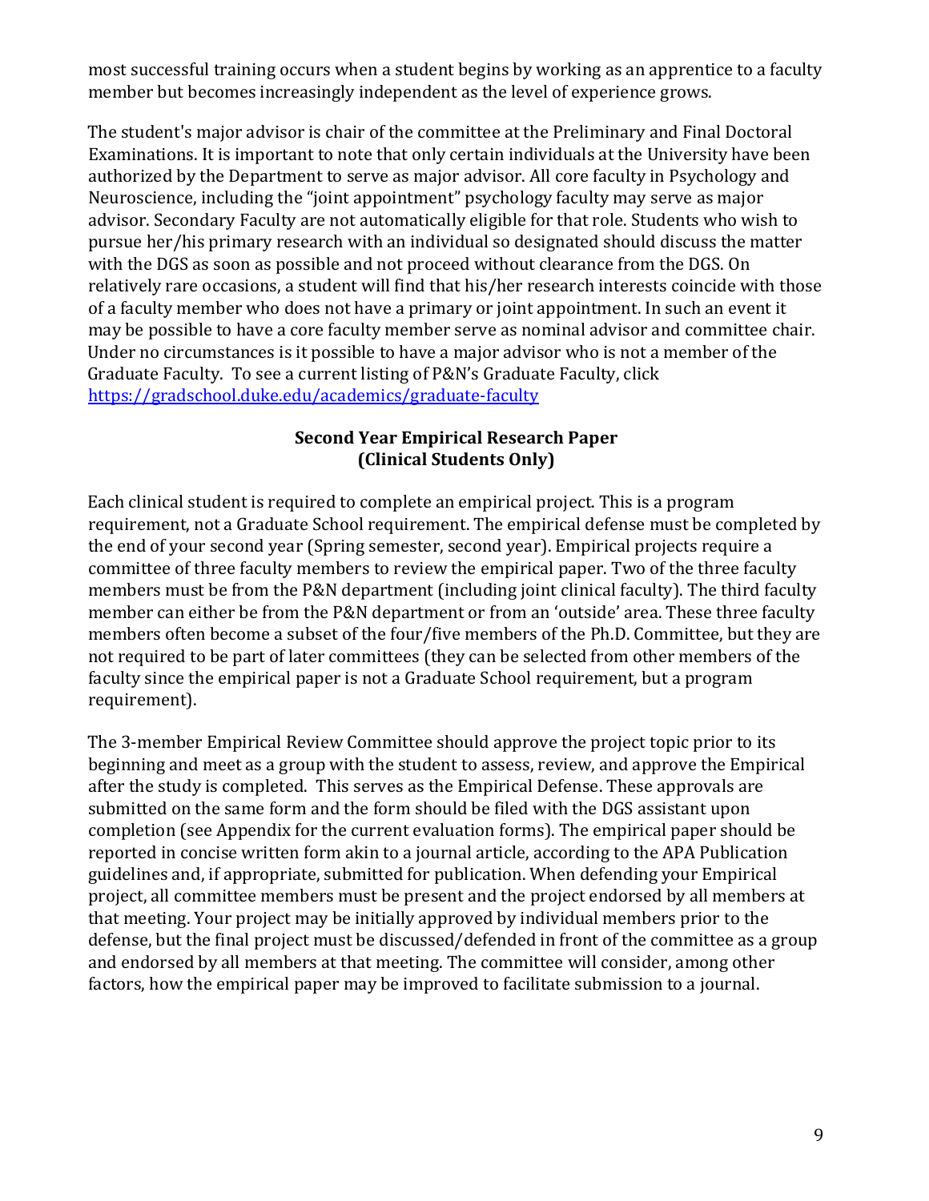most successful training occurs when a student begins by working as an apprentice to a faculty member but becomes increasingly independent as the level of experience grows.

The student's major advisor is chair of the committee at the Preliminary and Final Doctoral Examinations. It is important to note that only certain individuals at the University have been authorized by the Department to serve as major advisor. All core faculty in Psychology and Neuroscience, including the "joint appointment" psychology faculty may serve as major advisor. Secondary Faculty are not automatically eligible for that role. Students who wish to pursue her/his primary research with an individual so designated should discuss the matter with the DGS as soon as possible and not proceed without clearance from the DGS. On relatively rare occasions, a student will find that his/her research interests coincide with those of a faculty member who does not have a primary or joint appointment. In such an event it may be possible to have a core faculty member serve as nominal advisor and committee chair. Under no circumstances is it possible to have a major advisor who is not a member of the Graduate Faculty. To see a current listing of P&N's Graduate Faculty, click [https://gradschool.duke.edu/academics/graduate-faculty](https://gradschool.duke.edu/academics/graduate-faculty)

## Second Year Empirical Research Paper (Clinical Students Only)

Each clinical student is required to complete an empirical project. This is a program requirement, not a Graduate School requirement. The empirical defense must be completed by the end of your second year (Spring semester, second year). Empirical projects require a committee of three faculty members to review the empirical paper. Two of the three faculty members must be from the P&N department (including joint clinical faculty). The third faculty member can either be from the P&N department or from an 'outside' area. These three faculty members often become a subset of the four/five members of the Ph.D. Committee, but they are not required to be part of later committees (they can be selected from other members of the faculty since the empirical paper is not a Graduate School requirement, but a program requirement).

The 3-member Empirical Review Committee should approve the project topic prior to its beginning and meet as a group with the student to assess, review, and approve the Empirical after the study is completed. This serves as the Empirical Defense. These approvals are submitted on the same form and the form should be filed with the DGS assistant upon completion (see Appendix for the current evaluation forms). The empirical paper should be reported in concise written form akin to a journal article, according to the APA Publication guidelines and, if appropriate, submitted for publication. When defending your Empirical project, all committee members must be present and the project endorsed by all members at that meeting. Your project may be initially approved by individual members prior to the defense, but the final project must be discussed/defended in front of the committee as a group and endorsed by all members at that meeting. The committee will consider, among other factors, how the empirical paper may be improved to facilitate submission to a journal.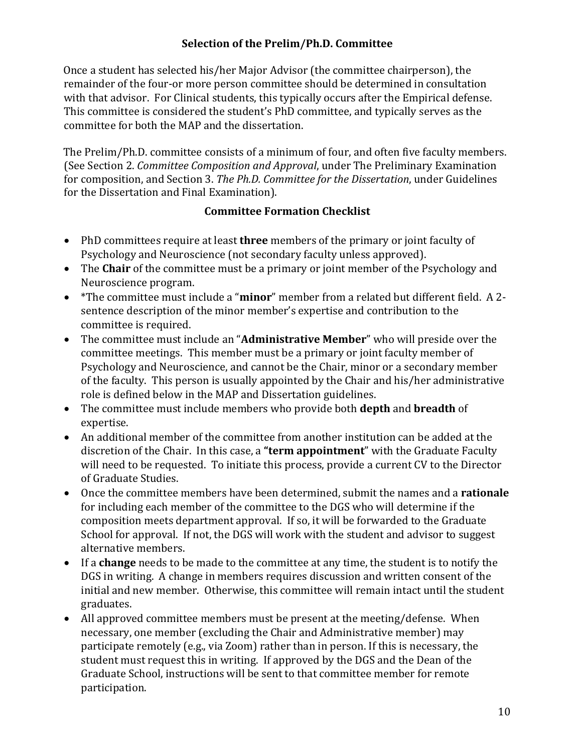## Selection of the Prelim/Ph.D. Committee

Once a student has selected his/her Major Advisor (the committee chairperson), the remainder of the four-or more person committee should be determined in consultation with that advisor. For Clinical students, this typically occurs after the Empirical defense. This committee is considered the student's PhD committee, and typically serves as the committee for both the MAP and the dissertation.

The Prelim/Ph.D. committee consists of a minimum of four, and often five faculty members. (See Section 2. *Committee Composition and Approval*, under The Preliminary Examination for composition, and Section 3. *The Ph.D. Committee for the Dissertation*, under Guidelines for the Dissertation and Final Examination).

### Committee Formation Checklist

- PhD committees require at least **three** members of the primary or joint faculty of Psychology and Neuroscience (not secondary faculty unless approved).
- The **Chair** of the committee must be a primary or joint member of the Psychology and Neuroscience program.
- *The committee must include a "**minor**" member from a related but different field. A 2-sentence description of the minor member's expertise and contribution to the committee is required.
- The committee must include an "**Administrative Member**" who will preside over the committee meetings. This member must be a primary or joint faculty member of Psychology and Neuroscience, and cannot be the Chair, minor or a secondary member of the faculty. This person is usually appointed by the Chair and his/her administrative role is defined below in the MAP and Dissertation guidelines.
- The committee must include members who provide both **depth** and **breadth** of expertise.
- An additional member of the committee from another institution can be added at the discretion of the Chair. In this case, a **"term appointment"** with the Graduate Faculty will need to be requested. To initiate this process, provide a current CV to the Director of Graduate Studies.
- Once the committee members have been determined, submit the names and a **rationale** for including each member of the committee to the DGS who will determine if the composition meets department approval. If so, it will be forwarded to the Graduate School for approval. If not, the DGS will work with the student and advisor to suggest alternative members.
- If a **change** needs to be made to the committee at any time, the student is to notify the DGS in writing. A change in members requires discussion and written consent of the initial and new member. Otherwise, this committee will remain intact until the student graduates.
- All approved committee members must be present at the meeting/defense. When necessary, one member (excluding the Chair and Administrative member) may participate remotely (e.g., via Zoom) rather than in person. If this is necessary, the student must request this in writing. If approved by the DGS and the Dean of the Graduate School, instructions will be sent to that committee member for remote participation.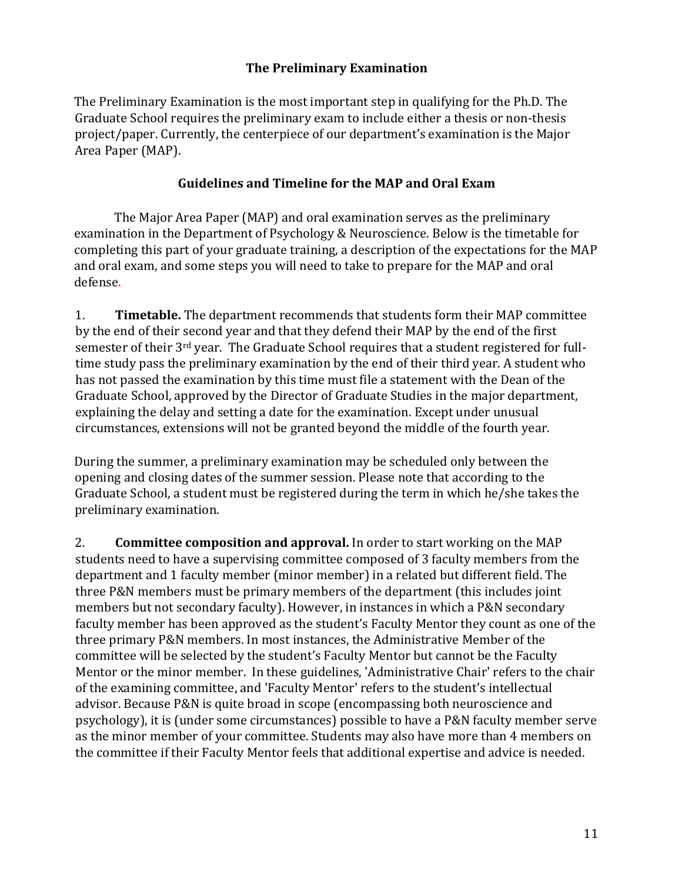## The Preliminary Examination

The Preliminary Examination is the most important step in qualifying for the Ph.D. The Graduate School requires the preliminary exam to include either a thesis or non-thesis project/paper. Currently, the centerpiece of our department's examination is the Major Area Paper (MAP).

### Guidelines and Timeline for the MAP and Oral Exam

The Major Area Paper (MAP) and oral examination serves as the preliminary examination in the Department of Psychology & Neuroscience. Below is the timetable for completing this part of your graduate training, a description of the expectations for the MAP and oral exam, and some steps you will need to take to prepare for the MAP and oral defense.

1. **Timetable.** The department recommends that students form their MAP committee by the end of their second year and that they defend their MAP by the end of the first semester of their 3rd year. The Graduate School requires that a student registered for full-time study pass the preliminary examination by the end of their third year. A student who has not passed the examination by this time must file a statement with the Dean of the Graduate School, approved by the Director of Graduate Studies in the major department, explaining the delay and setting a date for the examination. Except under unusual circumstances, extensions will not be granted beyond the middle of the fourth year.

   During the summer, a preliminary examination may be scheduled only between the opening and closing dates of the summer session. Please note that according to the Graduate School, a student must be registered during the term in which he/she takes the preliminary examination.

2. **Committee composition and approval.** In order to start working on the MAP students need to have a supervising committee composed of 3 faculty members from the department and 1 faculty member (minor member) in a related but different field. The three P&N members must be primary members of the department (this includes joint members but not secondary faculty). However, in instances in which a P&N secondary faculty member has been approved as the student's Faculty Mentor they count as one of the three primary P&N members. In most instances, the Administrative Member of the committee will be selected by the student's Faculty Mentor but cannot be the Faculty Mentor or the minor member. In these guidelines, 'Administrative Chair' refers to the chair of the examining committee, and 'Faculty Mentor' refers to the student's intellectual advisor. Because P&N is quite broad in scope (encompassing both neuroscience and psychology), it is (under some circumstances) possible to have a P&N faculty member serve as the minor member of your committee. Students may also have more than 4 members on the committee if their Faculty Mentor feels that additional expertise and advice is needed.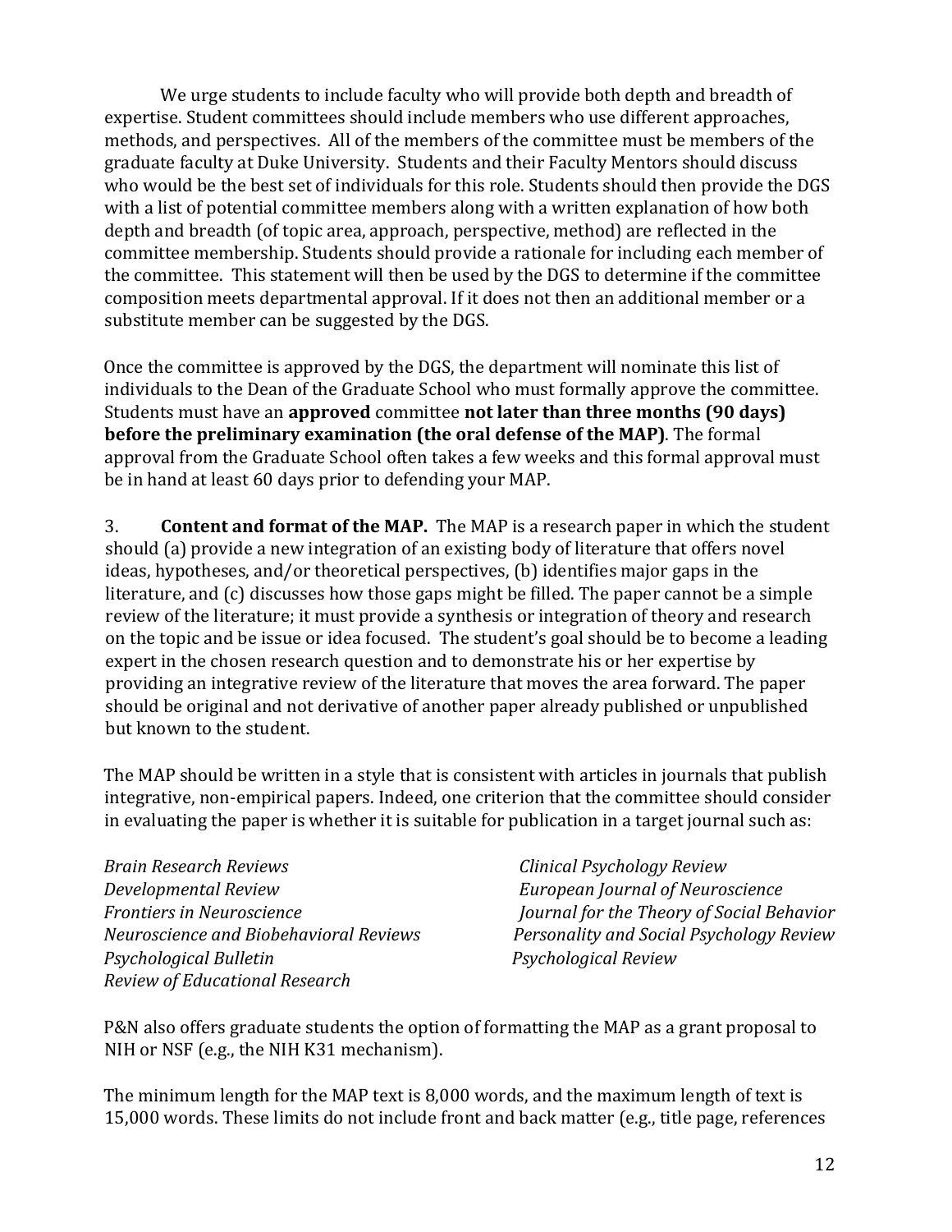We urge students to include faculty who will provide both depth and breadth of expertise. Student committees should include members who use different approaches, methods, and perspectives. All of the members of the committee must be members of the graduate faculty at Duke University. Students and their Faculty Mentors should discuss who would be the best set of individuals for this role. Students should then provide the DGS with a list of potential committee members along with a written explanation of how both depth and breadth (of topic area, approach, perspective, method) are reflected in the committee membership. Students should provide a rationale for including each member of the committee. This statement will then be used by the DGS to determine if the committee composition meets departmental approval. If it does not then an additional member or a substitute member can be suggested by the DGS.

Once the committee is approved by the DGS, the department will nominate this list of individuals to the Dean of the Graduate School who must formally approve the committee. Students must have an **approved** committee **not later than three months (90 days) before the preliminary examination (the oral defense of the MAP)**. The formal approval from the Graduate School often takes a few weeks and this formal approval must be in hand at least 60 days prior to defending your MAP.

3. **Content and format of the MAP.** The MAP is a research paper in which the student should (a) provide a new integration of an existing body of literature that offers novel ideas, hypotheses, and/or theoretical perspectives, (b) identifies major gaps in the literature, and (c) discusses how those gaps might be filled. The paper cannot be a simple review of the literature; it must provide a synthesis or integration of theory and research on the topic and be issue or idea focused. The student's goal should be to become a leading expert in the chosen research question and to demonstrate his or her expertise by providing an integrative review of the literature that moves the area forward. The paper should be original and not derivative of another paper already published or unpublished but known to the student.

The MAP should be written in a style that is consistent with articles in journals that publish integrative, non-empirical papers. Indeed, one criterion that the committee should consider in evaluating the paper is whether it is suitable for publication in a target journal such as:

*Brain Research Reviews*
*Clinical Psychology Review*
*Developmental Review*
*European Journal of Neuroscience*
*Frontiers in Neuroscience*
*Journal for the Theory of Social Behavior*
*Neuroscience and Biobehavioral Reviews*
*Personality and Social Psychology Review*
*Psychological Bulletin*
*Psychological Review*
*Review of Educational Research*

P&N also offers graduate students the option of formatting the MAP as a grant proposal to NIH or NSF (e.g., the NIH K31 mechanism).

The minimum length for the MAP text is 8,000 words, and the maximum length of text is 15,000 words. These limits do not include front and back matter (e.g., title page, references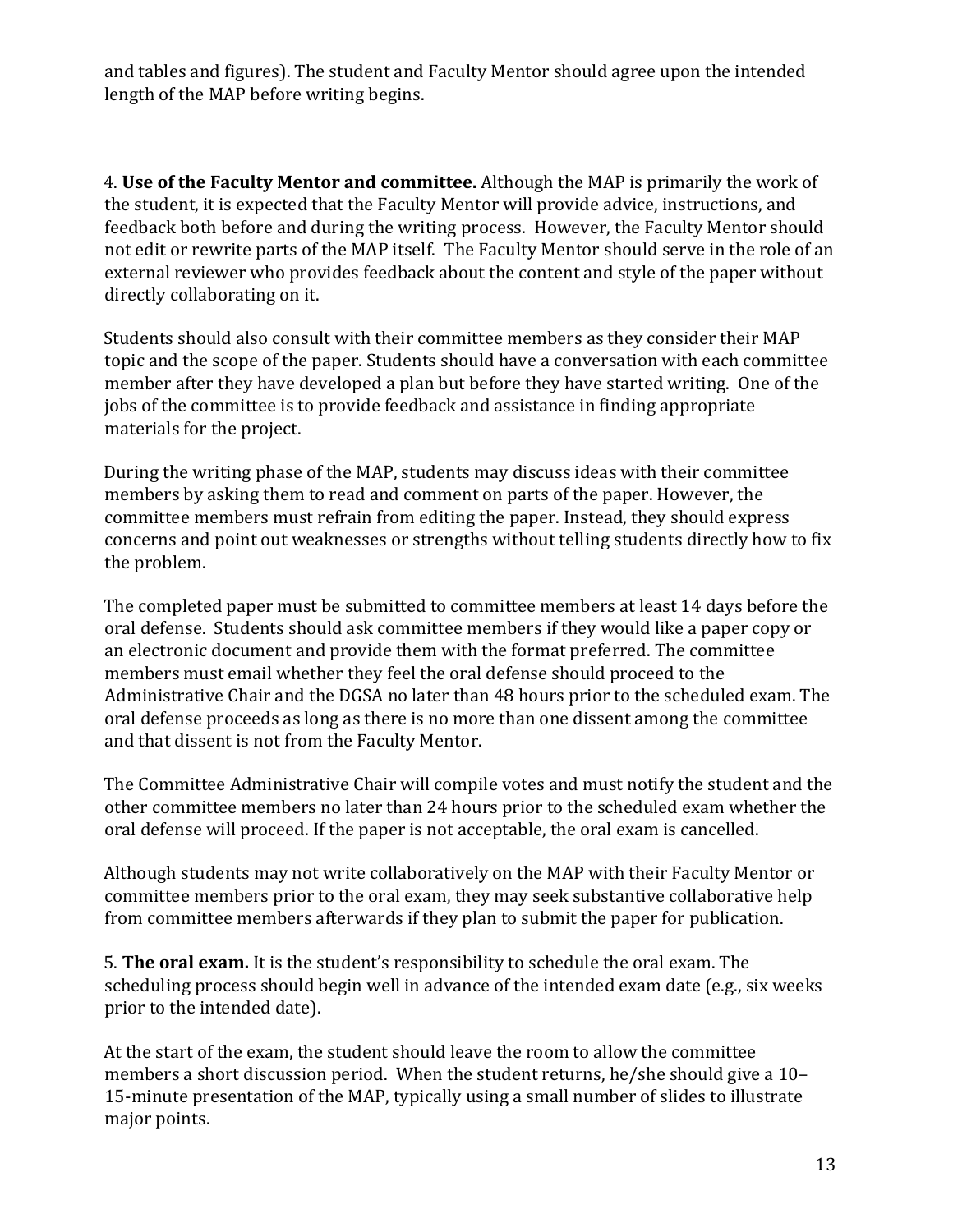and tables and figures). The student and Faculty Mentor should agree upon the intended length of the MAP before writing begins.

4. **Use of the Faculty Mentor and committee.** Although the MAP is primarily the work of the student, it is expected that the Faculty Mentor will provide advice, instructions, and feedback both before and during the writing process. However, the Faculty Mentor should not edit or rewrite parts of the MAP itself. The Faculty Mentor should serve in the role of an external reviewer who provides feedback about the content and style of the paper without directly collaborating on it.

Students should also consult with their committee members as they consider their MAP topic and the scope of the paper. Students should have a conversation with each committee member after they have developed a plan but before they have started writing. One of the jobs of the committee is to provide feedback and assistance in finding appropriate materials for the project.

During the writing phase of the MAP, students may discuss ideas with their committee members by asking them to read and comment on parts of the paper. However, the committee members must refrain from editing the paper. Instead, they should express concerns and point out weaknesses or strengths without telling students directly how to fix the problem.

The completed paper must be submitted to committee members at least 14 days before the oral defense. Students should ask committee members if they would like a paper copy or an electronic document and provide them with the format preferred. The committee members must email whether they feel the oral defense should proceed to the Administrative Chair and the DGSA no later than 48 hours prior to the scheduled exam. The oral defense proceeds as long as there is no more than one dissent among the committee and that dissent is not from the Faculty Mentor.

The Committee Administrative Chair will compile votes and must notify the student and the other committee members no later than 24 hours prior to the scheduled exam whether the oral defense will proceed. If the paper is not acceptable, the oral exam is cancelled.

Although students may not write collaboratively on the MAP with their Faculty Mentor or committee members prior to the oral exam, they may seek substantive collaborative help from committee members afterwards if they plan to submit the paper for publication.

5. **The oral exam.** It is the student's responsibility to schedule the oral exam. The scheduling process should begin well in advance of the intended exam date (e.g., six weeks prior to the intended date).

At the start of the exam, the student should leave the room to allow the committee members a short discussion period. When the student returns, he/she should give a 10–15-minute presentation of the MAP, typically using a small number of slides to illustrate major points.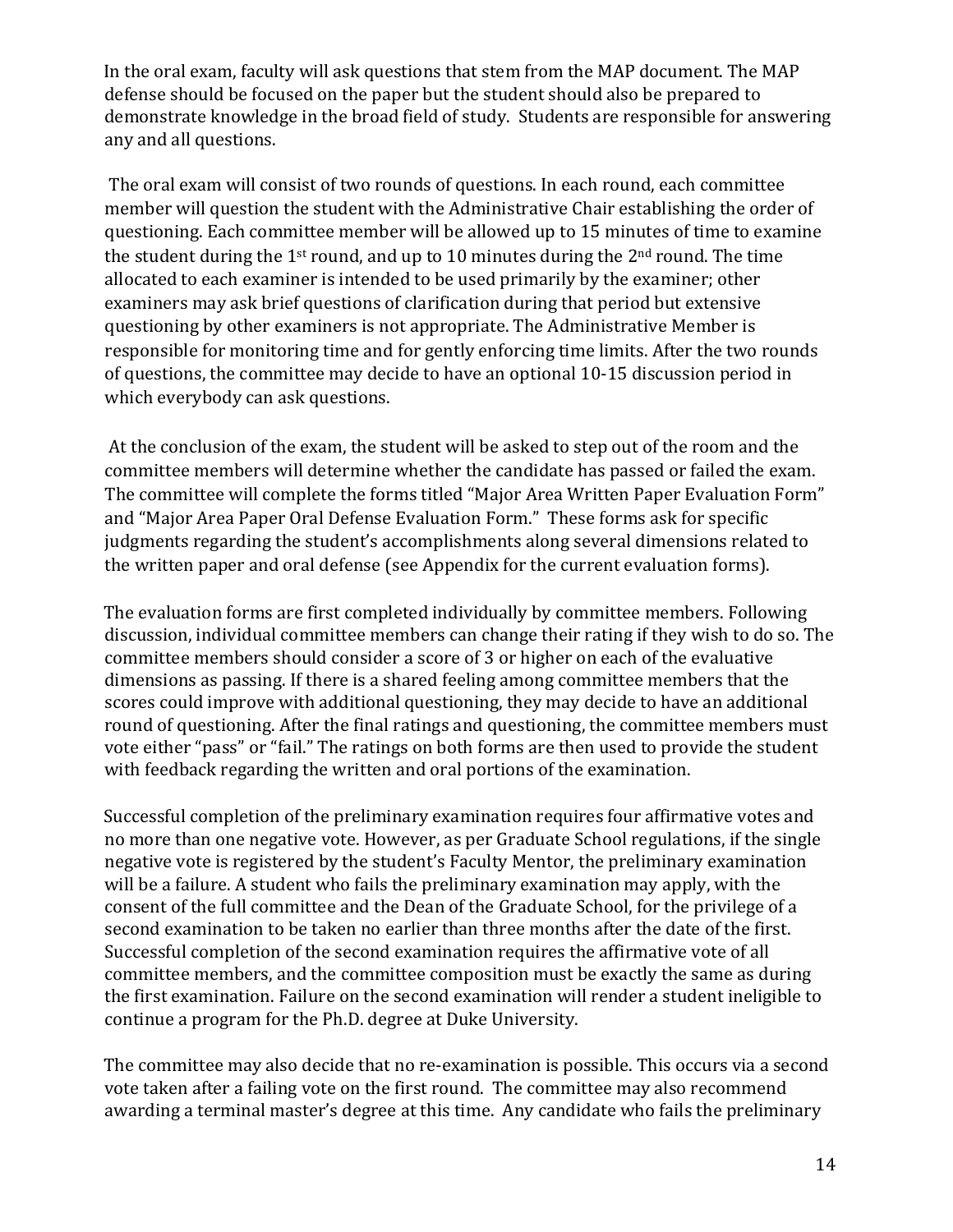In the oral exam, faculty will ask questions that stem from the MAP document. The MAP defense should be focused on the paper but the student should also be prepared to demonstrate knowledge in the broad field of study. Students are responsible for answering any and all questions.

The oral exam will consist of two rounds of questions. In each round, each committee member will question the student with the Administrative Chair establishing the order of questioning. Each committee member will be allowed up to 15 minutes of time to examine the student during the 1st round, and up to 10 minutes during the 2nd round. The time allocated to each examiner is intended to be used primarily by the examiner; other examiners may ask brief questions of clarification during that period but extensive questioning by other examiners is not appropriate. The Administrative Member is responsible for monitoring time and for gently enforcing time limits. After the two rounds of questions, the committee may decide to have an optional 10-15 discussion period in which everybody can ask questions.

At the conclusion of the exam, the student will be asked to step out of the room and the committee members will determine whether the candidate has passed or failed the exam. The committee will complete the forms titled "Major Area Written Paper Evaluation Form" and "Major Area Paper Oral Defense Evaluation Form." These forms ask for specific judgments regarding the student's accomplishments along several dimensions related to the written paper and oral defense (see Appendix for the current evaluation forms).

The evaluation forms are first completed individually by committee members. Following discussion, individual committee members can change their rating if they wish to do so. The committee members should consider a score of 3 or higher on each of the evaluative dimensions as passing. If there is a shared feeling among committee members that the scores could improve with additional questioning, they may decide to have an additional round of questioning. After the final ratings and questioning, the committee members must vote either "pass" or "fail." The ratings on both forms are then used to provide the student with feedback regarding the written and oral portions of the examination.

Successful completion of the preliminary examination requires four affirmative votes and no more than one negative vote. However, as per Graduate School regulations, if the single negative vote is registered by the student's Faculty Mentor, the preliminary examination will be a failure. A student who fails the preliminary examination may apply, with the consent of the full committee and the Dean of the Graduate School, for the privilege of a second examination to be taken no earlier than three months after the date of the first. Successful completion of the second examination requires the affirmative vote of all committee members, and the committee composition must be exactly the same as during the first examination. Failure on the second examination will render a student ineligible to continue a program for the Ph.D. degree at Duke University.

The committee may also decide that no re-examination is possible. This occurs via a second vote taken after a failing vote on the first round. The committee may also recommend awarding a terminal master's degree at this time. Any candidate who fails the preliminary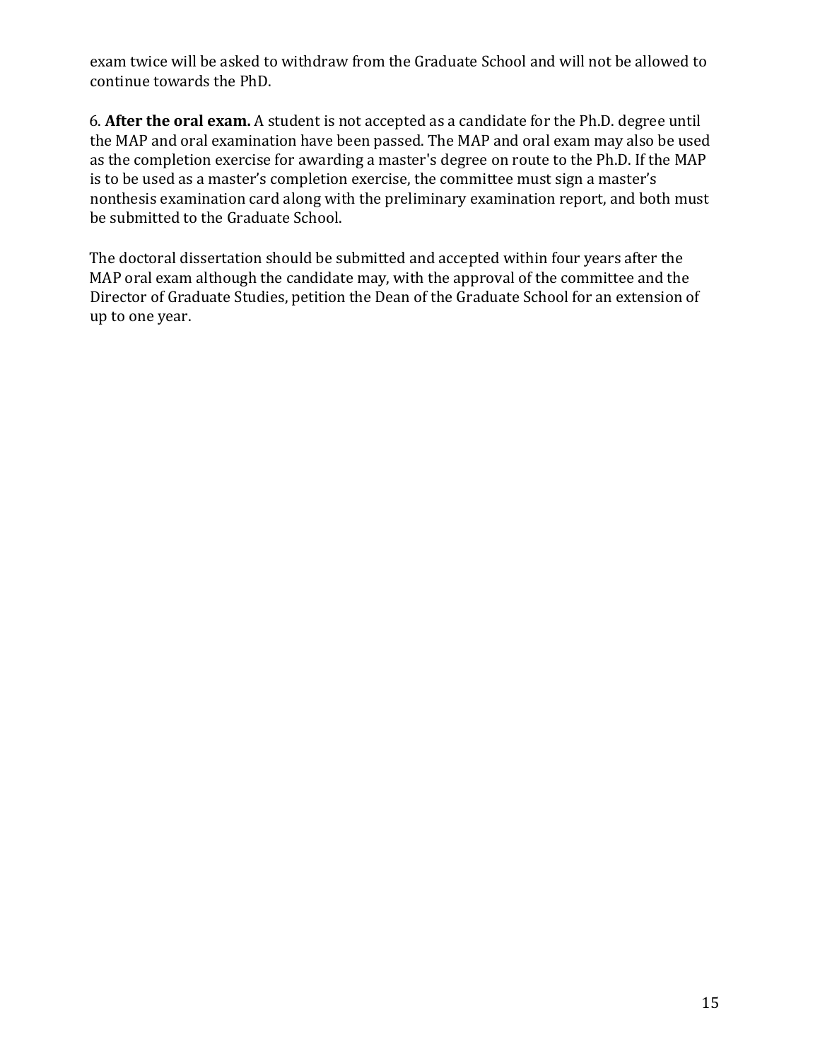exam twice will be asked to withdraw from the Graduate School and will not be allowed to continue towards the PhD.

6. **After the oral exam.** A student is not accepted as a candidate for the Ph.D. degree until the MAP and oral examination have been passed. The MAP and oral exam may also be used as the completion exercise for awarding a master's degree on route to the Ph.D. If the MAP is to be used as a master's completion exercise, the committee must sign a master's nonthesis examination card along with the preliminary examination report, and both must be submitted to the Graduate School.

The doctoral dissertation should be submitted and accepted within four years after the MAP oral exam although the candidate may, with the approval of the committee and the Director of Graduate Studies, petition the Dean of the Graduate School for an extension of up to one year.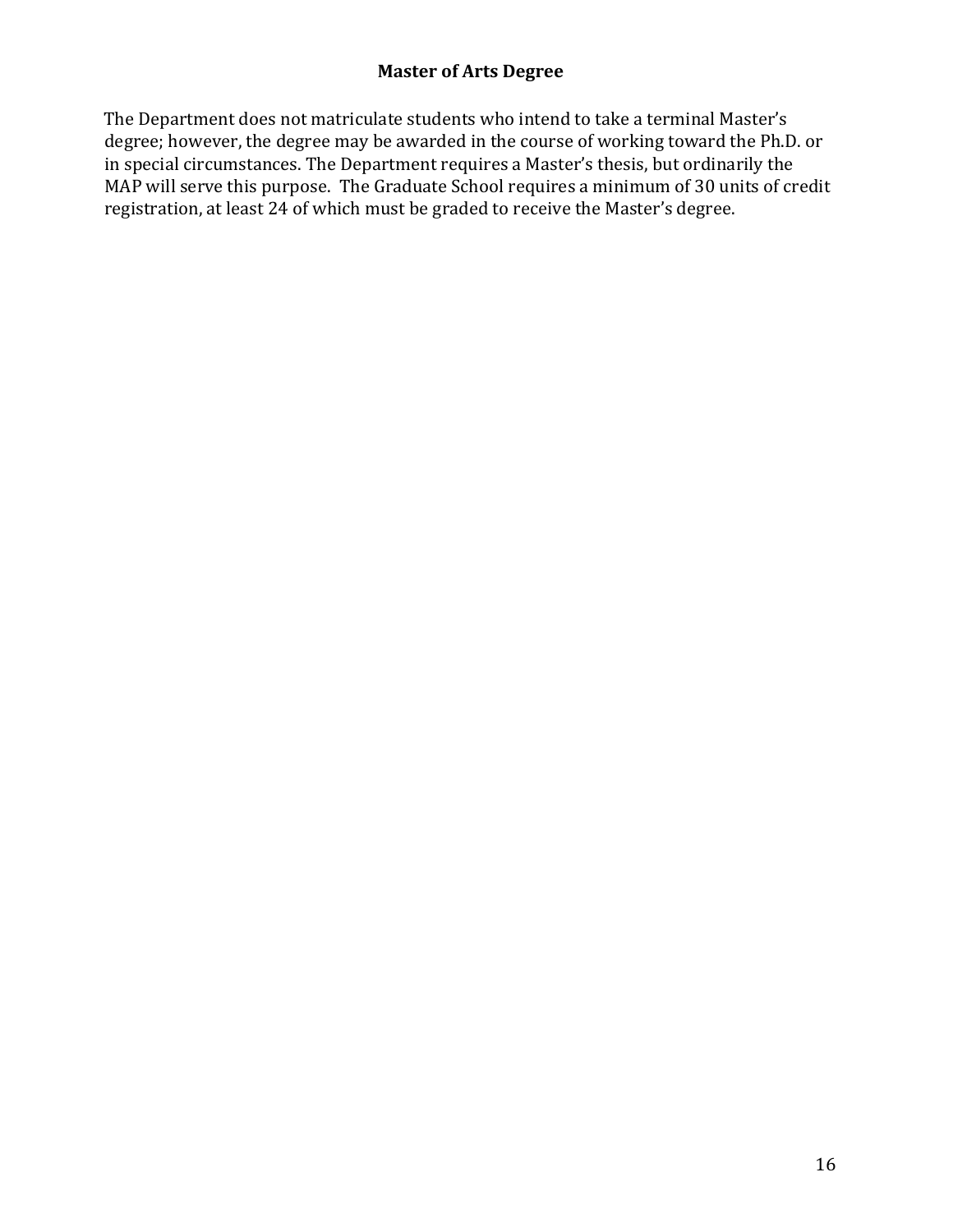## Master of Arts Degree

The Department does not matriculate students who intend to take a terminal Master's degree; however, the degree may be awarded in the course of working toward the Ph.D. or in special circumstances. The Department requires a Master's thesis, but ordinarily the MAP will serve this purpose. The Graduate School requires a minimum of 30 units of credit registration, at least 24 of which must be graded to receive the Master's degree.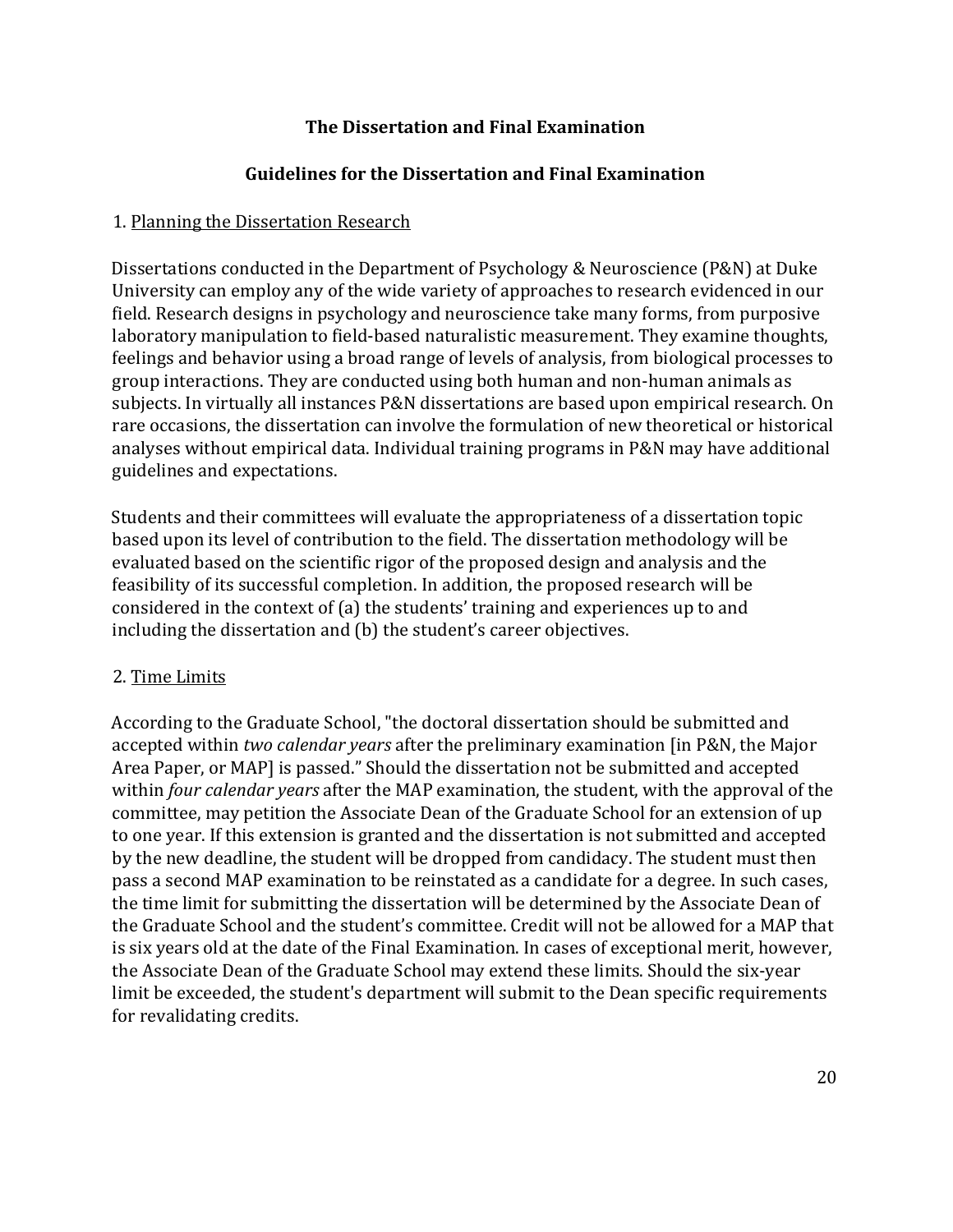## The Dissertation and Final Examination

### Guidelines for the Dissertation and Final Examination

1. Planning the Dissertation Research

Dissertations conducted in the Department of Psychology & Neuroscience (P&N) at Duke University can employ any of the wide variety of approaches to research evidenced in our field. Research designs in psychology and neuroscience take many forms, from purposive laboratory manipulation to field-based naturalistic measurement. They examine thoughts, feelings and behavior using a broad range of levels of analysis, from biological processes to group interactions. They are conducted using both human and non-human animals as subjects. In virtually all instances P&N dissertations are based upon empirical research. On rare occasions, the dissertation can involve the formulation of new theoretical or historical analyses without empirical data. Individual training programs in P&N may have additional guidelines and expectations.

Students and their committees will evaluate the appropriateness of a dissertation topic based upon its level of contribution to the field. The dissertation methodology will be evaluated based on the scientific rigor of the proposed design and analysis and the feasibility of its successful completion. In addition, the proposed research will be considered in the context of (a) the students' training and experiences up to and including the dissertation and (b) the student's career objectives.

2. Time Limits

According to the Graduate School, "the doctoral dissertation should be submitted and accepted within *two calendar years* after the preliminary examination [in P&N, the Major Area Paper, or MAP] is passed." Should the dissertation not be submitted and accepted within *four calendar years* after the MAP examination, the student, with the approval of the committee, may petition the Associate Dean of the Graduate School for an extension of up to one year. If this extension is granted and the dissertation is not submitted and accepted by the new deadline, the student will be dropped from candidacy. The student must then pass a second MAP examination to be reinstated as a candidate for a degree. In such cases, the time limit for submitting the dissertation will be determined by the Associate Dean of the Graduate School and the student's committee. Credit will not be allowed for a MAP that is six years old at the date of the Final Examination. In cases of exceptional merit, however, the Associate Dean of the Graduate School may extend these limits. Should the six-year limit be exceeded, the student's department will submit to the Dean specific requirements for revalidating credits.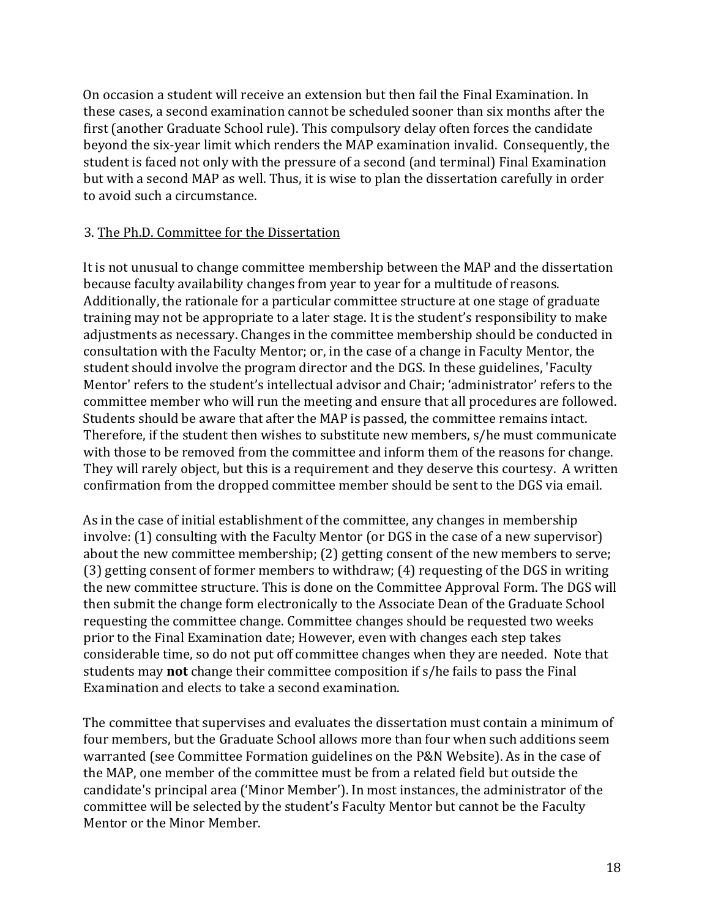On occasion a student will receive an extension but then fail the Final Examination. In these cases, a second examination cannot be scheduled sooner than six months after the first (another Graduate School rule). This compulsory delay often forces the candidate beyond the six-year limit which renders the MAP examination invalid. Consequently, the student is faced not only with the pressure of a second (and terminal) Final Examination but with a second MAP as well. Thus, it is wise to plan the dissertation carefully in order to avoid such a circumstance.

3. <u>The Ph.D. Committee for the Dissertation</u>

It is not unusual to change committee membership between the MAP and the dissertation because faculty availability changes from year to year for a multitude of reasons. Additionally, the rationale for a particular committee structure at one stage of graduate training may not be appropriate to a later stage. It is the student's responsibility to make adjustments as necessary. Changes in the committee membership should be conducted in consultation with the Faculty Mentor; or, in the case of a change in Faculty Mentor, the student should involve the program director and the DGS. In these guidelines, 'Faculty Mentor' refers to the student's intellectual advisor and Chair; 'administrator' refers to the committee member who will run the meeting and ensure that all procedures are followed. Students should be aware that after the MAP is passed, the committee remains intact. Therefore, if the student then wishes to substitute new members, s/he must communicate with those to be removed from the committee and inform them of the reasons for change. They will rarely object, but this is a requirement and they deserve this courtesy. A written confirmation from the dropped committee member should be sent to the DGS via email.

As in the case of initial establishment of the committee, any changes in membership involve: (1) consulting with the Faculty Mentor (or DGS in the case of a new supervisor) about the new committee membership; (2) getting consent of the new members to serve; (3) getting consent of former members to withdraw; (4) requesting of the DGS in writing the new committee structure. This is done on the Committee Approval Form. The DGS will then submit the change form electronically to the Associate Dean of the Graduate School requesting the committee change. Committee changes should be requested two weeks prior to the Final Examination date; However, even with changes each step takes considerable time, so do not put off committee changes when they are needed. Note that students may **not** change their committee composition if s/he fails to pass the Final Examination and elects to take a second examination.

The committee that supervises and evaluates the dissertation must contain a minimum of four members, but the Graduate School allows more than four when such additions seem warranted (see Committee Formation guidelines on the P&N Website). As in the case of the MAP, one member of the committee must be from a related field but outside the candidate's principal area ('Minor Member'). In most instances, the administrator of the committee will be selected by the student's Faculty Mentor but cannot be the Faculty Mentor or the Minor Member.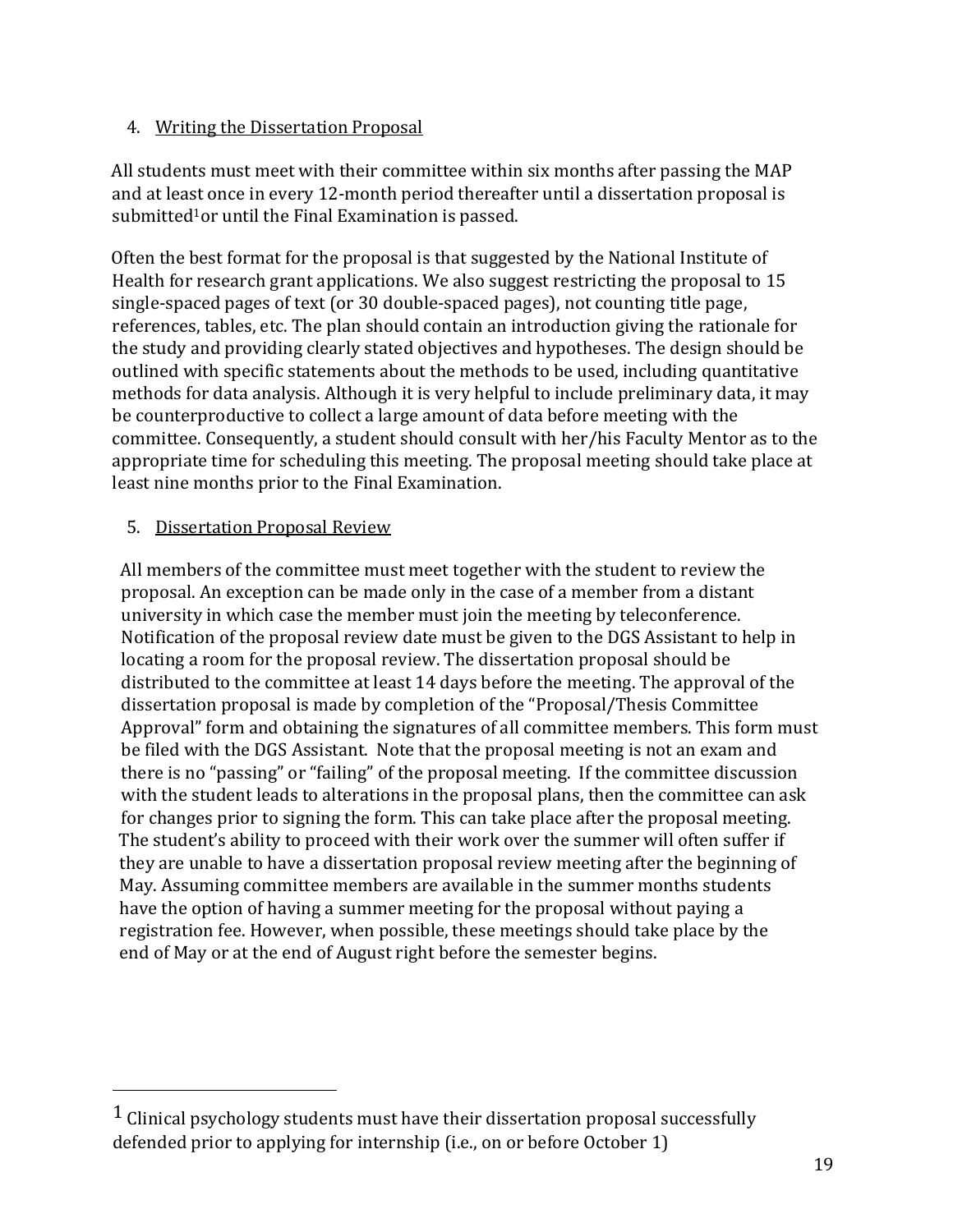4. Writing the Dissertation Proposal

All students must meet with their committee within six months after passing the MAP and at least once in every 12-month period thereafter until a dissertation proposal is submitted[1]or until the Final Examination is passed.

Often the best format for the proposal is that suggested by the National Institute of Health for research grant applications. We also suggest restricting the proposal to 15 single-spaced pages of text (or 30 double-spaced pages), not counting title page, references, tables, etc. The plan should contain an introduction giving the rationale for the study and providing clearly stated objectives and hypotheses. The design should be outlined with specific statements about the methods to be used, including quantitative methods for data analysis. Although it is very helpful to include preliminary data, it may be counterproductive to collect a large amount of data before meeting with the committee. Consequently, a student should consult with her/his Faculty Mentor as to the appropriate time for scheduling this meeting. The proposal meeting should take place at least nine months prior to the Final Examination.

5. Dissertation Proposal Review

All members of the committee must meet together with the student to review the proposal. An exception can be made only in the case of a member from a distant university in which case the member must join the meeting by teleconference. Notification of the proposal review date must be given to the DGS Assistant to help in locating a room for the proposal review. The dissertation proposal should be distributed to the committee at least 14 days before the meeting. The approval of the dissertation proposal is made by completion of the "Proposal/Thesis Committee Approval" form and obtaining the signatures of all committee members. This form must be filed with the DGS Assistant. Note that the proposal meeting is not an exam and there is no "passing" or "failing" of the proposal meeting. If the committee discussion with the student leads to alterations in the proposal plans, then the committee can ask for changes prior to signing the form. This can take place after the proposal meeting. The student's ability to proceed with their work over the summer will often suffer if they are unable to have a dissertation proposal review meeting after the beginning of May. Assuming committee members are available in the summer months students have the option of having a summer meeting for the proposal without paying a registration fee. However, when possible, these meetings should take place by the end of May or at the end of August right before the semester begins.

---

[1] Clinical psychology students must have their dissertation proposal successfully defended prior to applying for internship (i.e., on or before October 1)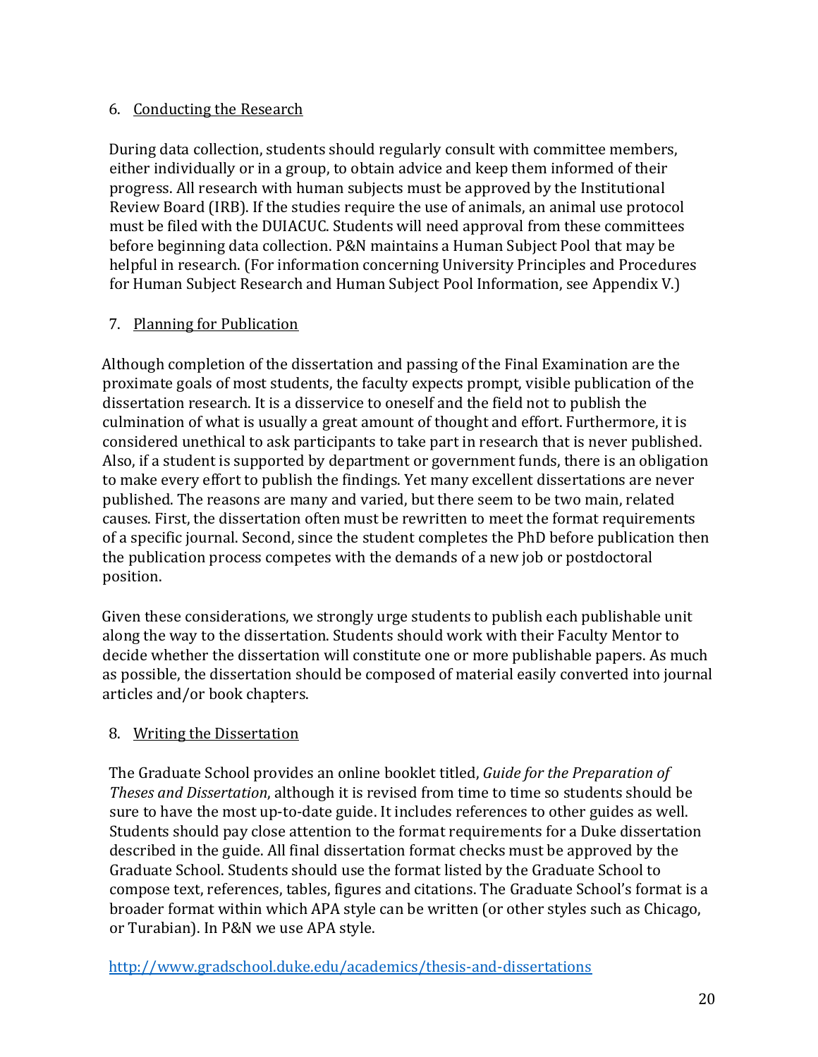6. Conducting the Research

During data collection, students should regularly consult with committee members, either individually or in a group, to obtain advice and keep them informed of their progress. All research with human subjects must be approved by the Institutional Review Board (IRB). If the studies require the use of animals, an animal use protocol must be filed with the DUIACUC. Students will need approval from these committees before beginning data collection. P&N maintains a Human Subject Pool that may be helpful in research. (For information concerning University Principles and Procedures for Human Subject Research and Human Subject Pool Information, see Appendix V.)

7. Planning for Publication

Although completion of the dissertation and passing of the Final Examination are the proximate goals of most students, the faculty expects prompt, visible publication of the dissertation research. It is a disservice to oneself and the field not to publish the culmination of what is usually a great amount of thought and effort. Furthermore, it is considered unethical to ask participants to take part in research that is never published. Also, if a student is supported by department or government funds, there is an obligation to make every effort to publish the findings. Yet many excellent dissertations are never published. The reasons are many and varied, but there seem to be two main, related causes. First, the dissertation often must be rewritten to meet the format requirements of a specific journal. Second, since the student completes the PhD before publication then the publication process competes with the demands of a new job or postdoctoral position.

Given these considerations, we strongly urge students to publish each publishable unit along the way to the dissertation. Students should work with their Faculty Mentor to decide whether the dissertation will constitute one or more publishable papers. As much as possible, the dissertation should be composed of material easily converted into journal articles and/or book chapters.

8. Writing the Dissertation

The Graduate School provides an online booklet titled, *Guide for the Preparation of Theses and Dissertation*, although it is revised from time to time so students should be sure to have the most up-to-date guide. It includes references to other guides as well. Students should pay close attention to the format requirements for a Duke dissertation described in the guide. All final dissertation format checks must be approved by the Graduate School. Students should use the format listed by the Graduate School to compose text, references, tables, figures and citations. The Graduate School's format is a broader format within which APA style can be written (or other styles such as Chicago, or Turabian). In P&N we use APA style.

http://www.gradschool.duke.edu/academics/thesis-and-dissertations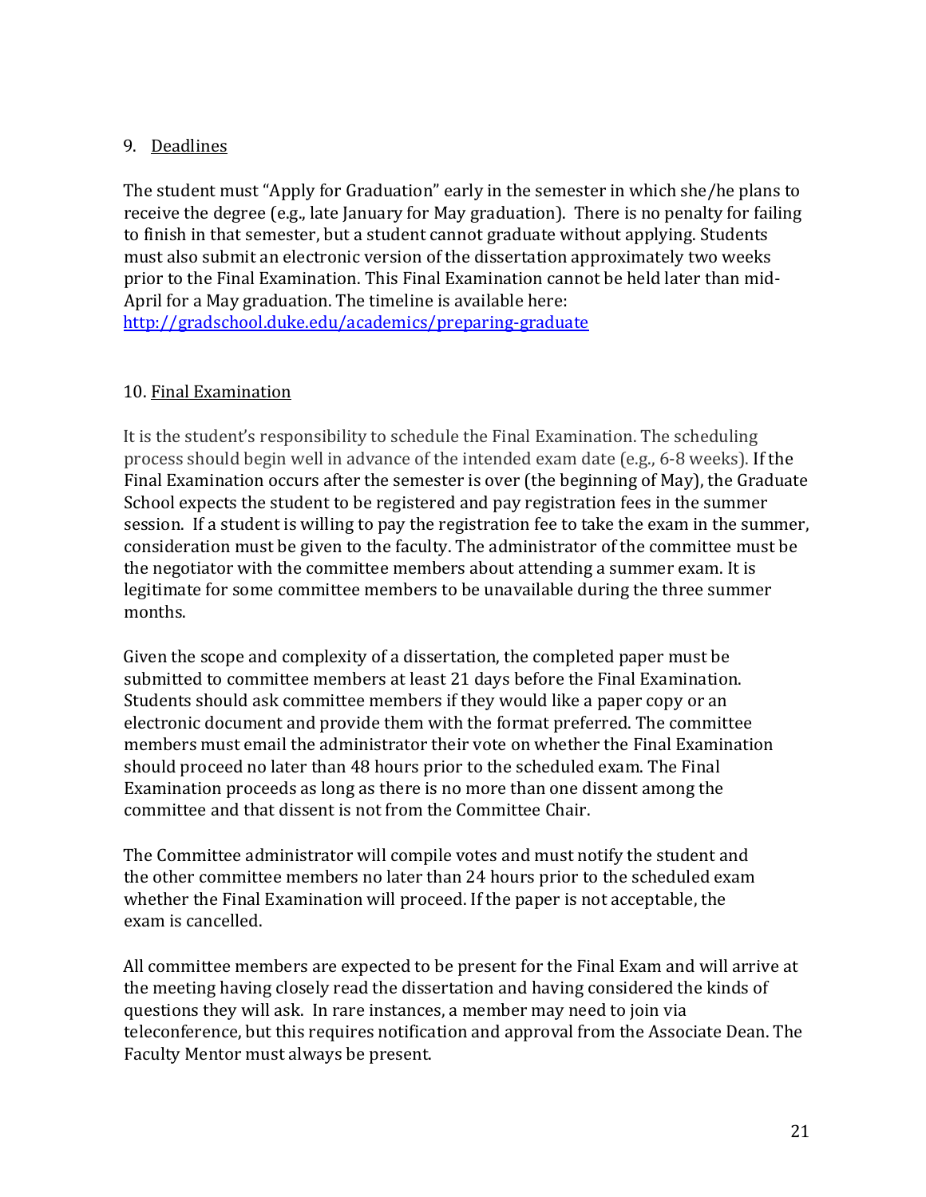9. Deadlines

The student must "Apply for Graduation" early in the semester in which she/he plans to receive the degree (e.g., late January for May graduation). There is no penalty for failing to finish in that semester, but a student cannot graduate without applying. Students must also submit an electronic version of the dissertation approximately two weeks prior to the Final Examination. This Final Examination cannot be held later than mid-April for a May graduation. The timeline is available here: [http://gradschool.duke.edu/academics/preparing-graduate](http://gradschool.duke.edu/academics/preparing-graduate)

10. Final Examination

It is the student's responsibility to schedule the Final Examination. The scheduling process should begin well in advance of the intended exam date (e.g., 6-8 weeks). If the Final Examination occurs after the semester is over (the beginning of May), the Graduate School expects the student to be registered and pay registration fees in the summer session. If a student is willing to pay the registration fee to take the exam in the summer, consideration must be given to the faculty. The administrator of the committee must be the negotiator with the committee members about attending a summer exam. It is legitimate for some committee members to be unavailable during the three summer months.

Given the scope and complexity of a dissertation, the completed paper must be submitted to committee members at least 21 days before the Final Examination. Students should ask committee members if they would like a paper copy or an electronic document and provide them with the format preferred. The committee members must email the administrator their vote on whether the Final Examination should proceed no later than 48 hours prior to the scheduled exam. The Final Examination proceeds as long as there is no more than one dissent among the committee and that dissent is not from the Committee Chair.

The Committee administrator will compile votes and must notify the student and the other committee members no later than 24 hours prior to the scheduled exam whether the Final Examination will proceed. If the paper is not acceptable, the exam is cancelled.

All committee members are expected to be present for the Final Exam and will arrive at the meeting having closely read the dissertation and having considered the kinds of questions they will ask. In rare instances, a member may need to join via teleconference, but this requires notification and approval from the Associate Dean. The Faculty Mentor must always be present.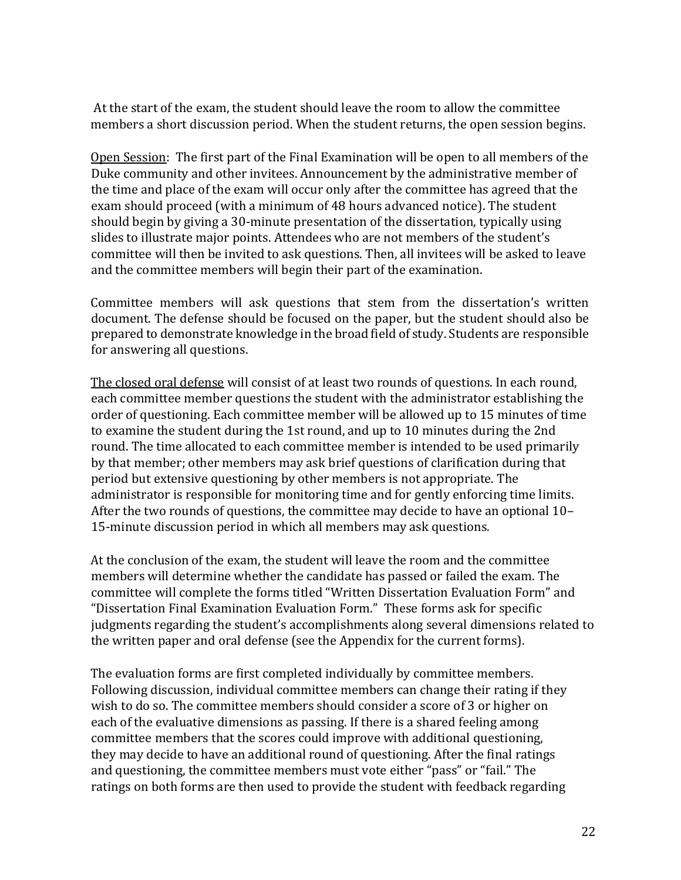At the start of the exam, the student should leave the room to allow the committee members a short discussion period. When the student returns, the open session begins.

Open Session: The first part of the Final Examination will be open to all members of the Duke community and other invitees. Announcement by the administrative member of the time and place of the exam will occur only after the committee has agreed that the exam should proceed (with a minimum of 48 hours advanced notice). The student should begin by giving a 30-minute presentation of the dissertation, typically using slides to illustrate major points. Attendees who are not members of the student's committee will then be invited to ask questions. Then, all invitees will be asked to leave and the committee members will begin their part of the examination.

Committee members will ask questions that stem from the dissertation's written document. The defense should be focused on the paper, but the student should also be prepared to demonstrate knowledge in the broad field of study. Students are responsible for answering all questions.

The closed oral defense will consist of at least two rounds of questions. In each round, each committee member questions the student with the administrator establishing the order of questioning. Each committee member will be allowed up to 15 minutes of time to examine the student during the 1st round, and up to 10 minutes during the 2nd round. The time allocated to each committee member is intended to be used primarily by that member; other members may ask brief questions of clarification during that period but extensive questioning by other members is not appropriate. The administrator is responsible for monitoring time and for gently enforcing time limits. After the two rounds of questions, the committee may decide to have an optional 10–15-minute discussion period in which all members may ask questions.

At the conclusion of the exam, the student will leave the room and the committee members will determine whether the candidate has passed or failed the exam. The committee will complete the forms titled "Written Dissertation Evaluation Form" and "Dissertation Final Examination Evaluation Form." These forms ask for specific judgments regarding the student's accomplishments along several dimensions related to the written paper and oral defense (see the Appendix for the current forms).

The evaluation forms are first completed individually by committee members. Following discussion, individual committee members can change their rating if they wish to do so. The committee members should consider a score of 3 or higher on each of the evaluative dimensions as passing. If there is a shared feeling among committee members that the scores could improve with additional questioning, they may decide to have an additional round of questioning. After the final ratings and questioning, the committee members must vote either "pass" or "fail." The ratings on both forms are then used to provide the student with feedback regarding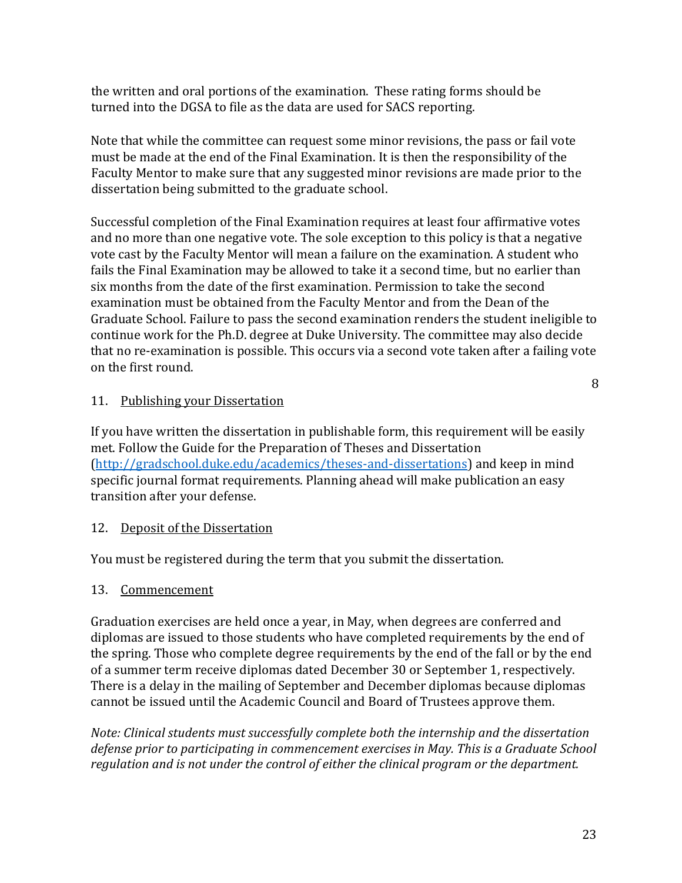the written and oral portions of the examination. These rating forms should be turned into the DGSA to file as the data are used for SACS reporting.

Note that while the committee can request some minor revisions, the pass or fail vote must be made at the end of the Final Examination. It is then the responsibility of the Faculty Mentor to make sure that any suggested minor revisions are made prior to the dissertation being submitted to the graduate school.

Successful completion of the Final Examination requires at least four affirmative votes and no more than one negative vote. The sole exception to this policy is that a negative vote cast by the Faculty Mentor will mean a failure on the examination. A student who fails the Final Examination may be allowed to take it a second time, but no earlier than six months from the date of the first examination. Permission to take the second examination must be obtained from the Faculty Mentor and from the Dean of the Graduate School. Failure to pass the second examination renders the student ineligible to continue work for the Ph.D. degree at Duke University. The committee may also decide that no re-examination is possible. This occurs via a second vote taken after a failing vote on the first round.

8

11. <u>Publishing your Dissertation</u>

If you have written the dissertation in publishable form, this requirement will be easily met. Follow the Guide for the Preparation of Theses and Dissertation (http://gradschool.duke.edu/academics/theses-and-dissertations) and keep in mind specific journal format requirements. Planning ahead will make publication an easy transition after your defense.

12. <u>Deposit of the Dissertation</u>

You must be registered during the term that you submit the dissertation.

13. <u>Commencement</u>

Graduation exercises are held once a year, in May, when degrees are conferred and diplomas are issued to those students who have completed requirements by the end of the spring. Those who complete degree requirements by the end of the fall or by the end of a summer term receive diplomas dated December 30 or September 1, respectively. There is a delay in the mailing of September and December diplomas because diplomas cannot be issued until the Academic Council and Board of Trustees approve them.

*Note: Clinical students must successfully complete both the internship and the dissertation defense prior to participating in commencement exercises in May. This is a Graduate School regulation and is not under the control of either the clinical program or the department.*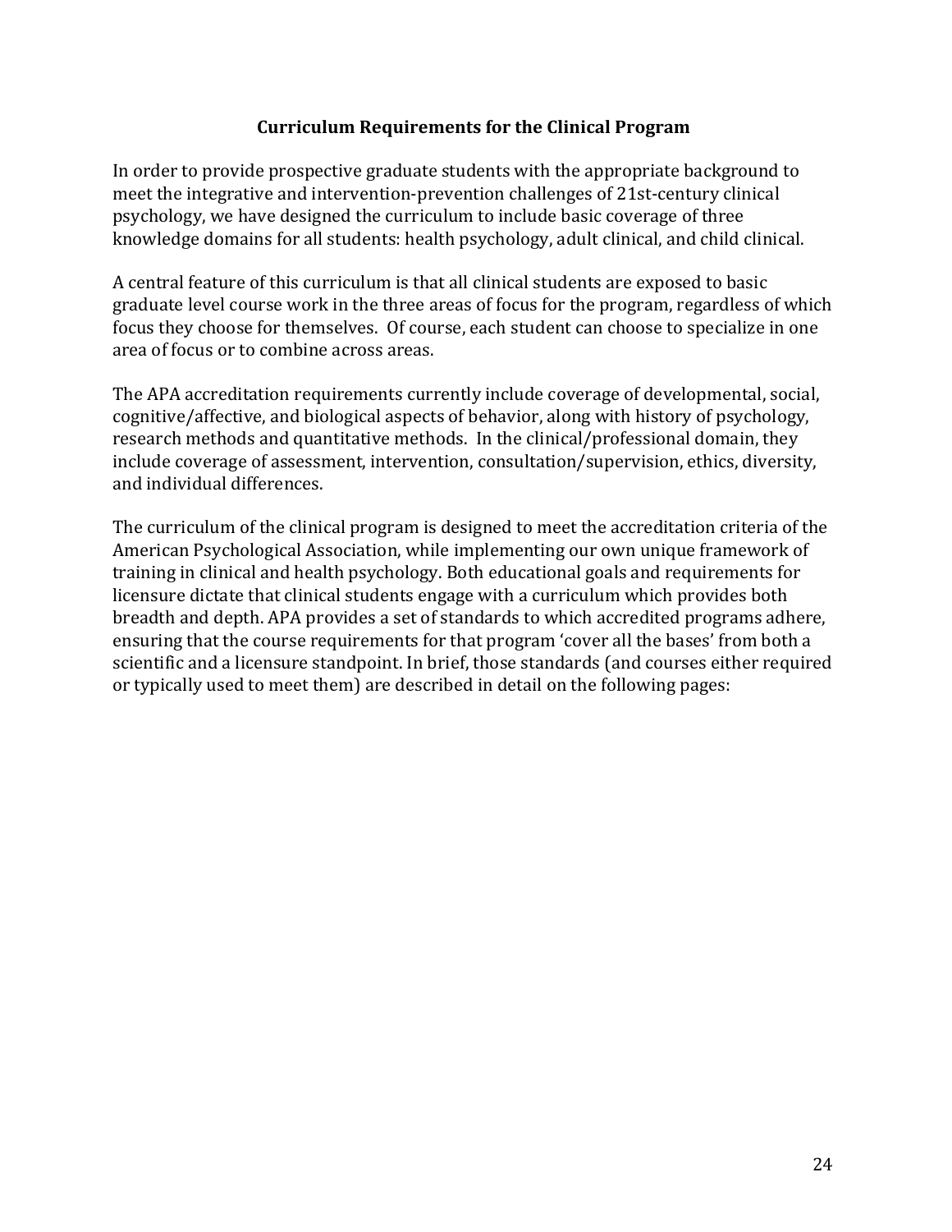## Curriculum Requirements for the Clinical Program

In order to provide prospective graduate students with the appropriate background to meet the integrative and intervention-prevention challenges of 21st-century clinical psychology, we have designed the curriculum to include basic coverage of three knowledge domains for all students: health psychology, adult clinical, and child clinical.

A central feature of this curriculum is that all clinical students are exposed to basic graduate level course work in the three areas of focus for the program, regardless of which focus they choose for themselves. Of course, each student can choose to specialize in one area of focus or to combine across areas.

The APA accreditation requirements currently include coverage of developmental, social, cognitive/affective, and biological aspects of behavior, along with history of psychology, research methods and quantitative methods. In the clinical/professional domain, they include coverage of assessment, intervention, consultation/supervision, ethics, diversity, and individual differences.

The curriculum of the clinical program is designed to meet the accreditation criteria of the American Psychological Association, while implementing our own unique framework of training in clinical and health psychology. Both educational goals and requirements for licensure dictate that clinical students engage with a curriculum which provides both breadth and depth. APA provides a set of standards to which accredited programs adhere, ensuring that the course requirements for that program 'cover all the bases' from both a scientific and a licensure standpoint. In brief, those standards (and courses either required or typically used to meet them) are described in detail on the following pages: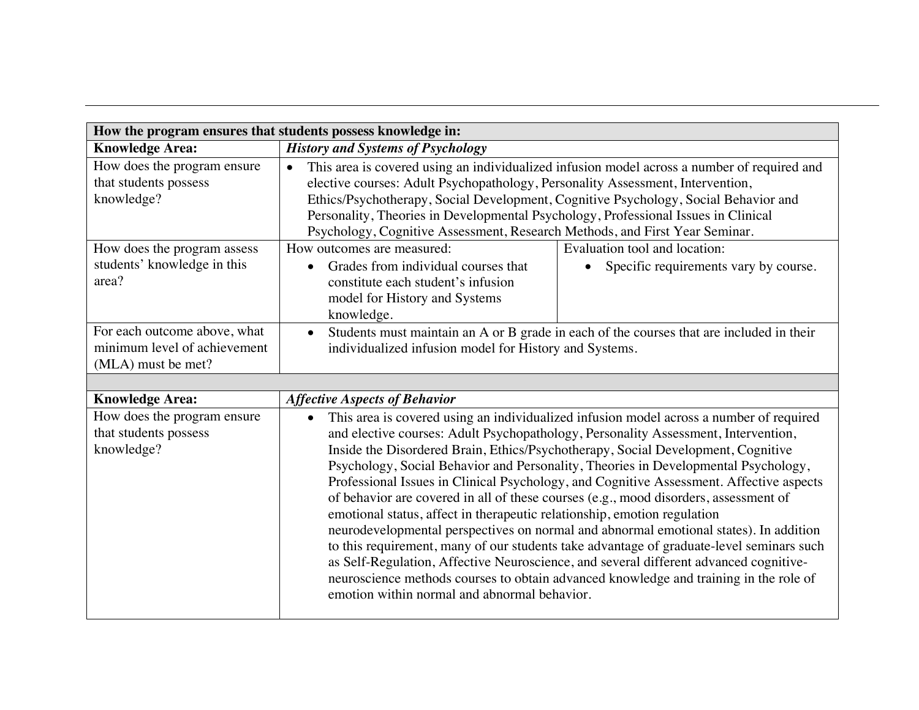| How the program ensures that students possess knowledge in: | | |
|---|---|---|
| **Knowledge Area:** | ***History and Systems of Psychology*** | |
| How does the program ensure that students possess knowledge? | • This area is covered using an individualized infusion model across a number of required and elective courses: Adult Psychopathology, Personality Assessment, Intervention, Ethics/Psychotherapy, Social Development, Cognitive Psychology, Social Behavior and Personality, Theories in Developmental Psychology, Professional Issues in Clinical Psychology, Cognitive Assessment, Research Methods, and First Year Seminar. | |
| How does the program assess students' knowledge in this area? | How outcomes are measured: <br>• Grades from individual courses that constitute each student's infusion model for History and Systems knowledge. | Evaluation tool and location: <br>• Specific requirements vary by course. |
| For each outcome above, what minimum level of achievement (MLA) must be met? | • Students must maintain an A or B grade in each of the courses that are included in their individualized infusion model for History and Systems. | |
| | | |
| **Knowledge Area:** | ***Affective Aspects of Behavior*** | |
| How does the program ensure that students possess knowledge? | • This area is covered using an individualized infusion model across a number of required and elective courses: Adult Psychopathology, Personality Assessment, Intervention, Inside the Disordered Brain, Ethics/Psychotherapy, Social Development, Cognitive Psychology, Social Behavior and Personality, Theories in Developmental Psychology, Professional Issues in Clinical Psychology, and Cognitive Assessment. Affective aspects of behavior are covered in all of these courses (e.g., mood disorders, assessment of emotional status, affect in therapeutic relationship, emotion regulation neurodevelopmental perspectives on normal and abnormal emotional states). In addition to this requirement, many of our students take advantage of graduate-level seminars such as Self-Regulation, Affective Neuroscience, and several different advanced cognitive-neuroscience methods courses to obtain advanced knowledge and training in the role of emotion within normal and abnormal behavior. | |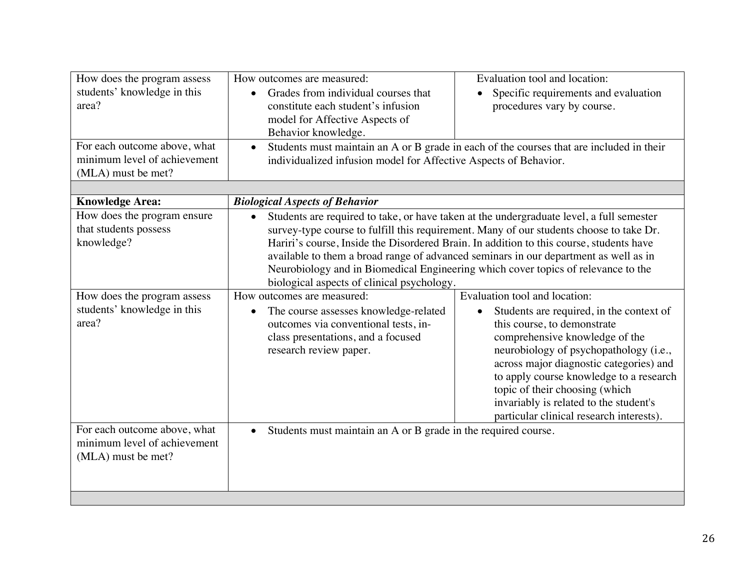| | | |
|---|---|---|
| How does the program assess students' knowledge in this area? | How outcomes are measured: • Grades from individual courses that constitute each student's infusion model for Affective Aspects of Behavior knowledge. | Evaluation tool and location: • Specific requirements and evaluation procedures vary by course. |
| For each outcome above, what minimum level of achievement (MLA) must be met? | • Students must maintain an A or B grade in each of the courses that are included in their individualized infusion model for Affective Aspects of Behavior. | |
| | | |
| **Knowledge Area:** | ***Biological Aspects of Behavior*** | |
| How does the program ensure that students possess knowledge? | • Students are required to take, or have taken at the undergraduate level, a full semester survey-type course to fulfill this requirement. Many of our students choose to take Dr. Hariri's course, Inside the Disordered Brain. In addition to this course, students have available to them a broad range of advanced seminars in our department as well as in Neurobiology and in Biomedical Engineering which cover topics of relevance to the biological aspects of clinical psychology. | |
| How does the program assess students' knowledge in this area? | How outcomes are measured: • The course assesses knowledge-related outcomes via conventional tests, in-class presentations, and a focused research review paper. | Evaluation tool and location: • Students are required, in the context of this course, to demonstrate comprehensive knowledge of the neurobiology of psychopathology (i.e., across major diagnostic categories) and to apply course knowledge to a research topic of their choosing (which invariably is related to the student's particular clinical research interests). |
| For each outcome above, what minimum level of achievement (MLA) must be met? | • Students must maintain an A or B grade in the required course. | |
| | | |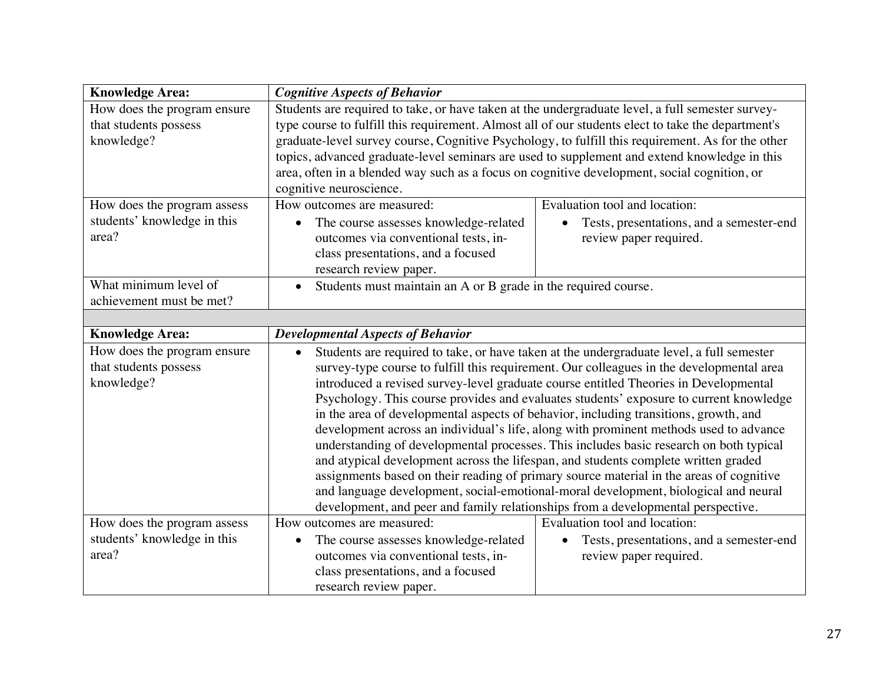| **Knowledge Area:** | ***Cognitive Aspects of Behavior*** | |
|---|---|---|
| How does the program ensure that students possess knowledge? | Students are required to take, or have taken at the undergraduate level, a full semester survey-type course to fulfill this requirement. Almost all of our students elect to take the department's graduate-level survey course, Cognitive Psychology, to fulfill this requirement. As for the other topics, advanced graduate-level seminars are used to supplement and extend knowledge in this area, often in a blended way such as a focus on cognitive development, social cognition, or cognitive neuroscience. | |
| How does the program assess students' knowledge in this area? | How outcomes are measured:<br>• The course assesses knowledge-related outcomes via conventional tests, in-class presentations, and a focused research review paper. | Evaluation tool and location:<br>• Tests, presentations, and a semester-end review paper required. |
| What minimum level of achievement must be met? | • Students must maintain an A or B grade in the required course. | |
| | | |
| **Knowledge Area:** | ***Developmental Aspects of Behavior*** | |
| How does the program ensure that students possess knowledge? | • Students are required to take, or have taken at the undergraduate level, a full semester survey-type course to fulfill this requirement. Our colleagues in the developmental area introduced a revised survey-level graduate course entitled Theories in Developmental Psychology. This course provides and evaluates students' exposure to current knowledge in the area of developmental aspects of behavior, including transitions, growth, and development across an individual's life, along with prominent methods used to advance understanding of developmental processes. This includes basic research on both typical and atypical development across the lifespan, and students complete written graded assignments based on their reading of primary source material in the areas of cognitive and language development, social-emotional-moral development, biological and neural development, and peer and family relationships from a developmental perspective. | |
| How does the program assess students' knowledge in this area? | How outcomes are measured:<br>• The course assesses knowledge-related outcomes via conventional tests, in-class presentations, and a focused research review paper. | Evaluation tool and location:<br>• Tests, presentations, and a semester-end review paper required. |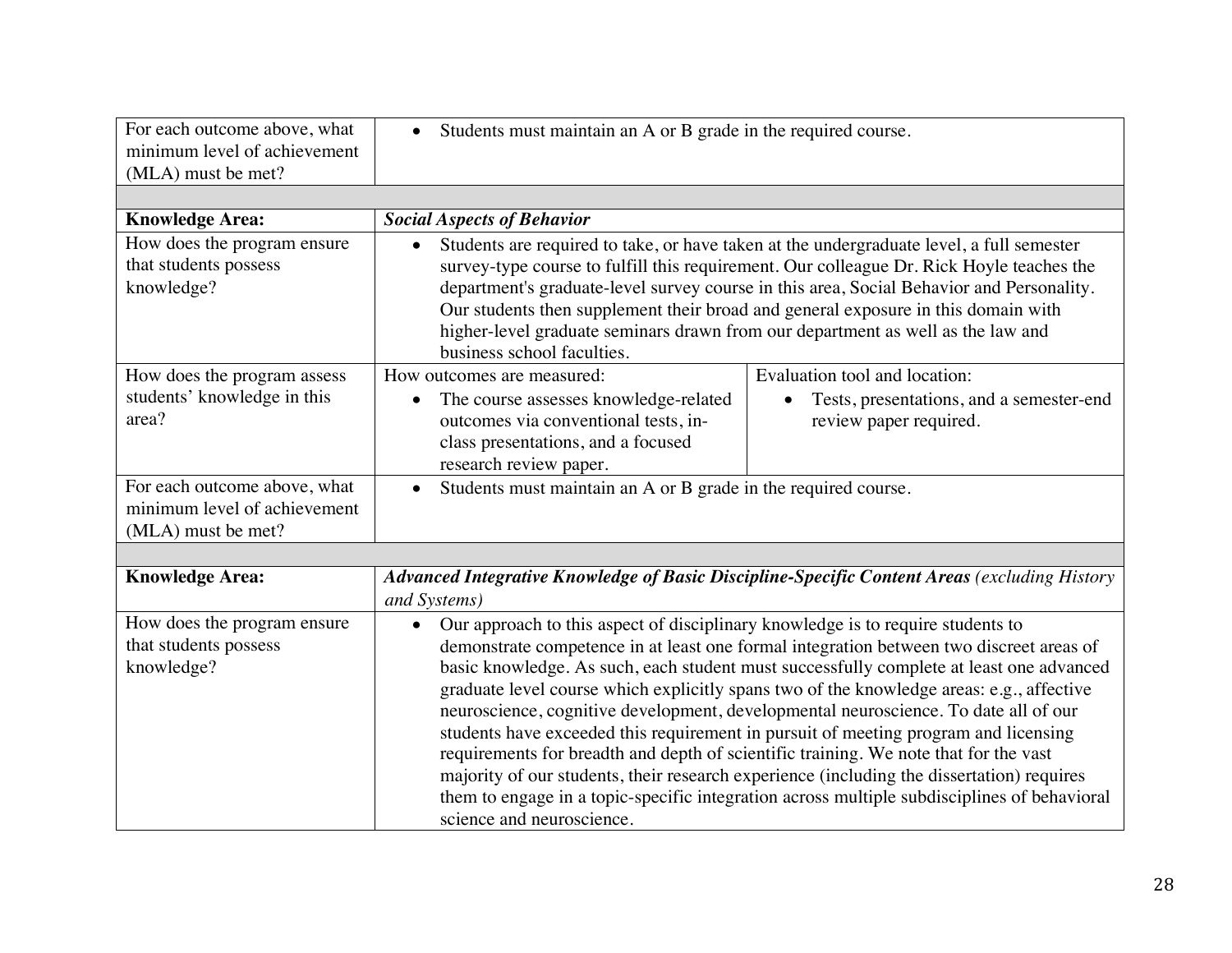| | | |
|---|---|---|
| For each outcome above, what minimum level of achievement (MLA) must be met? | • Students must maintain an A or B grade in the required course. | |
| | | |
| **Knowledge Area:** | ***Social Aspects of Behavior*** | |
| How does the program ensure that students possess knowledge? | • Students are required to take, or have taken at the undergraduate level, a full semester survey-type course to fulfill this requirement. Our colleague Dr. Rick Hoyle teaches the department's graduate-level survey course in this area, Social Behavior and Personality. Our students then supplement their broad and general exposure in this domain with higher-level graduate seminars drawn from our department as well as the law and business school faculties. | |
| How does the program assess students' knowledge in this area? | How outcomes are measured: <br> • The course assesses knowledge-related outcomes via conventional tests, in-class presentations, and a focused research review paper. | Evaluation tool and location: <br> • Tests, presentations, and a semester-end review paper required. |
| For each outcome above, what minimum level of achievement (MLA) must be met? | • Students must maintain an A or B grade in the required course. | |
| | | |
| **Knowledge Area:** | ***Advanced Integrative Knowledge of Basic Discipline-Specific Content Areas*** *(excluding History and Systems)* | |
| How does the program ensure that students possess knowledge? | • Our approach to this aspect of disciplinary knowledge is to require students to demonstrate competence in at least one formal integration between two discreet areas of basic knowledge. As such, each student must successfully complete at least one advanced graduate level course which explicitly spans two of the knowledge areas: e.g., affective neuroscience, cognitive development, developmental neuroscience. To date all of our students have exceeded this requirement in pursuit of meeting program and licensing requirements for breadth and depth of scientific training. We note that for the vast majority of our students, their research experience (including the dissertation) requires them to engage in a topic-specific integration across multiple subdisciplines of behavioral science and neuroscience. | |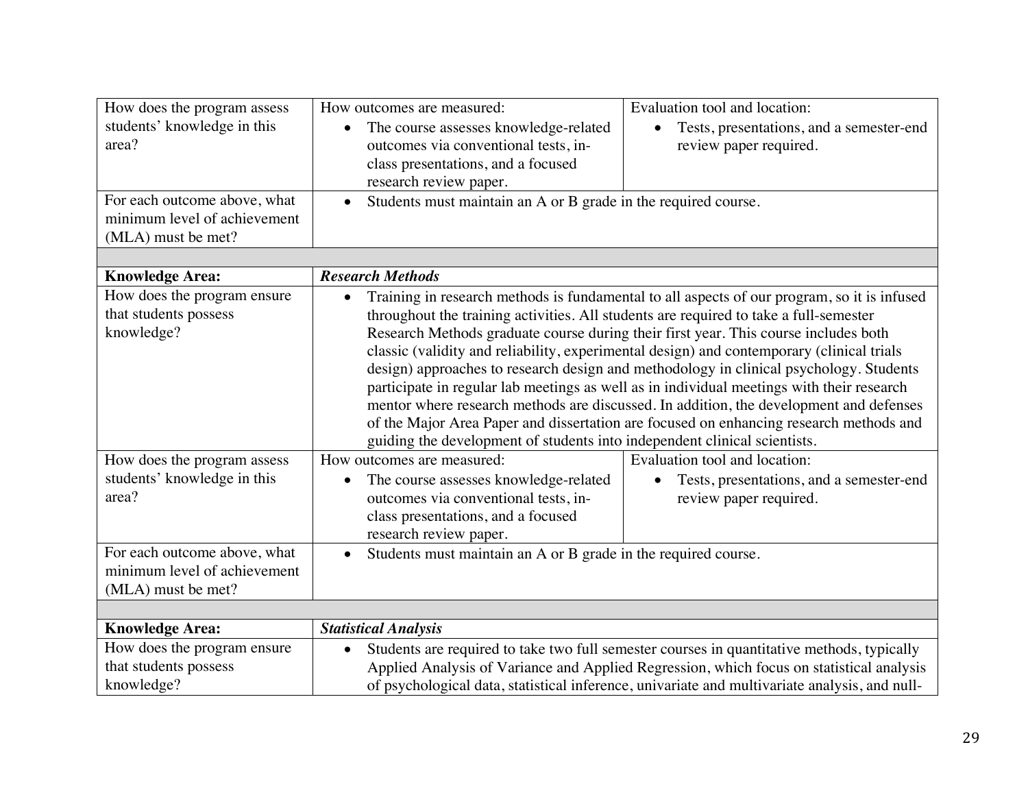| | | |
|---|---|---|
| How does the program assess students' knowledge in this area? | How outcomes are measured:<br>• The course assesses knowledge-related outcomes via conventional tests, in-class presentations, and a focused research review paper. | Evaluation tool and location:<br>• Tests, presentations, and a semester-end review paper required. |
| For each outcome above, what minimum level of achievement (MLA) must be met? | • Students must maintain an A or B grade in the required course. | |
| | | |
| **Knowledge Area:** | ***Research Methods*** | |
| How does the program ensure that students possess knowledge? | • Training in research methods is fundamental to all aspects of our program, so it is infused throughout the training activities. All students are required to take a full-semester Research Methods graduate course during their first year. This course includes both classic (validity and reliability, experimental design) and contemporary (clinical trials design) approaches to research design and methodology in clinical psychology. Students participate in regular lab meetings as well as in individual meetings with their research mentor where research methods are discussed. In addition, the development and defenses of the Major Area Paper and dissertation are focused on enhancing research methods and guiding the development of students into independent clinical scientists. | |
| How does the program assess students' knowledge in this area? | How outcomes are measured:<br>• The course assesses knowledge-related outcomes via conventional tests, in-class presentations, and a focused research review paper. | Evaluation tool and location:<br>• Tests, presentations, and a semester-end review paper required. |
| For each outcome above, what minimum level of achievement (MLA) must be met? | • Students must maintain an A or B grade in the required course. | |
| | | |
| **Knowledge Area:** | ***Statistical Analysis*** | |
| How does the program ensure that students possess knowledge? | • Students are required to take two full semester courses in quantitative methods, typically Applied Analysis of Variance and Applied Regression, which focus on statistical analysis of psychological data, statistical inference, univariate and multivariate analysis, and null- | |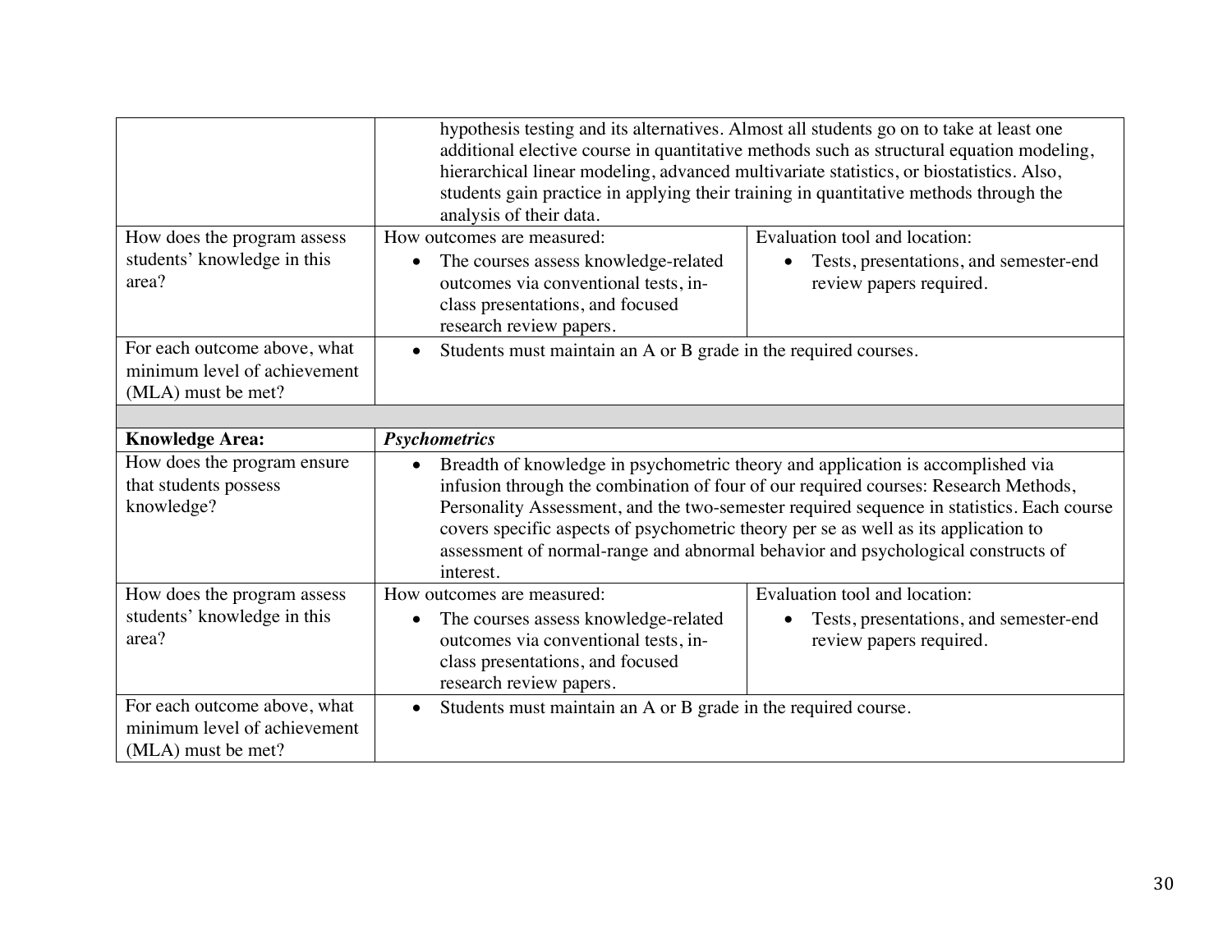| | | |
|---|---|---|
| | hypothesis testing and its alternatives. Almost all students go on to take at least one additional elective course in quantitative methods such as structural equation modeling, hierarchical linear modeling, advanced multivariate statistics, or biostatistics. Also, students gain practice in applying their training in quantitative methods through the analysis of their data. | |
| How does the program assess students' knowledge in this area? | How outcomes are measured:<br>• The courses assess knowledge-related outcomes via conventional tests, in-class presentations, and focused research review papers. | Evaluation tool and location:<br>• Tests, presentations, and semester-end review papers required. |
| For each outcome above, what minimum level of achievement (MLA) must be met? | • Students must maintain an A or B grade in the required courses. | |
| | | |
| **Knowledge Area:** | ***Psychometrics*** | |
| How does the program ensure that students possess knowledge? | • Breadth of knowledge in psychometric theory and application is accomplished via infusion through the combination of four of our required courses: Research Methods, Personality Assessment, and the two-semester required sequence in statistics. Each course covers specific aspects of psychometric theory per se as well as its application to assessment of normal-range and abnormal behavior and psychological constructs of interest. | |
| How does the program assess students' knowledge in this area? | How outcomes are measured:<br>• The courses assess knowledge-related outcomes via conventional tests, in-class presentations, and focused research review papers. | Evaluation tool and location:<br>• Tests, presentations, and semester-end review papers required. |
| For each outcome above, what minimum level of achievement (MLA) must be met? | • Students must maintain an A or B grade in the required course. | |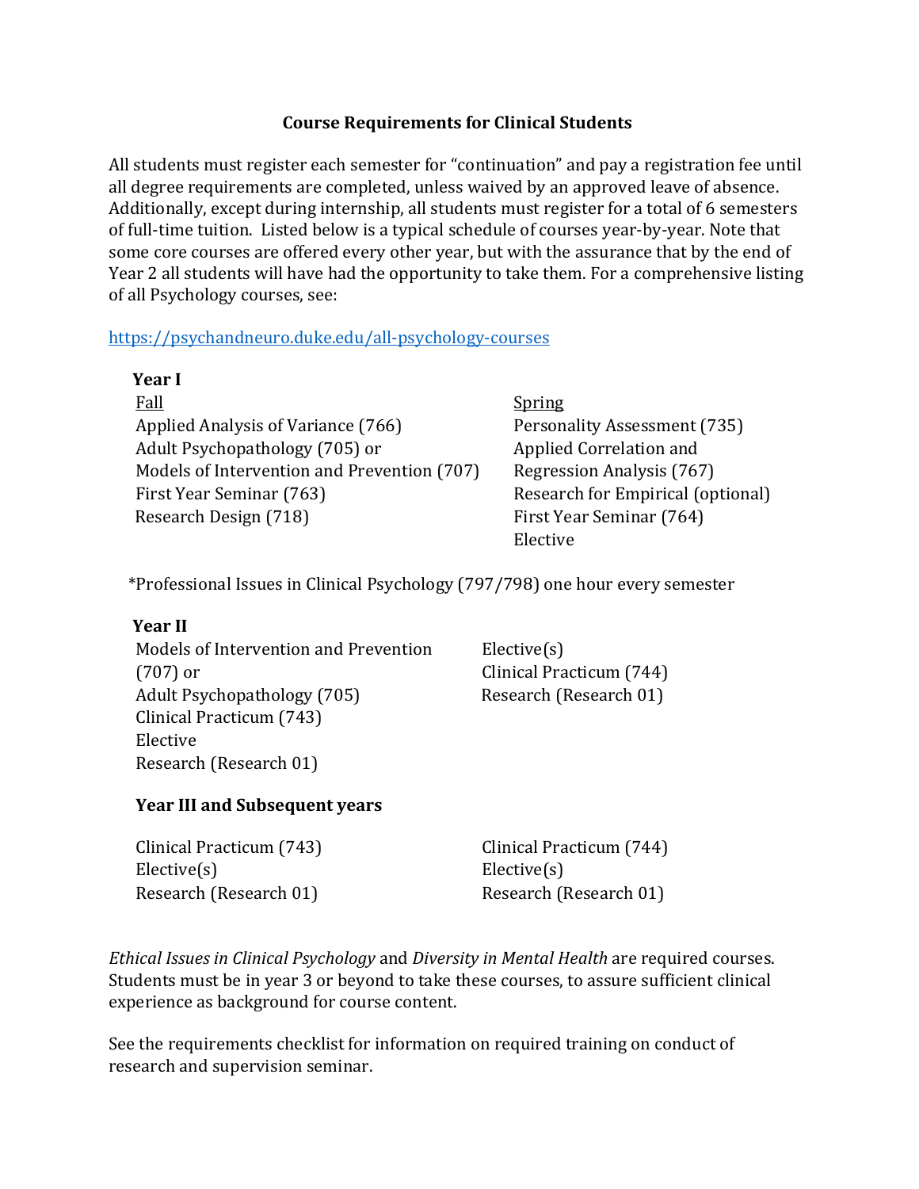# Course Requirements for Clinical Students

All students must register each semester for "continuation" and pay a registration fee until all degree requirements are completed, unless waived by an approved leave of absence. Additionally, except during internship, all students must register for a total of 6 semesters of full-time tuition. Listed below is a typical schedule of courses year-by-year. Note that some core courses are offered every other year, but with the assurance that by the end of Year 2 all students will have had the opportunity to take them. For a comprehensive listing of all Psychology courses, see:

https://psychandneuro.duke.edu/all-psychology-courses

**Year I**

| Fall | Spring |
|---|---|
| Applied Analysis of Variance (766) | Personality Assessment (735) |
| Adult Psychopathology (705) or Models of Intervention and Prevention (707) | Applied Correlation and Regression Analysis (767) |
| First Year Seminar (763) | Research for Empirical (optional) |
| Research Design (718) | First Year Seminar (764) |
| | Elective |

*Professional Issues in Clinical Psychology (797/798) one hour every semester

**Year II**

| Fall | Spring |
|---|---|
| Models of Intervention and Prevention (707) or Adult Psychopathology (705) | Elective(s) |
| Clinical Practicum (743) | Clinical Practicum (744) |
| Elective | Research (Research 01) |
| Research (Research 01) | |

**Year III and Subsequent years**

| Fall | Spring |
|---|---|
| Clinical Practicum (743) | Clinical Practicum (744) |
| Elective(s) | Elective(s) |
| Research (Research 01) | Research (Research 01) |

*Ethical Issues in Clinical Psychology* and *Diversity in Mental Health* are required courses. Students must be in year 3 or beyond to take these courses, to assure sufficient clinical experience as background for course content.

See the requirements checklist for information on required training on conduct of research and supervision seminar.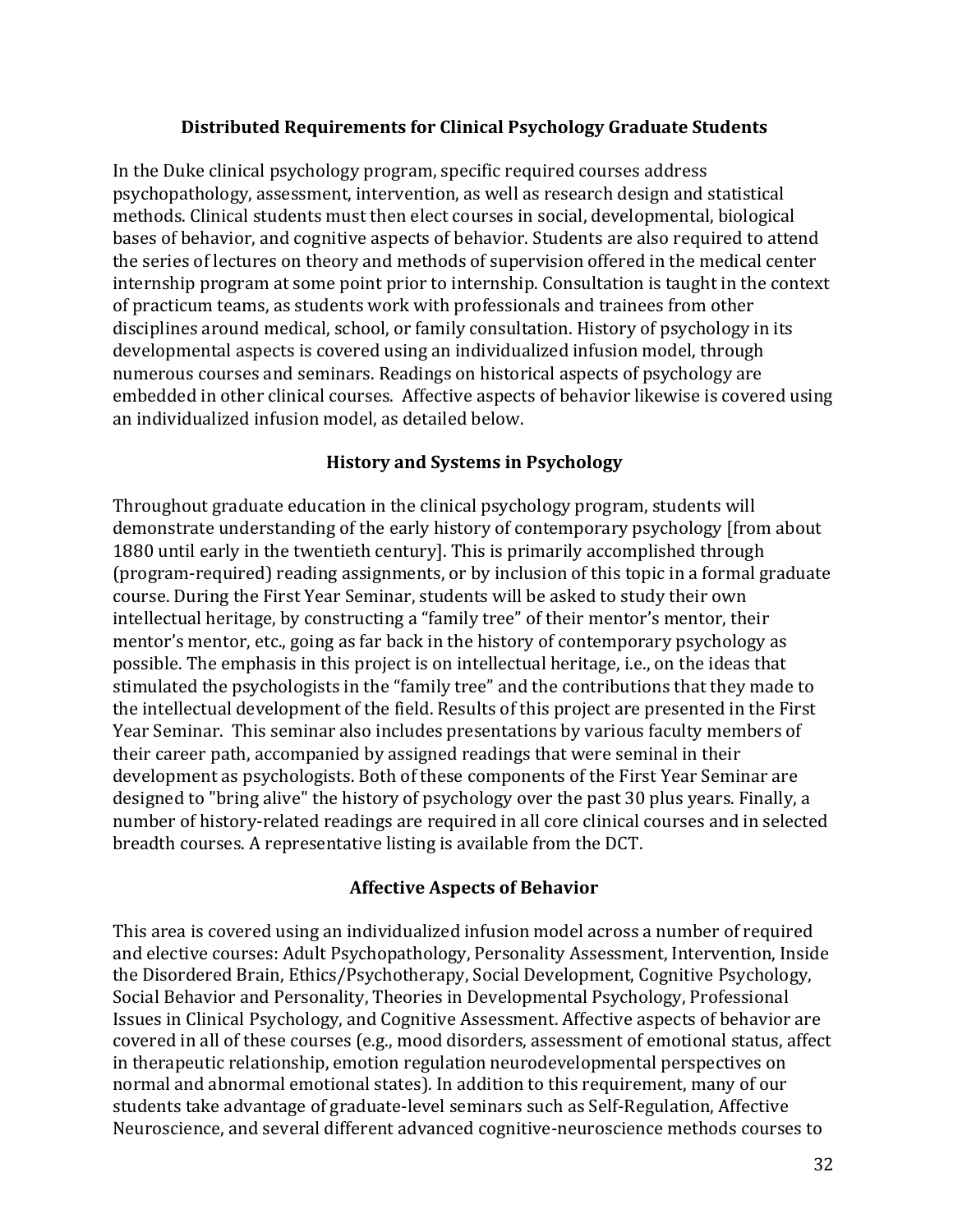## Distributed Requirements for Clinical Psychology Graduate Students

In the Duke clinical psychology program, specific required courses address psychopathology, assessment, intervention, as well as research design and statistical methods. Clinical students must then elect courses in social, developmental, biological bases of behavior, and cognitive aspects of behavior. Students are also required to attend the series of lectures on theory and methods of supervision offered in the medical center internship program at some point prior to internship. Consultation is taught in the context of practicum teams, as students work with professionals and trainees from other disciplines around medical, school, or family consultation. History of psychology in its developmental aspects is covered using an individualized infusion model, through numerous courses and seminars. Readings on historical aspects of psychology are embedded in other clinical courses. Affective aspects of behavior likewise is covered using an individualized infusion model, as detailed below.

## History and Systems in Psychology

Throughout graduate education in the clinical psychology program, students will demonstrate understanding of the early history of contemporary psychology [from about 1880 until early in the twentieth century]. This is primarily accomplished through (program-required) reading assignments, or by inclusion of this topic in a formal graduate course. During the First Year Seminar, students will be asked to study their own intellectual heritage, by constructing a "family tree" of their mentor's mentor, their mentor's mentor, etc., going as far back in the history of contemporary psychology as possible. The emphasis in this project is on intellectual heritage, i.e., on the ideas that stimulated the psychologists in the "family tree" and the contributions that they made to the intellectual development of the field. Results of this project are presented in the First Year Seminar. This seminar also includes presentations by various faculty members of their career path, accompanied by assigned readings that were seminal in their development as psychologists. Both of these components of the First Year Seminar are designed to "bring alive" the history of psychology over the past 30 plus years. Finally, a number of history-related readings are required in all core clinical courses and in selected breadth courses. A representative listing is available from the DCT.

## Affective Aspects of Behavior

This area is covered using an individualized infusion model across a number of required and elective courses: Adult Psychopathology, Personality Assessment, Intervention, Inside the Disordered Brain, Ethics/Psychotherapy, Social Development, Cognitive Psychology, Social Behavior and Personality, Theories in Developmental Psychology, Professional Issues in Clinical Psychology, and Cognitive Assessment. Affective aspects of behavior are covered in all of these courses (e.g., mood disorders, assessment of emotional status, affect in therapeutic relationship, emotion regulation neurodevelopmental perspectives on normal and abnormal emotional states). In addition to this requirement, many of our students take advantage of graduate-level seminars such as Self-Regulation, Affective Neuroscience, and several different advanced cognitive-neuroscience methods courses to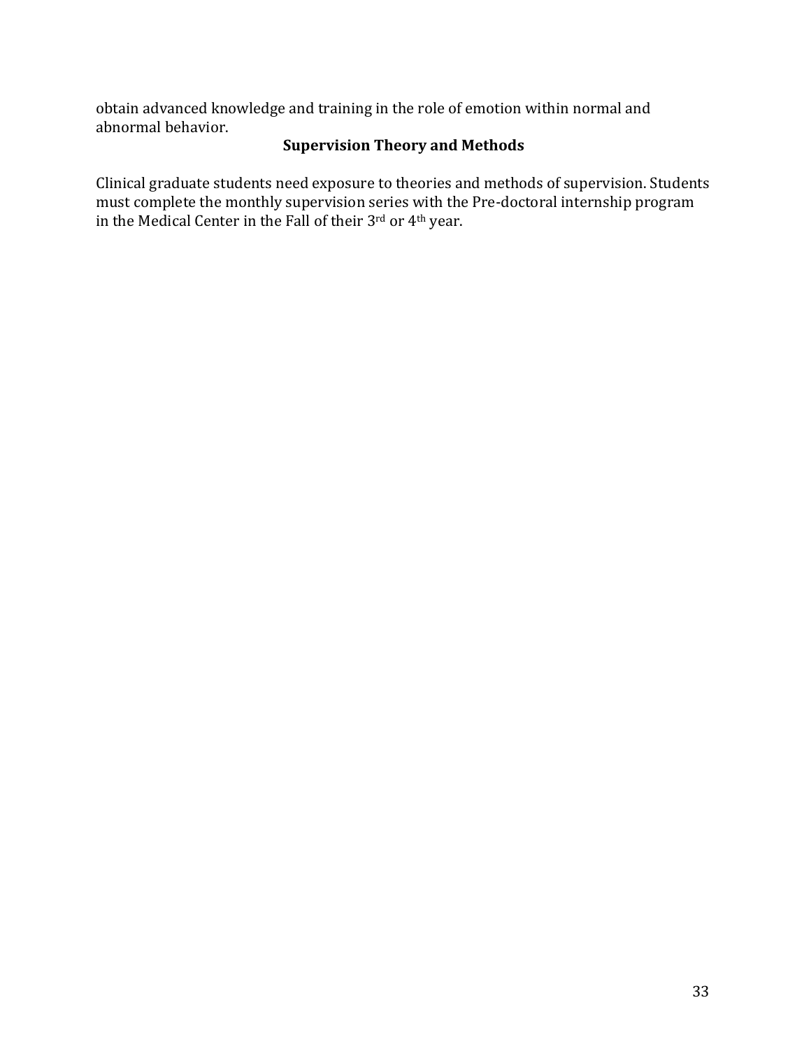obtain advanced knowledge and training in the role of emotion within normal and abnormal behavior.

## Supervision Theory and Methods

Clinical graduate students need exposure to theories and methods of supervision. Students must complete the monthly supervision series with the Pre-doctoral internship program in the Medical Center in the Fall of their 3rd or 4th year.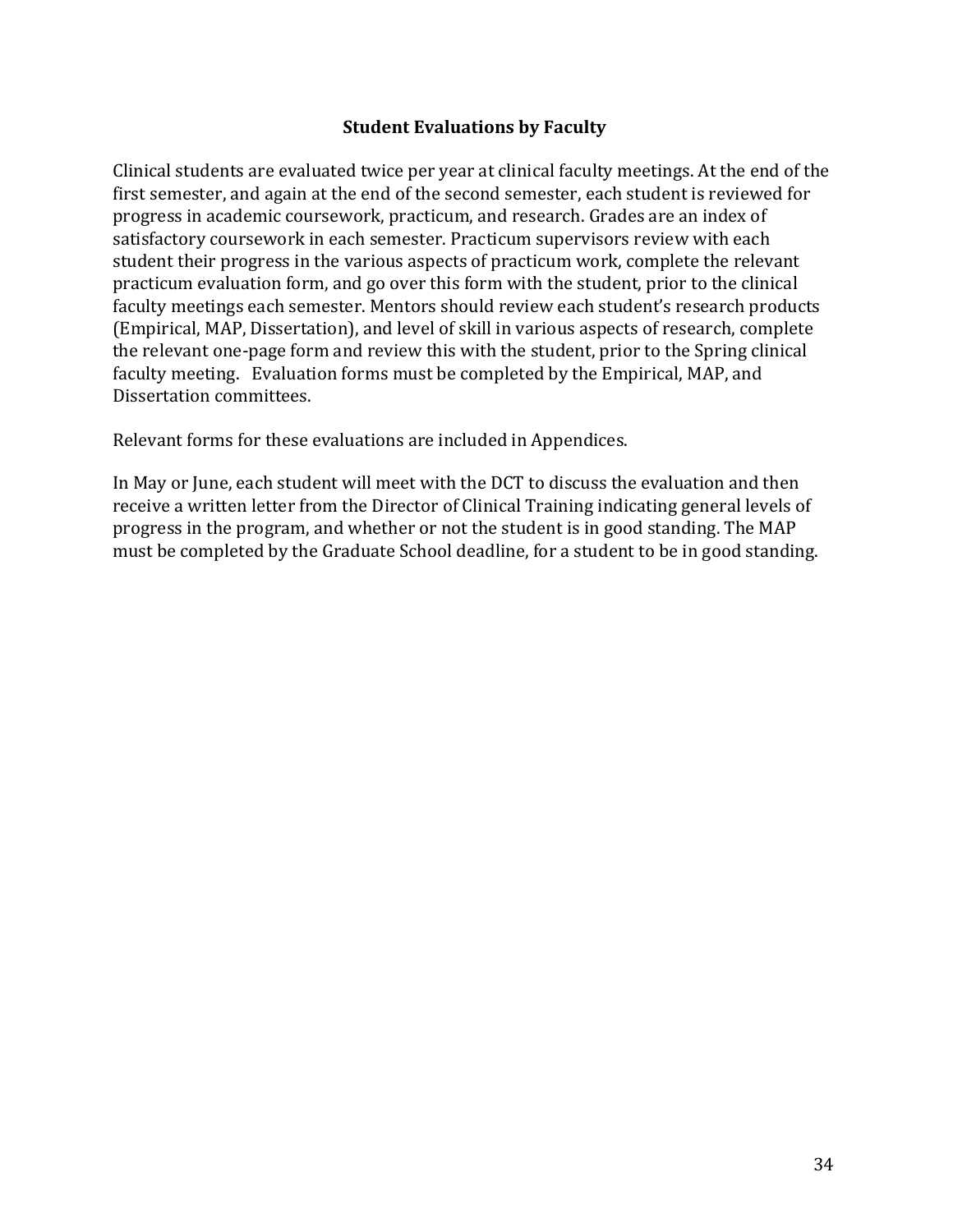## Student Evaluations by Faculty

Clinical students are evaluated twice per year at clinical faculty meetings. At the end of the first semester, and again at the end of the second semester, each student is reviewed for progress in academic coursework, practicum, and research. Grades are an index of satisfactory coursework in each semester. Practicum supervisors review with each student their progress in the various aspects of practicum work, complete the relevant practicum evaluation form, and go over this form with the student, prior to the clinical faculty meetings each semester. Mentors should review each student's research products (Empirical, MAP, Dissertation), and level of skill in various aspects of research, complete the relevant one-page form and review this with the student, prior to the Spring clinical faculty meeting. Evaluation forms must be completed by the Empirical, MAP, and Dissertation committees.

Relevant forms for these evaluations are included in Appendices.

In May or June, each student will meet with the DCT to discuss the evaluation and then receive a written letter from the Director of Clinical Training indicating general levels of progress in the program, and whether or not the student is in good standing. The MAP must be completed by the Graduate School deadline, for a student to be in good standing.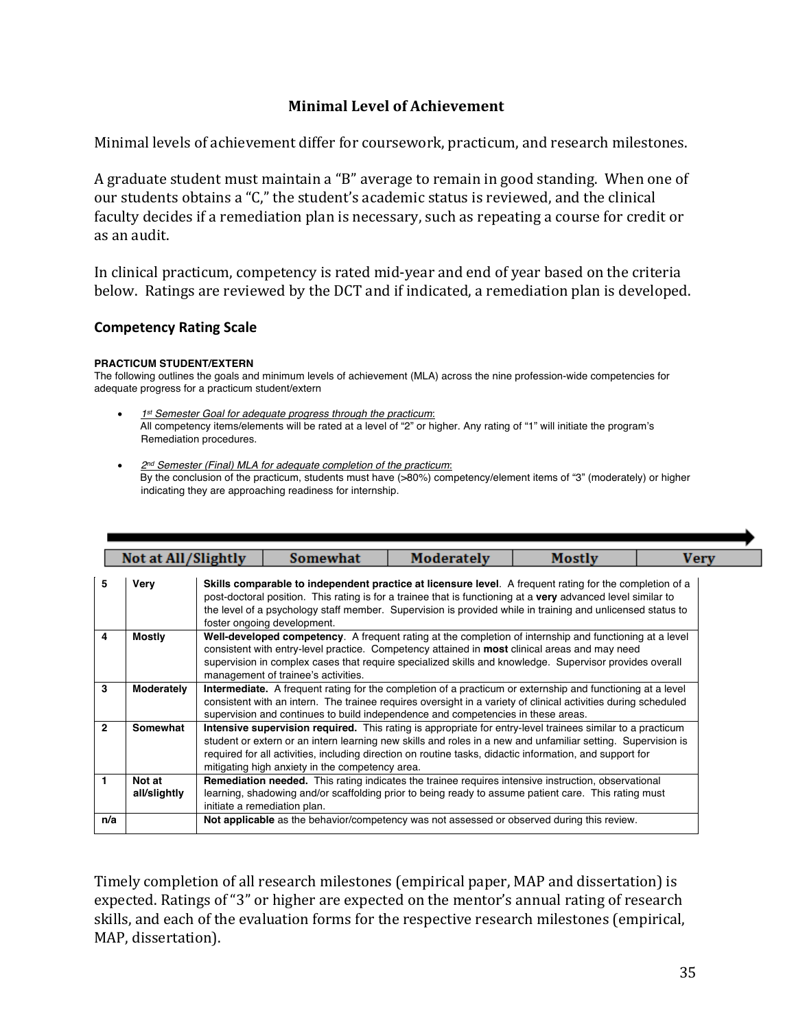## Minimal Level of Achievement

Minimal levels of achievement differ for coursework, practicum, and research milestones.

A graduate student must maintain a "B" average to remain in good standing. When one of our students obtains a "C," the student's academic status is reviewed, and the clinical faculty decides if a remediation plan is necessary, such as repeating a course for credit or as an audit.

In clinical practicum, competency is rated mid-year and end of year based on the criteria below. Ratings are reviewed by the DCT and if indicated, a remediation plan is developed.

### Competency Rating Scale

**PRACTICUM STUDENT/EXTERN**

The following outlines the goals and minimum levels of achievement (MLA) across the nine profession-wide competencies for adequate progress for a practicum student/extern

- *1st Semester Goal for adequate progress through the practicum*:
  All competency items/elements will be rated at a level of "2" or higher. Any rating of "1" will initiate the program's Remediation procedures.
- *2nd Semester (Final) MLA for adequate completion of the practicum*:
  By the conclusion of the practicum, students must have (>80%) competency/element items of "3" (moderately) or higher indicating they are approaching readiness for internship.

| Not at All/Slightly | Somewhat | Moderately | Mostly | Very |
|---|---|---|---|---|

| | | |
|---|---|---|
| 5 | Very | **Skills comparable to independent practice at licensure level**. A frequent rating for the completion of a post-doctoral position. This rating is for a trainee that is functioning at a **very** advanced level similar to the level of a psychology staff member. Supervision is provided while in training and unlicensed status to foster ongoing development. |
| 4 | Mostly | **Well-developed competency**. A frequent rating at the completion of internship and functioning at a level consistent with entry-level practice. Competency attained in **most** clinical areas and may need supervision in complex cases that require specialized skills and knowledge. Supervisor provides overall management of trainee's activities. |
| 3 | Moderately | **Intermediate.** A frequent rating for the completion of a practicum or externship and functioning at a level consistent with an intern. The trainee requires oversight in a variety of clinical activities during scheduled supervision and continues to build independence and competencies in these areas. |
| 2 | Somewhat | **Intensive supervision required.** This rating is appropriate for entry-level trainees similar to a practicum student or extern or an intern learning new skills and roles in a new and unfamiliar setting. Supervision is required for all activities, including direction on routine tasks, didactic information, and support for mitigating high anxiety in the competency area. |
| 1 | Not at all/slightly | **Remediation needed.** This rating indicates the trainee requires intensive instruction, observational learning, shadowing and/or scaffolding prior to being ready to assume patient care. This rating must initiate a remediation plan. |
| n/a | | **Not applicable** as the behavior/competency was not assessed or observed during this review. |

Timely completion of all research milestones (empirical paper, MAP and dissertation) is expected. Ratings of "3" or higher are expected on the mentor's annual rating of research skills, and each of the evaluation forms for the respective research milestones (empirical, MAP, dissertation).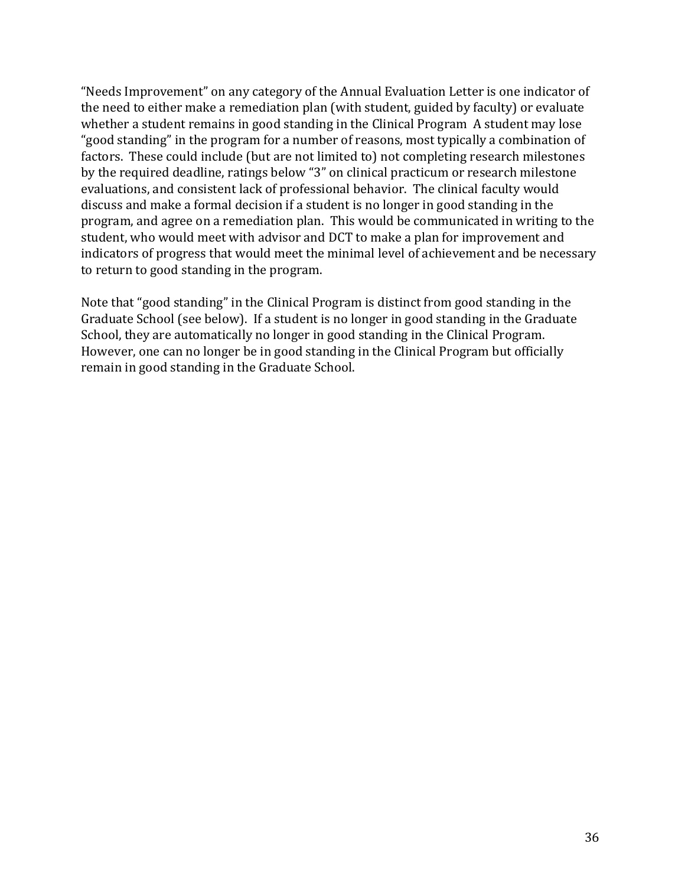"Needs Improvement" on any category of the Annual Evaluation Letter is one indicator of the need to either make a remediation plan (with student, guided by faculty) or evaluate whether a student remains in good standing in the Clinical Program A student may lose "good standing" in the program for a number of reasons, most typically a combination of factors. These could include (but are not limited to) not completing research milestones by the required deadline, ratings below "3" on clinical practicum or research milestone evaluations, and consistent lack of professional behavior. The clinical faculty would discuss and make a formal decision if a student is no longer in good standing in the program, and agree on a remediation plan. This would be communicated in writing to the student, who would meet with advisor and DCT to make a plan for improvement and indicators of progress that would meet the minimal level of achievement and be necessary to return to good standing in the program.

Note that "good standing" in the Clinical Program is distinct from good standing in the Graduate School (see below). If a student is no longer in good standing in the Graduate School, they are automatically no longer in good standing in the Clinical Program. However, one can no longer be in good standing in the Clinical Program but officially remain in good standing in the Graduate School.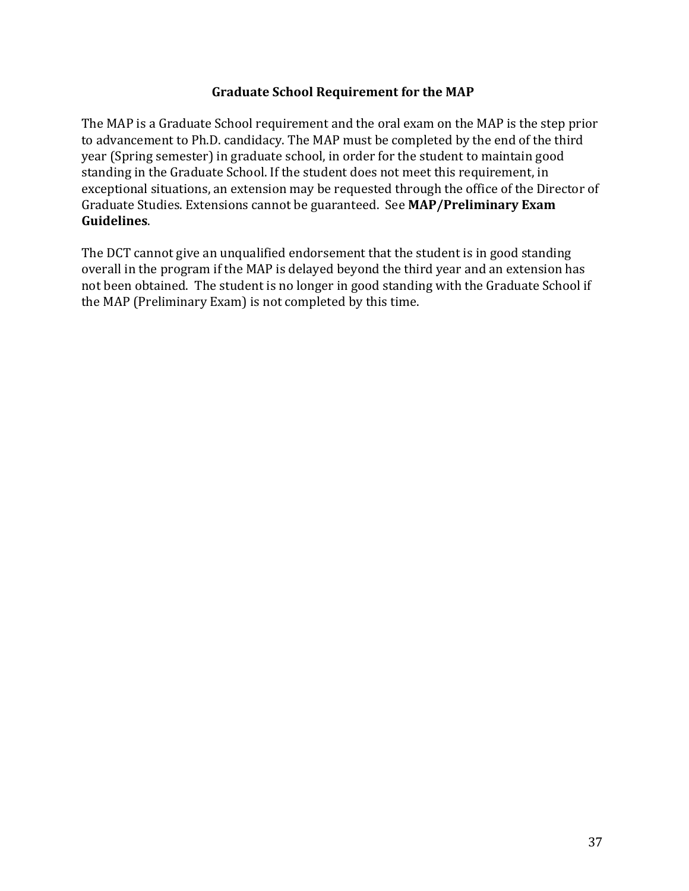## Graduate School Requirement for the MAP

The MAP is a Graduate School requirement and the oral exam on the MAP is the step prior to advancement to Ph.D. candidacy. The MAP must be completed by the end of the third year (Spring semester) in graduate school, in order for the student to maintain good standing in the Graduate School. If the student does not meet this requirement, in exceptional situations, an extension may be requested through the office of the Director of Graduate Studies. Extensions cannot be guaranteed. See **MAP/Preliminary Exam Guidelines**.

The DCT cannot give an unqualified endorsement that the student is in good standing overall in the program if the MAP is delayed beyond the third year and an extension has not been obtained. The student is no longer in good standing with the Graduate School if the MAP (Preliminary Exam) is not completed by this time.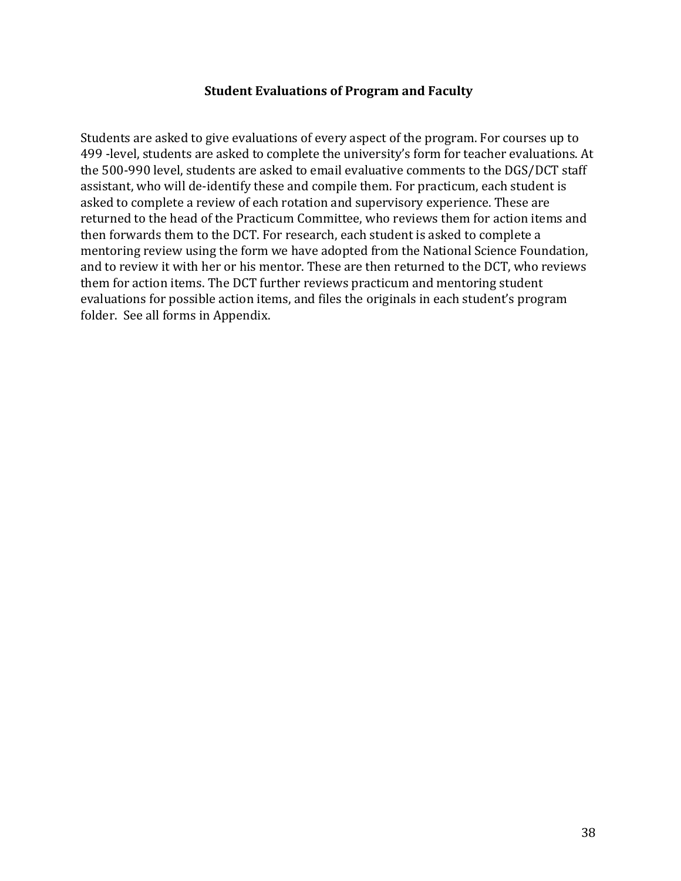## Student Evaluations of Program and Faculty

Students are asked to give evaluations of every aspect of the program. For courses up to 499 -level, students are asked to complete the university's form for teacher evaluations. At the 500-990 level, students are asked to email evaluative comments to the DGS/DCT staff assistant, who will de-identify these and compile them. For practicum, each student is asked to complete a review of each rotation and supervisory experience. These are returned to the head of the Practicum Committee, who reviews them for action items and then forwards them to the DCT. For research, each student is asked to complete a mentoring review using the form we have adopted from the National Science Foundation, and to review it with her or his mentor. These are then returned to the DCT, who reviews them for action items. The DCT further reviews practicum and mentoring student evaluations for possible action items, and files the originals in each student's program folder. See all forms in Appendix.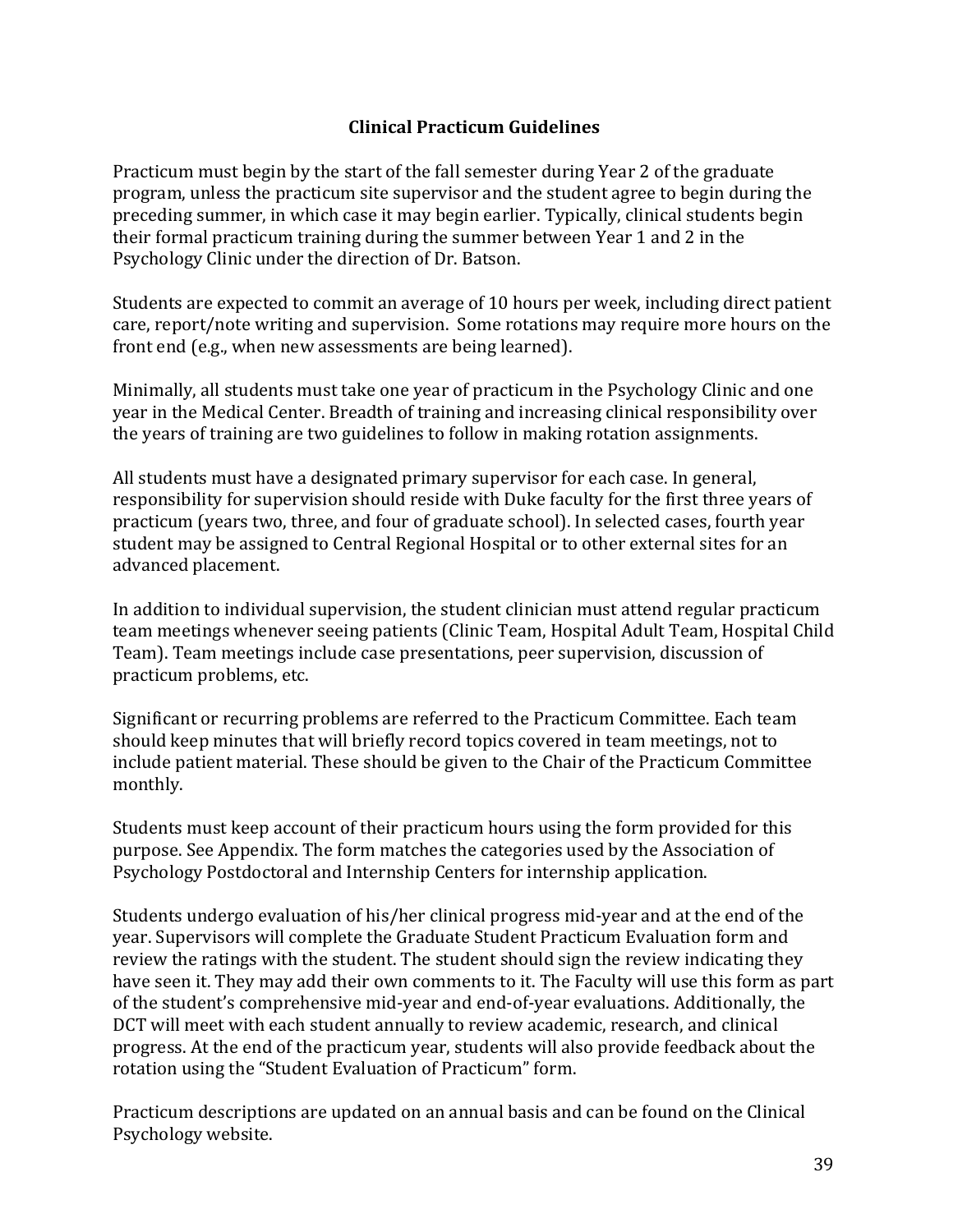## Clinical Practicum Guidelines

Practicum must begin by the start of the fall semester during Year 2 of the graduate program, unless the practicum site supervisor and the student agree to begin during the preceding summer, in which case it may begin earlier. Typically, clinical students begin their formal practicum training during the summer between Year 1 and 2 in the Psychology Clinic under the direction of Dr. Batson.

Students are expected to commit an average of 10 hours per week, including direct patient care, report/note writing and supervision. Some rotations may require more hours on the front end (e.g., when new assessments are being learned).

Minimally, all students must take one year of practicum in the Psychology Clinic and one year in the Medical Center. Breadth of training and increasing clinical responsibility over the years of training are two guidelines to follow in making rotation assignments.

All students must have a designated primary supervisor for each case. In general, responsibility for supervision should reside with Duke faculty for the first three years of practicum (years two, three, and four of graduate school). In selected cases, fourth year student may be assigned to Central Regional Hospital or to other external sites for an advanced placement.

In addition to individual supervision, the student clinician must attend regular practicum team meetings whenever seeing patients (Clinic Team, Hospital Adult Team, Hospital Child Team). Team meetings include case presentations, peer supervision, discussion of practicum problems, etc.

Significant or recurring problems are referred to the Practicum Committee. Each team should keep minutes that will briefly record topics covered in team meetings, not to include patient material. These should be given to the Chair of the Practicum Committee monthly.

Students must keep account of their practicum hours using the form provided for this purpose. See Appendix. The form matches the categories used by the Association of Psychology Postdoctoral and Internship Centers for internship application.

Students undergo evaluation of his/her clinical progress mid-year and at the end of the year. Supervisors will complete the Graduate Student Practicum Evaluation form and review the ratings with the student. The student should sign the review indicating they have seen it. They may add their own comments to it. The Faculty will use this form as part of the student's comprehensive mid-year and end-of-year evaluations. Additionally, the DCT will meet with each student annually to review academic, research, and clinical progress. At the end of the practicum year, students will also provide feedback about the rotation using the "Student Evaluation of Practicum" form.

Practicum descriptions are updated on an annual basis and can be found on the Clinical Psychology website.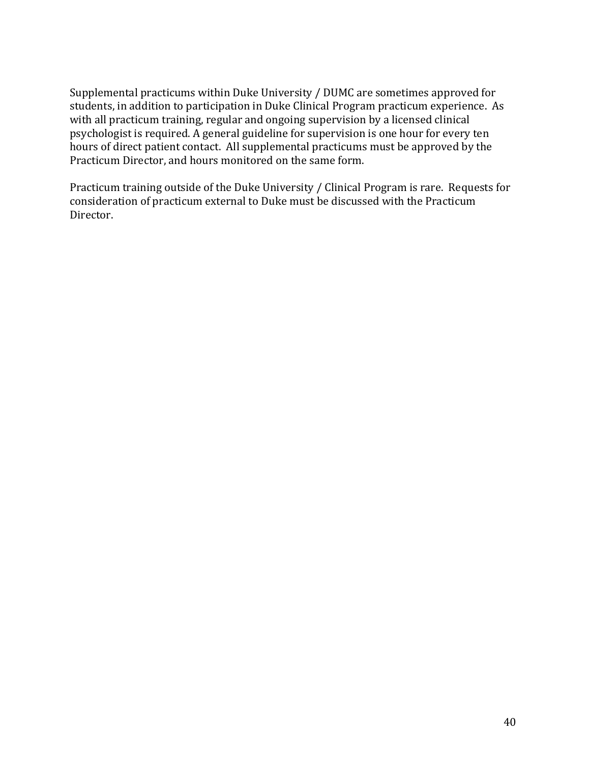Supplemental practicums within Duke University / DUMC are sometimes approved for students, in addition to participation in Duke Clinical Program practicum experience. As with all practicum training, regular and ongoing supervision by a licensed clinical psychologist is required. A general guideline for supervision is one hour for every ten hours of direct patient contact. All supplemental practicums must be approved by the Practicum Director, and hours monitored on the same form.

Practicum training outside of the Duke University / Clinical Program is rare. Requests for consideration of practicum external to Duke must be discussed with the Practicum Director.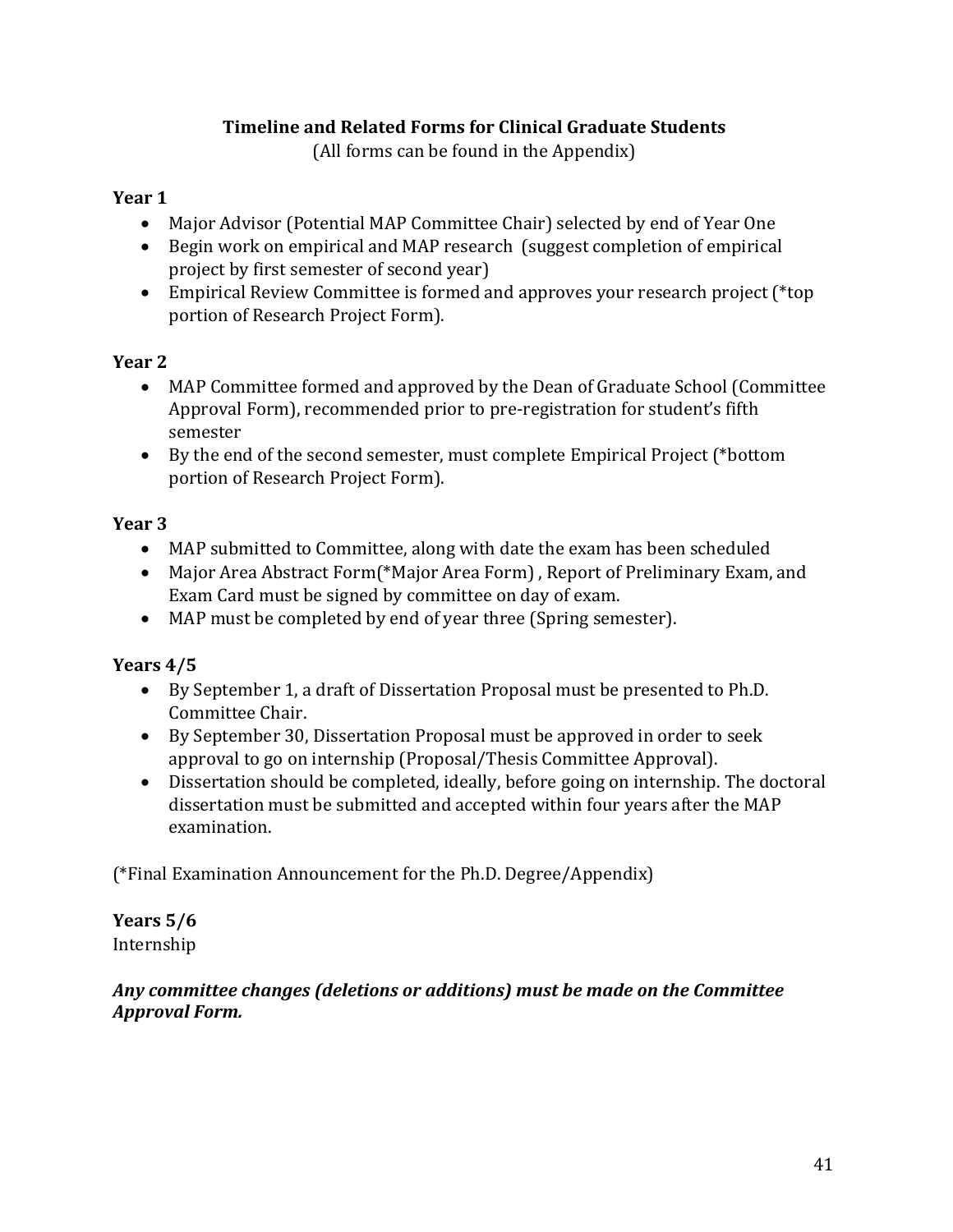## Timeline and Related Forms for Clinical Graduate Students

(All forms can be found in the Appendix)

### Year 1

- Major Advisor (Potential MAP Committee Chair) selected by end of Year One
- Begin work on empirical and MAP research (suggest completion of empirical project by first semester of second year)
- Empirical Review Committee is formed and approves your research project (*top portion of Research Project Form).

### Year 2

- MAP Committee formed and approved by the Dean of Graduate School (Committee Approval Form), recommended prior to pre-registration for student's fifth semester
- By the end of the second semester, must complete Empirical Project (*bottom portion of Research Project Form).

### Year 3

- MAP submitted to Committee, along with date the exam has been scheduled
- Major Area Abstract Form(*Major Area Form) , Report of Preliminary Exam, and Exam Card must be signed by committee on day of exam.
- MAP must be completed by end of year three (Spring semester).

### Years 4/5

- By September 1, a draft of Dissertation Proposal must be presented to Ph.D. Committee Chair.
- By September 30, Dissertation Proposal must be approved in order to seek approval to go on internship (Proposal/Thesis Committee Approval).
- Dissertation should be completed, ideally, before going on internship. The doctoral dissertation must be submitted and accepted within four years after the MAP examination.

(*Final Examination Announcement for the Ph.D. Degree/Appendix)

### Years 5/6

Internship

***Any committee changes (deletions or additions) must be made on the Committee Approval Form.***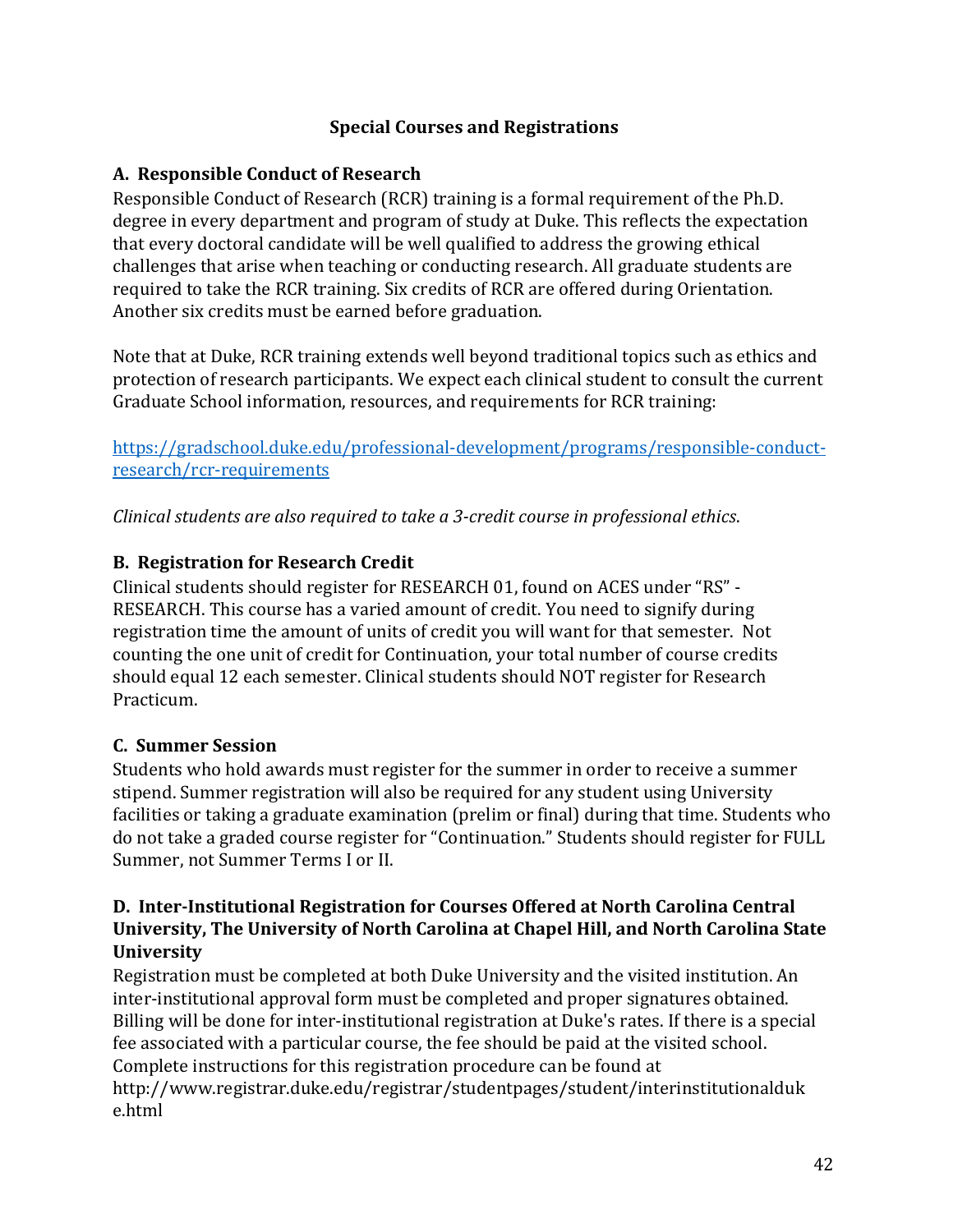## Special Courses and Registrations

### A. Responsible Conduct of Research

Responsible Conduct of Research (RCR) training is a formal requirement of the Ph.D. degree in every department and program of study at Duke. This reflects the expectation that every doctoral candidate will be well qualified to address the growing ethical challenges that arise when teaching or conducting research. All graduate students are required to take the RCR training. Six credits of RCR are offered during Orientation. Another six credits must be earned before graduation.

Note that at Duke, RCR training extends well beyond traditional topics such as ethics and protection of research participants. We expect each clinical student to consult the current Graduate School information, resources, and requirements for RCR training:

https://gradschool.duke.edu/professional-development/programs/responsible-conduct-research/rcr-requirements

*Clinical students are also required to take a 3-credit course in professional ethics*.

### B. Registration for Research Credit

Clinical students should register for RESEARCH 01, found on ACES under "RS" - RESEARCH. This course has a varied amount of credit. You need to signify during registration time the amount of units of credit you will want for that semester. Not counting the one unit of credit for Continuation, your total number of course credits should equal 12 each semester. Clinical students should NOT register for Research Practicum.

### C. Summer Session

Students who hold awards must register for the summer in order to receive a summer stipend. Summer registration will also be required for any student using University facilities or taking a graduate examination (prelim or final) during that time. Students who do not take a graded course register for "Continuation." Students should register for FULL Summer, not Summer Terms I or II.

### D. Inter-Institutional Registration for Courses Offered at North Carolina Central University, The University of North Carolina at Chapel Hill, and North Carolina State University

Registration must be completed at both Duke University and the visited institution. An inter-institutional approval form must be completed and proper signatures obtained. Billing will be done for inter-institutional registration at Duke's rates. If there is a special fee associated with a particular course, the fee should be paid at the visited school. Complete instructions for this registration procedure can be found at http://www.registrar.duke.edu/registrar/studentpages/student/interinstitutionalduke.html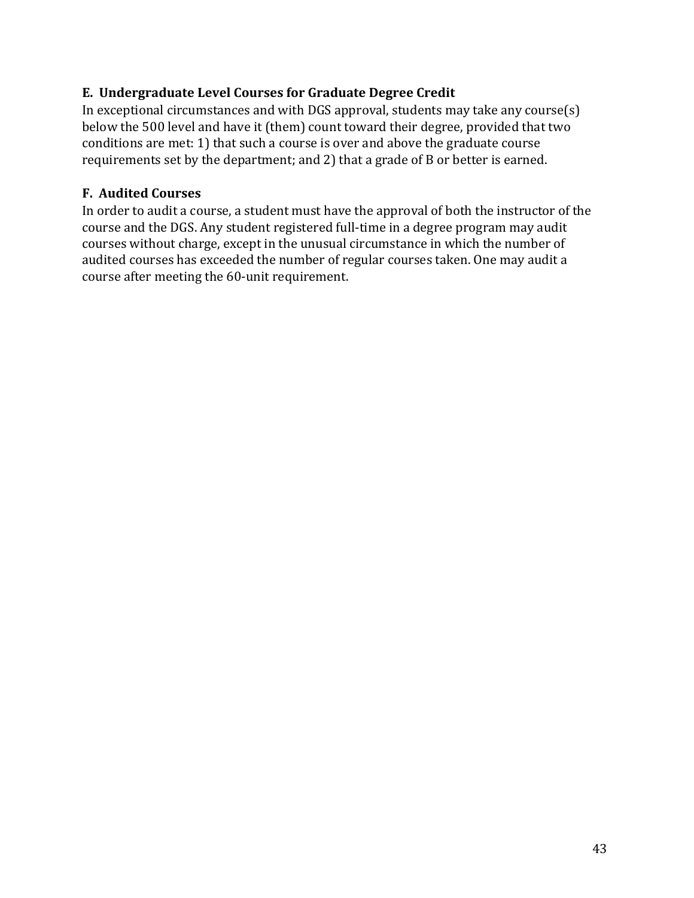### E. Undergraduate Level Courses for Graduate Degree Credit

In exceptional circumstances and with DGS approval, students may take any course(s) below the 500 level and have it (them) count toward their degree, provided that two conditions are met: 1) that such a course is over and above the graduate course requirements set by the department; and 2) that a grade of B or better is earned.

### F. Audited Courses

In order to audit a course, a student must have the approval of both the instructor of the course and the DGS. Any student registered full-time in a degree program may audit courses without charge, except in the unusual circumstance in which the number of audited courses has exceeded the number of regular courses taken. One may audit a course after meeting the 60-unit requirement.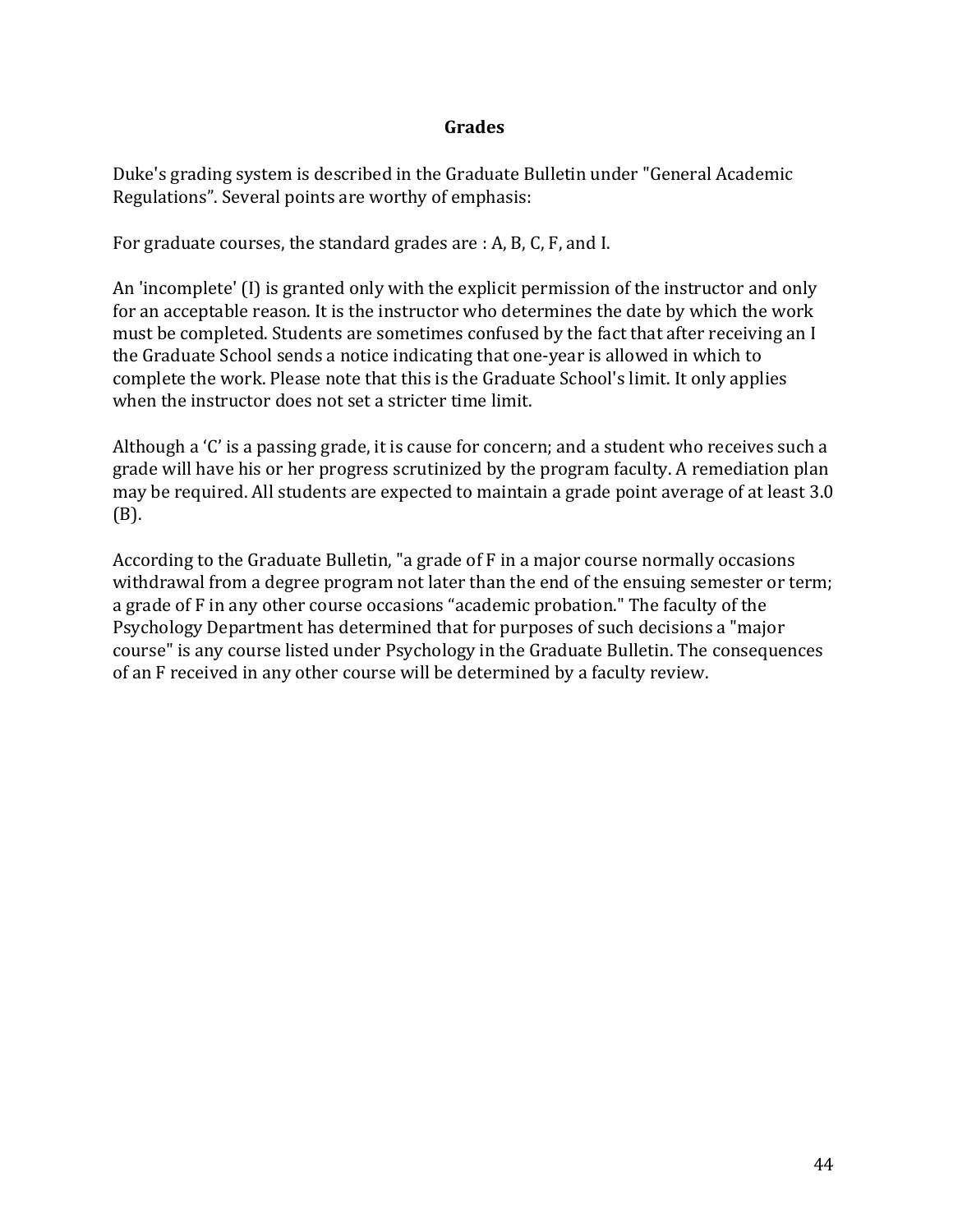## Grades

Duke's grading system is described in the Graduate Bulletin under "General Academic Regulations". Several points are worthy of emphasis:

For graduate courses, the standard grades are : A, B, C, F, and I.

An 'incomplete' (I) is granted only with the explicit permission of the instructor and only for an acceptable reason. It is the instructor who determines the date by which the work must be completed. Students are sometimes confused by the fact that after receiving an I the Graduate School sends a notice indicating that one-year is allowed in which to complete the work. Please note that this is the Graduate School's limit. It only applies when the instructor does not set a stricter time limit.

Although a 'C' is a passing grade, it is cause for concern; and a student who receives such a grade will have his or her progress scrutinized by the program faculty. A remediation plan may be required. All students are expected to maintain a grade point average of at least 3.0 (B).

According to the Graduate Bulletin, "a grade of F in a major course normally occasions withdrawal from a degree program not later than the end of the ensuing semester or term; a grade of F in any other course occasions "academic probation." The faculty of the Psychology Department has determined that for purposes of such decisions a "major course" is any course listed under Psychology in the Graduate Bulletin. The consequences of an F received in any other course will be determined by a faculty review.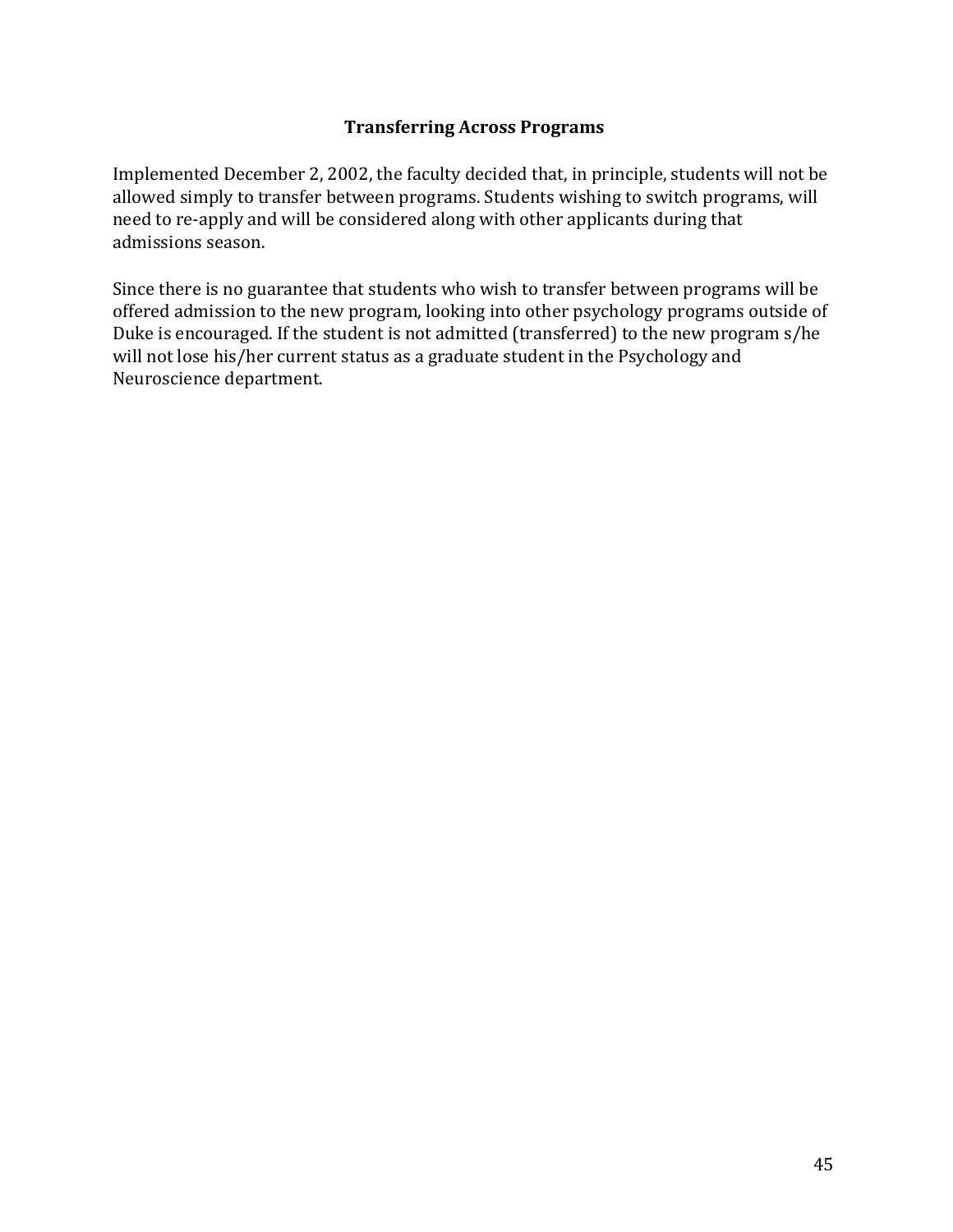## Transferring Across Programs

Implemented December 2, 2002, the faculty decided that, in principle, students will not be allowed simply to transfer between programs. Students wishing to switch programs, will need to re-apply and will be considered along with other applicants during that admissions season.

Since there is no guarantee that students who wish to transfer between programs will be offered admission to the new program, looking into other psychology programs outside of Duke is encouraged. If the student is not admitted (transferred) to the new program s/he will not lose his/her current status as a graduate student in the Psychology and Neuroscience department.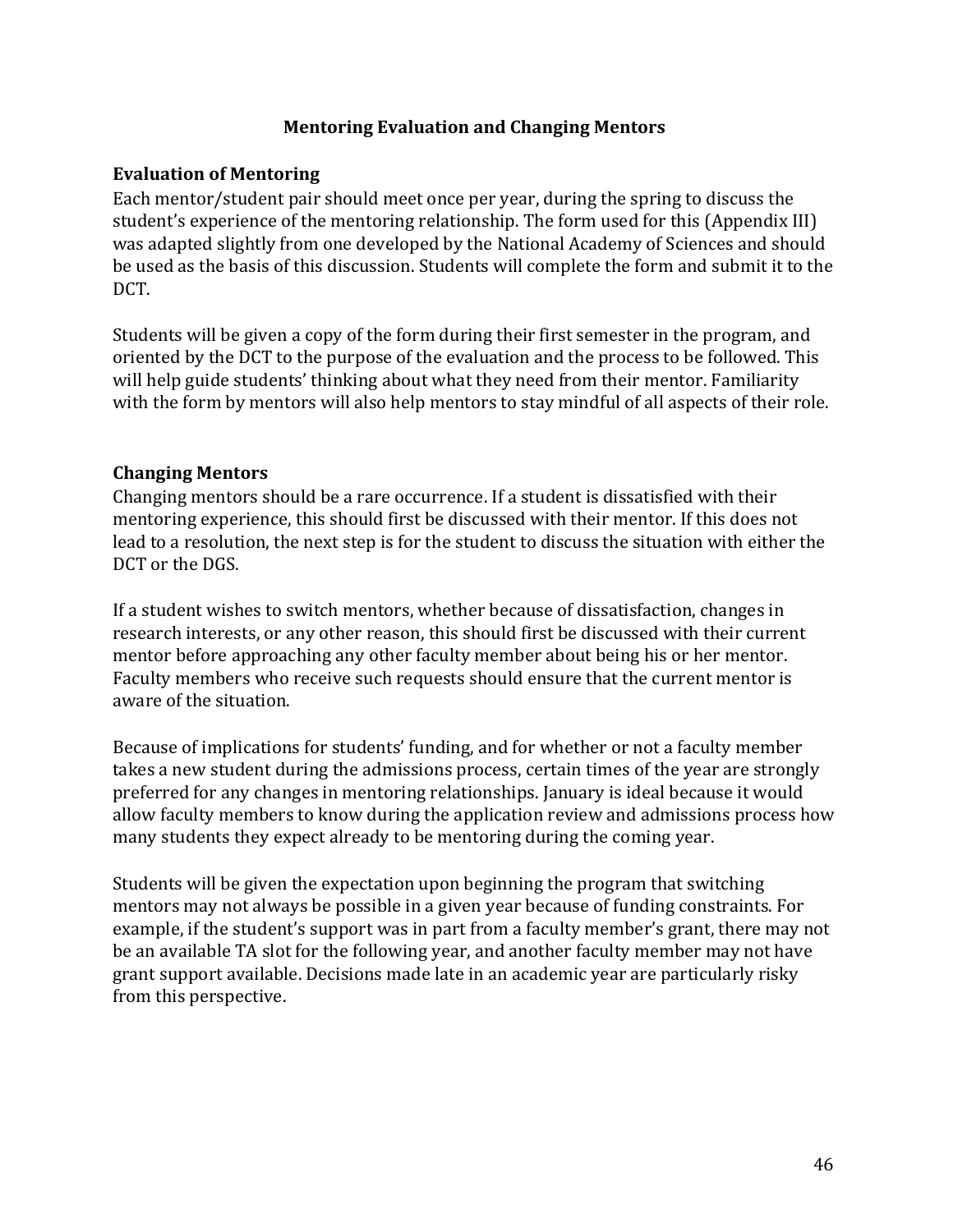## Mentoring Evaluation and Changing Mentors

### Evaluation of Mentoring

Each mentor/student pair should meet once per year, during the spring to discuss the student's experience of the mentoring relationship. The form used for this (Appendix III) was adapted slightly from one developed by the National Academy of Sciences and should be used as the basis of this discussion. Students will complete the form and submit it to the DCT.

Students will be given a copy of the form during their first semester in the program, and oriented by the DCT to the purpose of the evaluation and the process to be followed. This will help guide students' thinking about what they need from their mentor. Familiarity with the form by mentors will also help mentors to stay mindful of all aspects of their role.

### Changing Mentors

Changing mentors should be a rare occurrence. If a student is dissatisfied with their mentoring experience, this should first be discussed with their mentor. If this does not lead to a resolution, the next step is for the student to discuss the situation with either the DCT or the DGS.

If a student wishes to switch mentors, whether because of dissatisfaction, changes in research interests, or any other reason, this should first be discussed with their current mentor before approaching any other faculty member about being his or her mentor. Faculty members who receive such requests should ensure that the current mentor is aware of the situation.

Because of implications for students' funding, and for whether or not a faculty member takes a new student during the admissions process, certain times of the year are strongly preferred for any changes in mentoring relationships. January is ideal because it would allow faculty members to know during the application review and admissions process how many students they expect already to be mentoring during the coming year.

Students will be given the expectation upon beginning the program that switching mentors may not always be possible in a given year because of funding constraints. For example, if the student's support was in part from a faculty member's grant, there may not be an available TA slot for the following year, and another faculty member may not have grant support available. Decisions made late in an academic year are particularly risky from this perspective.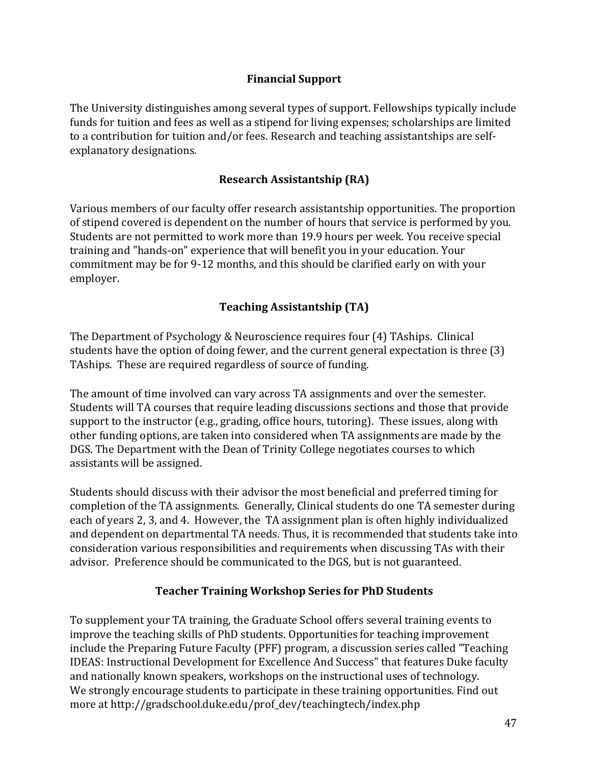## Financial Support

The University distinguishes among several types of support. Fellowships typically include funds for tuition and fees as well as a stipend for living expenses; scholarships are limited to a contribution for tuition and/or fees. Research and teaching assistantships are self-explanatory designations.

## Research Assistantship (RA)

Various members of our faculty offer research assistantship opportunities. The proportion of stipend covered is dependent on the number of hours that service is performed by you. Students are not permitted to work more than 19.9 hours per week. You receive special training and "hands-on" experience that will benefit you in your education. Your commitment may be for 9-12 months, and this should be clarified early on with your employer.

## Teaching Assistantship (TA)

The Department of Psychology & Neuroscience requires four (4) TAships. Clinical students have the option of doing fewer, and the current general expectation is three (3) TAships. These are required regardless of source of funding.

The amount of time involved can vary across TA assignments and over the semester. Students will TA courses that require leading discussions sections and those that provide support to the instructor (e.g., grading, office hours, tutoring). These issues, along with other funding options, are taken into considered when TA assignments are made by the DGS. The Department with the Dean of Trinity College negotiates courses to which assistants will be assigned.

Students should discuss with their advisor the most beneficial and preferred timing for completion of the TA assignments. Generally, Clinical students do one TA semester during each of years 2, 3, and 4. However, the TA assignment plan is often highly individualized and dependent on departmental TA needs. Thus, it is recommended that students take into consideration various responsibilities and requirements when discussing TAs with their advisor. Preference should be communicated to the DGS, but is not guaranteed.

## Teacher Training Workshop Series for PhD Students

To supplement your TA training, the Graduate School offers several training events to improve the teaching skills of PhD students. Opportunities for teaching improvement include the Preparing Future Faculty (PFF) program, a discussion series called "Teaching IDEAS: Instructional Development for Excellence And Success" that features Duke faculty and nationally known speakers, workshops on the instructional uses of technology. We strongly encourage students to participate in these training opportunities. Find out more at http://gradschool.duke.edu/prof_dev/teachingtech/index.php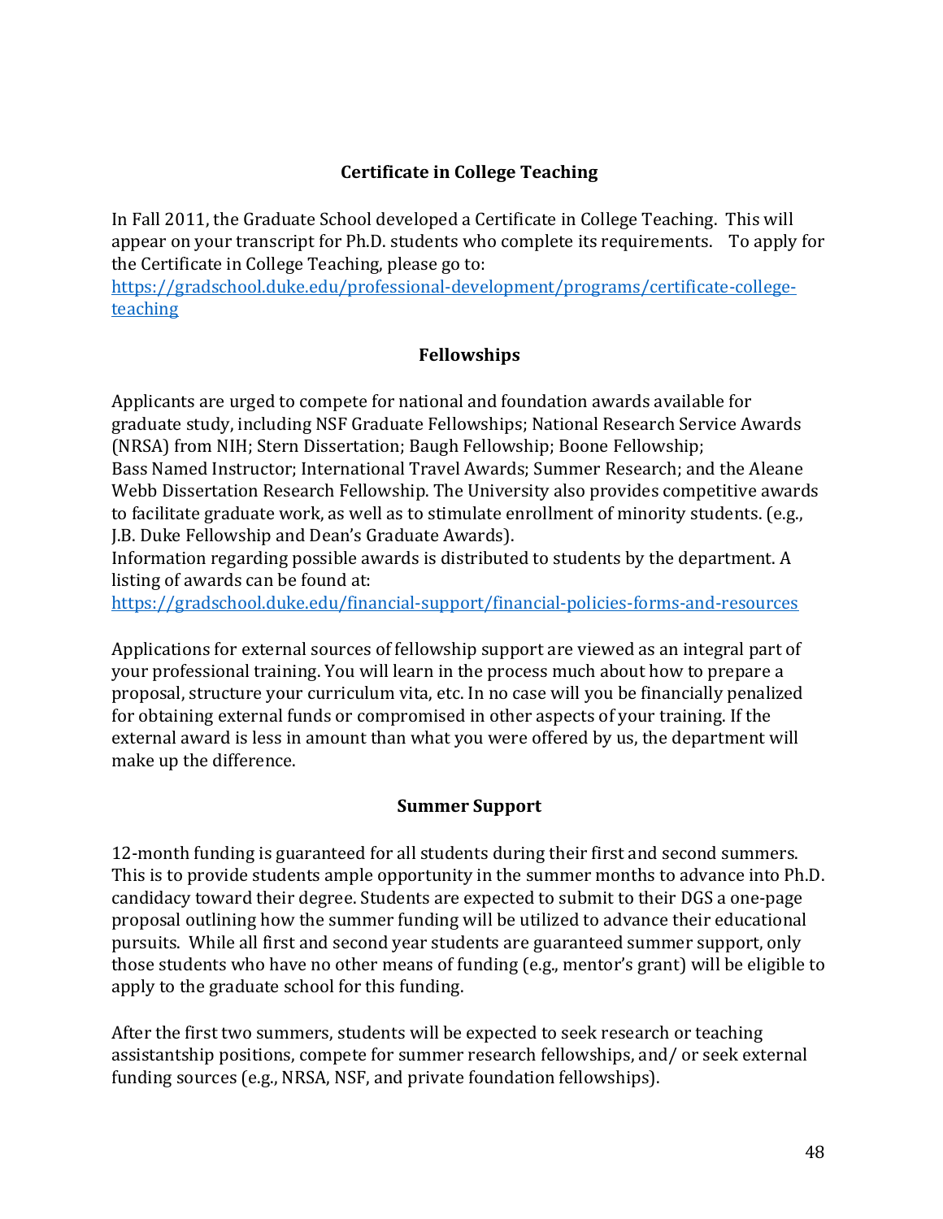## Certificate in College Teaching

In Fall 2011, the Graduate School developed a Certificate in College Teaching. This will appear on your transcript for Ph.D. students who complete its requirements. To apply for the Certificate in College Teaching, please go to: [https://gradschool.duke.edu/professional-development/programs/certificate-college-teaching](https://gradschool.duke.edu/professional-development/programs/certificate-college-teaching)

## Fellowships

Applicants are urged to compete for national and foundation awards available for graduate study, including NSF Graduate Fellowships; National Research Service Awards (NRSA) from NIH; Stern Dissertation; Baugh Fellowship; Boone Fellowship; Bass Named Instructor; International Travel Awards; Summer Research; and the Aleane Webb Dissertation Research Fellowship. The University also provides competitive awards to facilitate graduate work, as well as to stimulate enrollment of minority students. (e.g., J.B. Duke Fellowship and Dean's Graduate Awards).
Information regarding possible awards is distributed to students by the department. A listing of awards can be found at: [https://gradschool.duke.edu/financial-support/financial-policies-forms-and-resources](https://gradschool.duke.edu/financial-support/financial-policies-forms-and-resources)

Applications for external sources of fellowship support are viewed as an integral part of your professional training. You will learn in the process much about how to prepare a proposal, structure your curriculum vita, etc. In no case will you be financially penalized for obtaining external funds or compromised in other aspects of your training. If the external award is less in amount than what you were offered by us, the department will make up the difference.

## Summer Support

12-month funding is guaranteed for all students during their first and second summers. This is to provide students ample opportunity in the summer months to advance into Ph.D. candidacy toward their degree. Students are expected to submit to their DGS a one-page proposal outlining how the summer funding will be utilized to advance their educational pursuits. While all first and second year students are guaranteed summer support, only those students who have no other means of funding (e.g., mentor's grant) will be eligible to apply to the graduate school for this funding.

After the first two summers, students will be expected to seek research or teaching assistantship positions, compete for summer research fellowships, and/ or seek external funding sources (e.g., NRSA, NSF, and private foundation fellowships).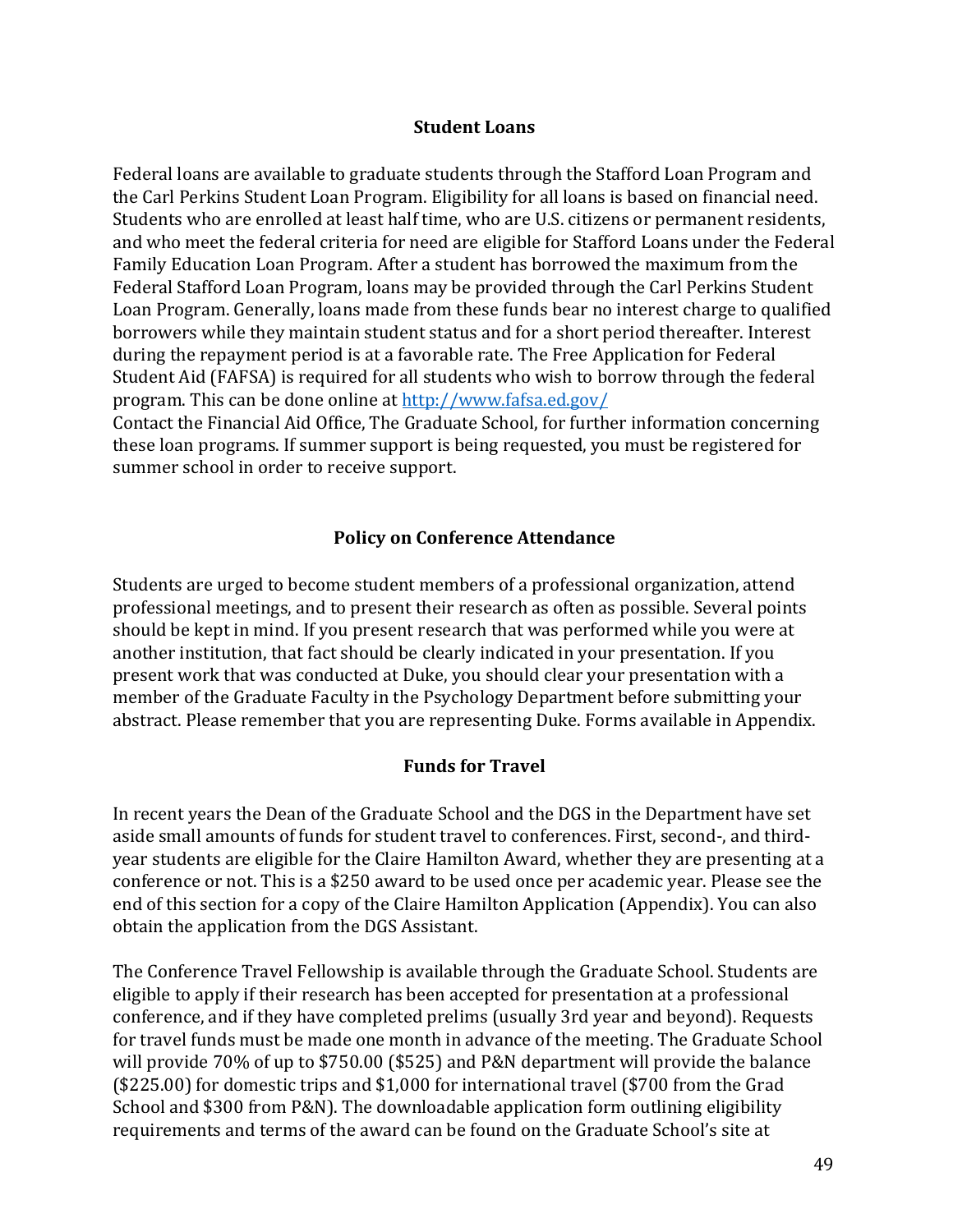## Student Loans

Federal loans are available to graduate students through the Stafford Loan Program and the Carl Perkins Student Loan Program. Eligibility for all loans is based on financial need. Students who are enrolled at least half time, who are U.S. citizens or permanent residents, and who meet the federal criteria for need are eligible for Stafford Loans under the Federal Family Education Loan Program. After a student has borrowed the maximum from the Federal Stafford Loan Program, loans may be provided through the Carl Perkins Student Loan Program. Generally, loans made from these funds bear no interest charge to qualified borrowers while they maintain student status and for a short period thereafter. Interest during the repayment period is at a favorable rate. The Free Application for Federal Student Aid (FAFSA) is required for all students who wish to borrow through the federal program. This can be done online at [http://www.fafsa.ed.gov/](http://www.fafsa.ed.gov/)
Contact the Financial Aid Office, The Graduate School, for further information concerning these loan programs. If summer support is being requested, you must be registered for summer school in order to receive support.

## Policy on Conference Attendance

Students are urged to become student members of a professional organization, attend professional meetings, and to present their research as often as possible. Several points should be kept in mind. If you present research that was performed while you were at another institution, that fact should be clearly indicated in your presentation. If you present work that was conducted at Duke, you should clear your presentation with a member of the Graduate Faculty in the Psychology Department before submitting your abstract. Please remember that you are representing Duke. Forms available in Appendix.

## Funds for Travel

In recent years the Dean of the Graduate School and the DGS in the Department have set aside small amounts of funds for student travel to conferences. First, second-, and third-year students are eligible for the Claire Hamilton Award, whether they are presenting at a conference or not. This is a $250 award to be used once per academic year. Please see the end of this section for a copy of the Claire Hamilton Application (Appendix). You can also obtain the application from the DGS Assistant.

The Conference Travel Fellowship is available through the Graduate School. Students are eligible to apply if their research has been accepted for presentation at a professional conference, and if they have completed prelims (usually 3rd year and beyond). Requests for travel funds must be made one month in advance of the meeting. The Graduate School will provide 70% of up to $750.00 ($525) and P&N department will provide the balance ($225.00) for domestic trips and $1,000 for international travel ($700 from the Grad School and $300 from P&N). The downloadable application form outlining eligibility requirements and terms of the award can be found on the Graduate School's site at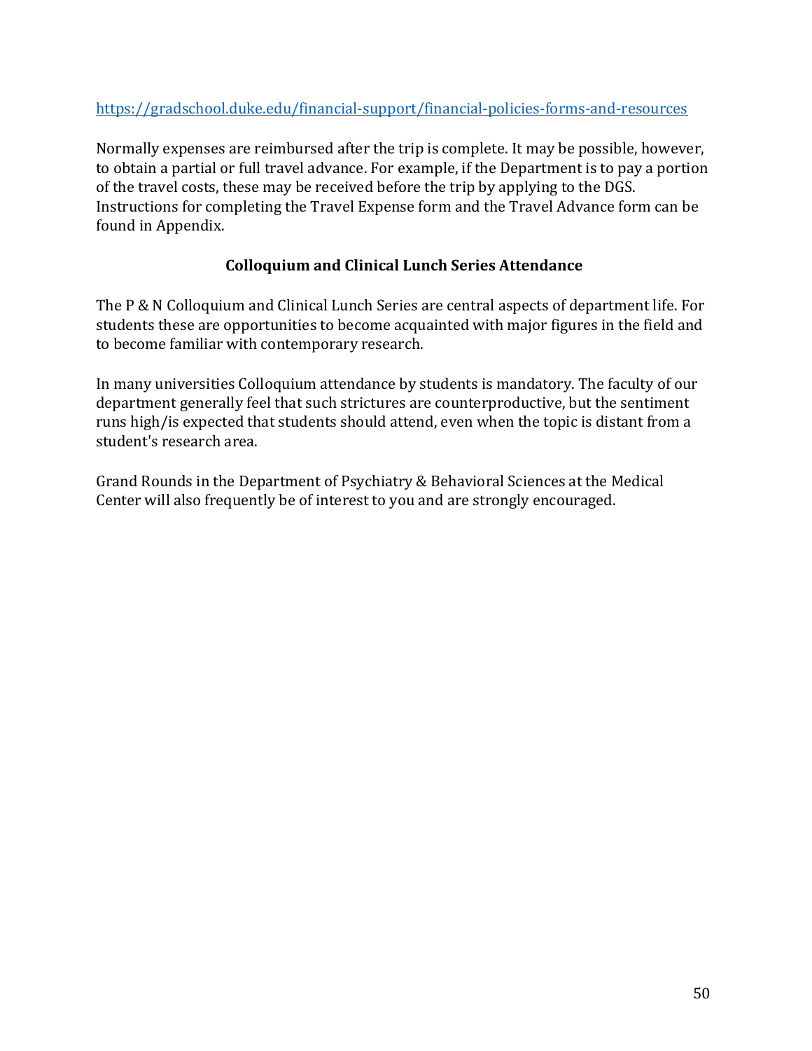https://gradschool.duke.edu/financial-support/financial-policies-forms-and-resources

Normally expenses are reimbursed after the trip is complete. It may be possible, however, to obtain a partial or full travel advance. For example, if the Department is to pay a portion of the travel costs, these may be received before the trip by applying to the DGS. Instructions for completing the Travel Expense form and the Travel Advance form can be found in Appendix.

### Colloquium and Clinical Lunch Series Attendance

The P & N Colloquium and Clinical Lunch Series are central aspects of department life. For students these are opportunities to become acquainted with major figures in the field and to become familiar with contemporary research.

In many universities Colloquium attendance by students is mandatory. The faculty of our department generally feel that such strictures are counterproductive, but the sentiment runs high/is expected that students should attend, even when the topic is distant from a student's research area.

Grand Rounds in the Department of Psychiatry & Behavioral Sciences at the Medical Center will also frequently be of interest to you and are strongly encouraged.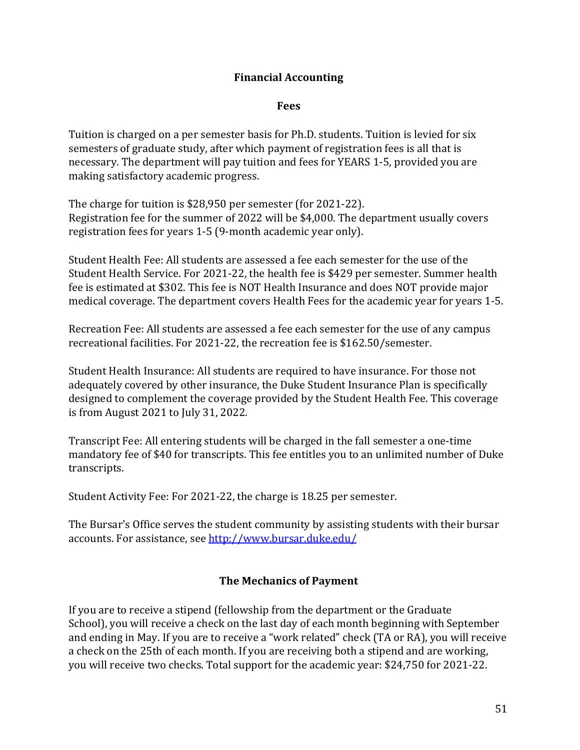## Financial Accounting

### Fees

Tuition is charged on a per semester basis for Ph.D. students. Tuition is levied for six semesters of graduate study, after which payment of registration fees is all that is necessary. The department will pay tuition and fees for YEARS 1-5, provided you are making satisfactory academic progress.

The charge for tuition is $28,950 per semester (for 2021-22).
Registration fee for the summer of 2022 will be $4,000. The department usually covers registration fees for years 1-5 (9-month academic year only).

Student Health Fee: All students are assessed a fee each semester for the use of the Student Health Service. For 2021-22, the health fee is $429 per semester. Summer health fee is estimated at $302. This fee is NOT Health Insurance and does NOT provide major medical coverage. The department covers Health Fees for the academic year for years 1-5.

Recreation Fee: All students are assessed a fee each semester for the use of any campus recreational facilities. For 2021-22, the recreation fee is $162.50/semester.

Student Health Insurance: All students are required to have insurance. For those not adequately covered by other insurance, the Duke Student Insurance Plan is specifically designed to complement the coverage provided by the Student Health Fee. This coverage is from August 2021 to July 31, 2022.

Transcript Fee: All entering students will be charged in the fall semester a one-time mandatory fee of $40 for transcripts. This fee entitles you to an unlimited number of Duke transcripts.

Student Activity Fee: For 2021-22, the charge is 18.25 per semester.

The Bursar's Office serves the student community by assisting students with their bursar accounts. For assistance, see [http://www.bursar.duke.edu/](http://www.bursar.duke.edu/)

## The Mechanics of Payment

If you are to receive a stipend (fellowship from the department or the Graduate School), you will receive a check on the last day of each month beginning with September and ending in May. If you are to receive a "work related" check (TA or RA), you will receive a check on the 25th of each month. If you are receiving both a stipend and are working, you will receive two checks. Total support for the academic year: $24,750 for 2021-22.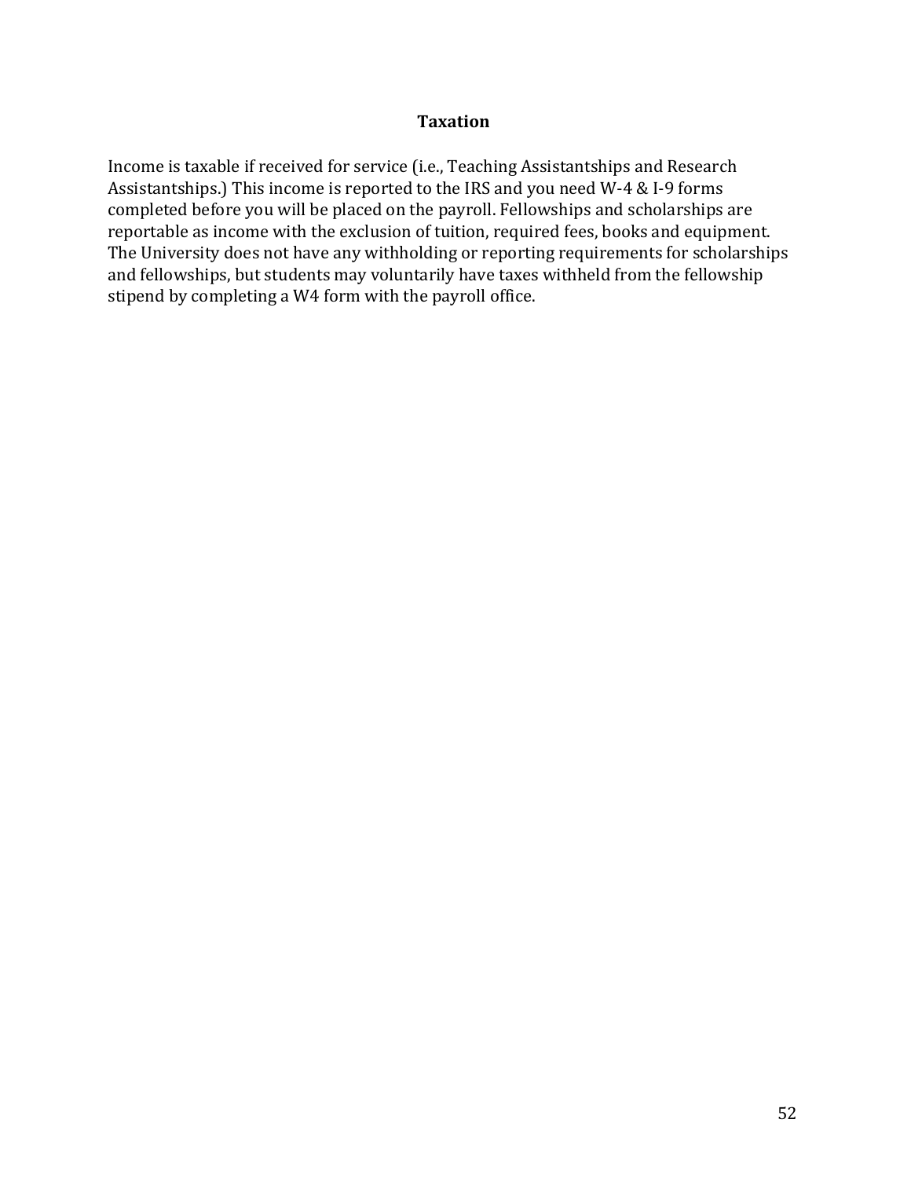## Taxation

Income is taxable if received for service (i.e., Teaching Assistantships and Research Assistantships.) This income is reported to the IRS and you need W-4 & I-9 forms completed before you will be placed on the payroll. Fellowships and scholarships are reportable as income with the exclusion of tuition, required fees, books and equipment. The University does not have any withholding or reporting requirements for scholarships and fellowships, but students may voluntarily have taxes withheld from the fellowship stipend by completing a W4 form with the payroll office.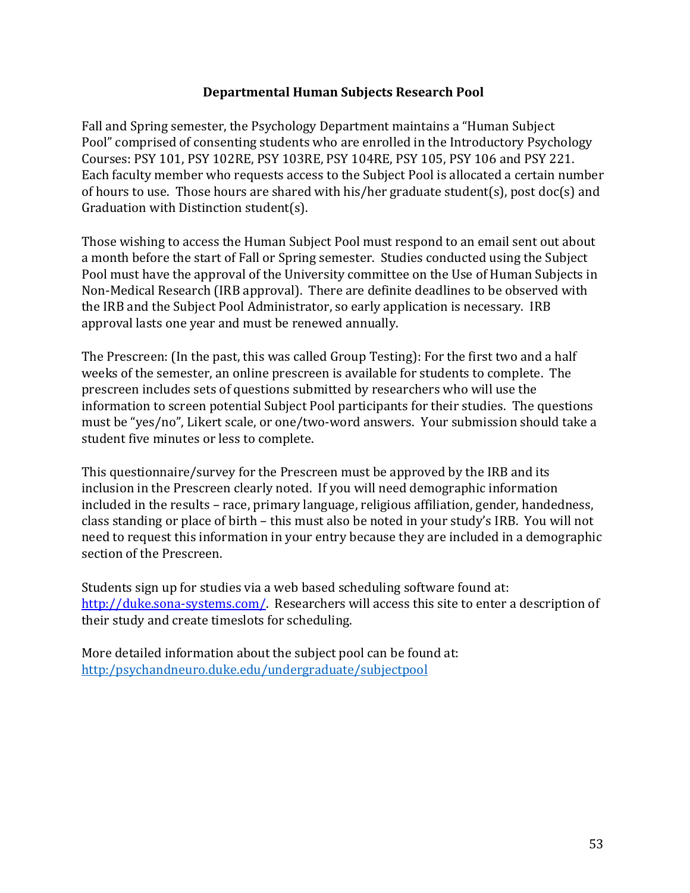## Departmental Human Subjects Research Pool

Fall and Spring semester, the Psychology Department maintains a "Human Subject Pool" comprised of consenting students who are enrolled in the Introductory Psychology Courses: PSY 101, PSY 102RE, PSY 103RE, PSY 104RE, PSY 105, PSY 106 and PSY 221. Each faculty member who requests access to the Subject Pool is allocated a certain number of hours to use. Those hours are shared with his/her graduate student(s), post doc(s) and Graduation with Distinction student(s).

Those wishing to access the Human Subject Pool must respond to an email sent out about a month before the start of Fall or Spring semester. Studies conducted using the Subject Pool must have the approval of the University committee on the Use of Human Subjects in Non-Medical Research (IRB approval). There are definite deadlines to be observed with the IRB and the Subject Pool Administrator, so early application is necessary. IRB approval lasts one year and must be renewed annually.

The Prescreen: (In the past, this was called Group Testing): For the first two and a half weeks of the semester, an online prescreen is available for students to complete. The prescreen includes sets of questions submitted by researchers who will use the information to screen potential Subject Pool participants for their studies. The questions must be "yes/no", Likert scale, or one/two-word answers. Your submission should take a student five minutes or less to complete.

This questionnaire/survey for the Prescreen must be approved by the IRB and its inclusion in the Prescreen clearly noted. If you will need demographic information included in the results – race, primary language, religious affiliation, gender, handedness, class standing or place of birth – this must also be noted in your study's IRB. You will not need to request this information in your entry because they are included in a demographic section of the Prescreen.

Students sign up for studies via a web based scheduling software found at: [http://duke.sona-systems.com/](http://duke.sona-systems.com/). Researchers will access this site to enter a description of their study and create timeslots for scheduling.

More detailed information about the subject pool can be found at: [http:/psychandneuro.duke.edu/undergraduate/subjectpool](http:/psychandneuro.duke.edu/undergraduate/subjectpool)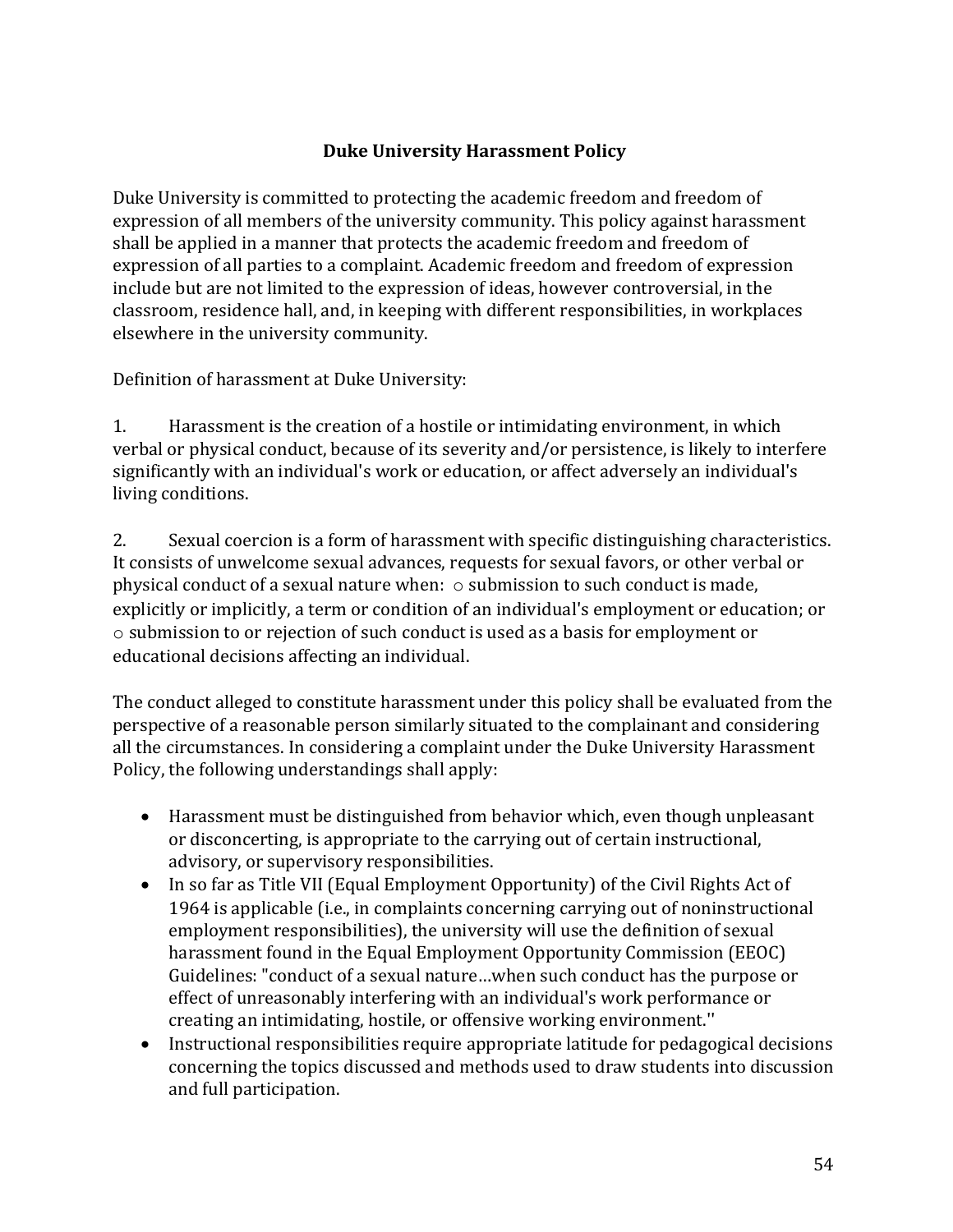## Duke University Harassment Policy

Duke University is committed to protecting the academic freedom and freedom of expression of all members of the university community. This policy against harassment shall be applied in a manner that protects the academic freedom and freedom of expression of all parties to a complaint. Academic freedom and freedom of expression include but are not limited to the expression of ideas, however controversial, in the classroom, residence hall, and, in keeping with different responsibilities, in workplaces elsewhere in the university community.

Definition of harassment at Duke University:

1. Harassment is the creation of a hostile or intimidating environment, in which verbal or physical conduct, because of its severity and/or persistence, is likely to interfere significantly with an individual's work or education, or affect adversely an individual's living conditions.

2. Sexual coercion is a form of harassment with specific distinguishing characteristics. It consists of unwelcome sexual advances, requests for sexual favors, or other verbal or physical conduct of a sexual nature when: ○ submission to such conduct is made, explicitly or implicitly, a term or condition of an individual's employment or education; or ○ submission to or rejection of such conduct is used as a basis for employment or educational decisions affecting an individual.

The conduct alleged to constitute harassment under this policy shall be evaluated from the perspective of a reasonable person similarly situated to the complainant and considering all the circumstances. In considering a complaint under the Duke University Harassment Policy, the following understandings shall apply:

- Harassment must be distinguished from behavior which, even though unpleasant or disconcerting, is appropriate to the carrying out of certain instructional, advisory, or supervisory responsibilities.
- In so far as Title VII (Equal Employment Opportunity) of the Civil Rights Act of 1964 is applicable (i.e., in complaints concerning carrying out of noninstructional employment responsibilities), the university will use the definition of sexual harassment found in the Equal Employment Opportunity Commission (EEOC) Guidelines: "conduct of a sexual nature…when such conduct has the purpose or effect of unreasonably interfering with an individual's work performance or creating an intimidating, hostile, or offensive working environment.''
- Instructional responsibilities require appropriate latitude for pedagogical decisions concerning the topics discussed and methods used to draw students into discussion and full participation.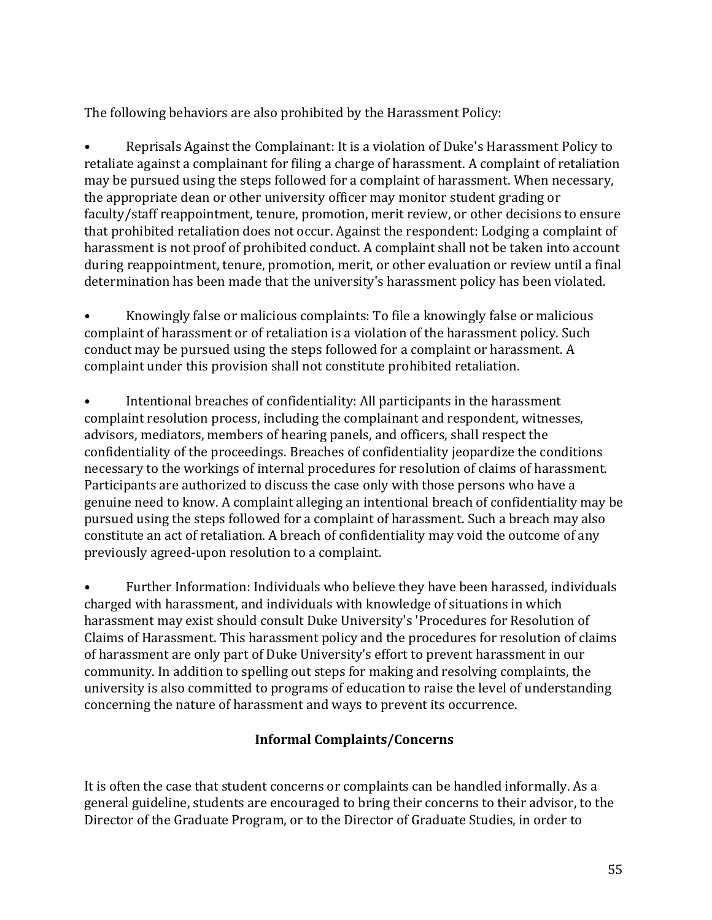The following behaviors are also prohibited by the Harassment Policy:

- Reprisals Against the Complainant: It is a violation of Duke's Harassment Policy to retaliate against a complainant for filing a charge of harassment. A complaint of retaliation may be pursued using the steps followed for a complaint of harassment. When necessary, the appropriate dean or other university officer may monitor student grading or faculty/staff reappointment, tenure, promotion, merit review, or other decisions to ensure that prohibited retaliation does not occur. Against the respondent: Lodging a complaint of harassment is not proof of prohibited conduct. A complaint shall not be taken into account during reappointment, tenure, promotion, merit, or other evaluation or review until a final determination has been made that the university's harassment policy has been violated.

- Knowingly false or malicious complaints: To file a knowingly false or malicious complaint of harassment or of retaliation is a violation of the harassment policy. Such conduct may be pursued using the steps followed for a complaint or harassment. A complaint under this provision shall not constitute prohibited retaliation.

- Intentional breaches of confidentiality: All participants in the harassment complaint resolution process, including the complainant and respondent, witnesses, advisors, mediators, members of hearing panels, and officers, shall respect the confidentiality of the proceedings. Breaches of confidentiality jeopardize the conditions necessary to the workings of internal procedures for resolution of claims of harassment. Participants are authorized to discuss the case only with those persons who have a genuine need to know. A complaint alleging an intentional breach of confidentiality may be pursued using the steps followed for a complaint of harassment. Such a breach may also constitute an act of retaliation. A breach of confidentiality may void the outcome of any previously agreed-upon resolution to a complaint.

- Further Information: Individuals who believe they have been harassed, individuals charged with harassment, and individuals with knowledge of situations in which harassment may exist should consult Duke University's 'Procedures for Resolution of Claims of Harassment. This harassment policy and the procedures for resolution of claims of harassment are only part of Duke University's effort to prevent harassment in our community. In addition to spelling out steps for making and resolving complaints, the university is also committed to programs of education to raise the level of understanding concerning the nature of harassment and ways to prevent its occurrence.

## Informal Complaints/Concerns

It is often the case that student concerns or complaints can be handled informally. As a general guideline, students are encouraged to bring their concerns to their advisor, to the Director of the Graduate Program, or to the Director of Graduate Studies, in order to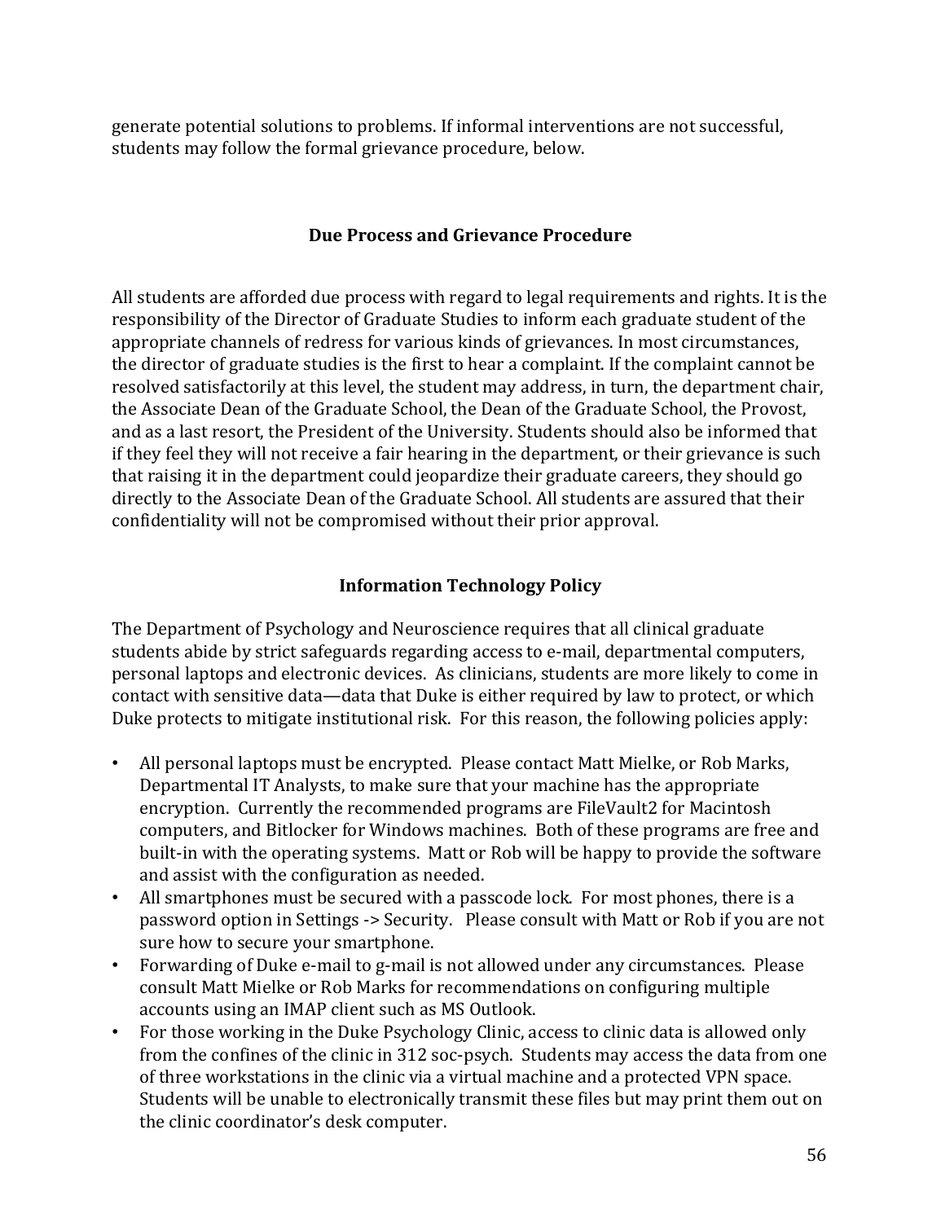generate potential solutions to problems. If informal interventions are not successful, students may follow the formal grievance procedure, below.

## Due Process and Grievance Procedure

All students are afforded due process with regard to legal requirements and rights. It is the responsibility of the Director of Graduate Studies to inform each graduate student of the appropriate channels of redress for various kinds of grievances. In most circumstances, the director of graduate studies is the first to hear a complaint. If the complaint cannot be resolved satisfactorily at this level, the student may address, in turn, the department chair, the Associate Dean of the Graduate School, the Dean of the Graduate School, the Provost, and as a last resort, the President of the University. Students should also be informed that if they feel they will not receive a fair hearing in the department, or their grievance is such that raising it in the department could jeopardize their graduate careers, they should go directly to the Associate Dean of the Graduate School. All students are assured that their confidentiality will not be compromised without their prior approval.

## Information Technology Policy

The Department of Psychology and Neuroscience requires that all clinical graduate students abide by strict safeguards regarding access to e-mail, departmental computers, personal laptops and electronic devices. As clinicians, students are more likely to come in contact with sensitive data—data that Duke is either required by law to protect, or which Duke protects to mitigate institutional risk. For this reason, the following policies apply:

- All personal laptops must be encrypted. Please contact Matt Mielke, or Rob Marks, Departmental IT Analysts, to make sure that your machine has the appropriate encryption. Currently the recommended programs are FileVault2 for Macintosh computers, and Bitlocker for Windows machines. Both of these programs are free and built-in with the operating systems. Matt or Rob will be happy to provide the software and assist with the configuration as needed.
- All smartphones must be secured with a passcode lock. For most phones, there is a password option in Settings -> Security. Please consult with Matt or Rob if you are not sure how to secure your smartphone.
- Forwarding of Duke e-mail to g-mail is not allowed under any circumstances. Please consult Matt Mielke or Rob Marks for recommendations on configuring multiple accounts using an IMAP client such as MS Outlook.
- For those working in the Duke Psychology Clinic, access to clinic data is allowed only from the confines of the clinic in 312 soc-psych. Students may access the data from one of three workstations in the clinic via a virtual machine and a protected VPN space. Students will be unable to electronically transmit these files but may print them out on the clinic coordinator's desk computer.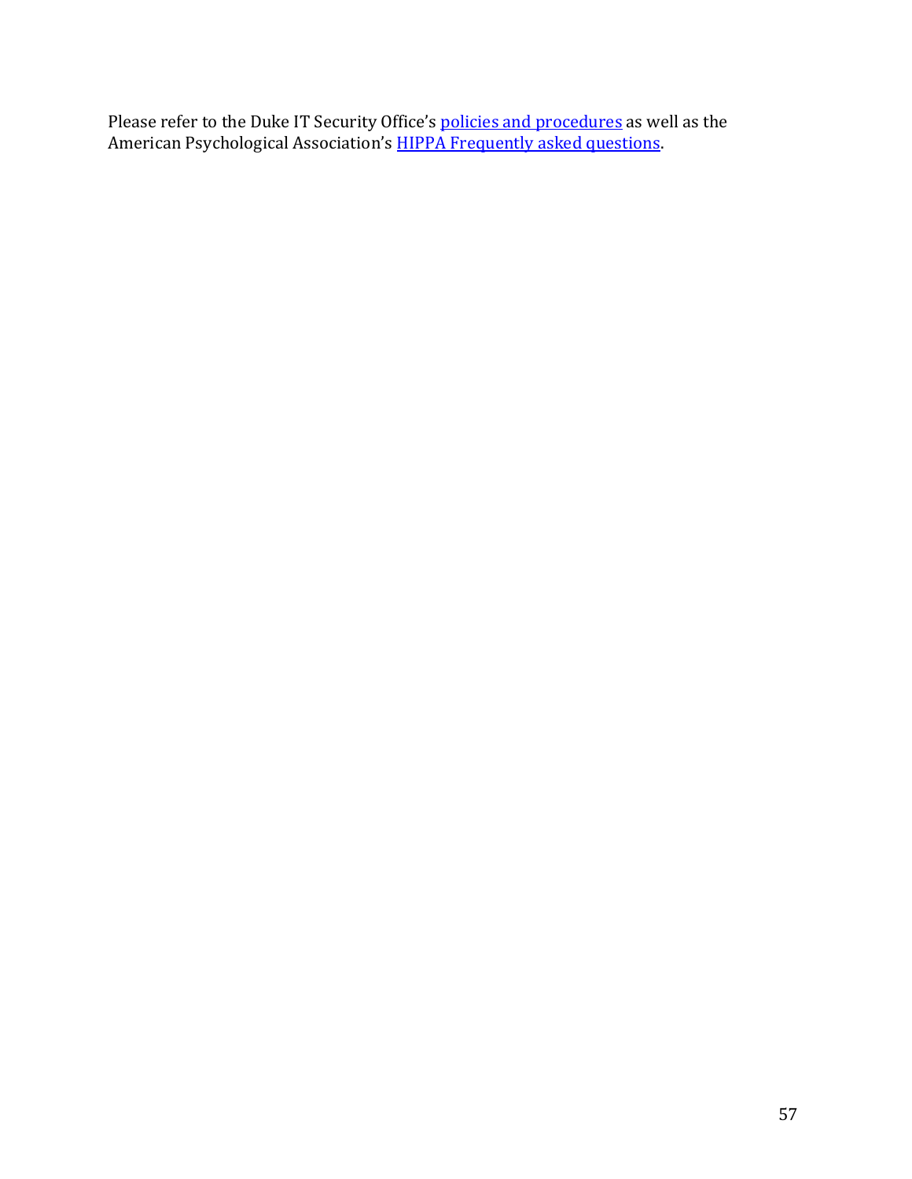Please refer to the Duke IT Security Office's policies and procedures as well as the American Psychological Association's HIPPA Frequently asked questions.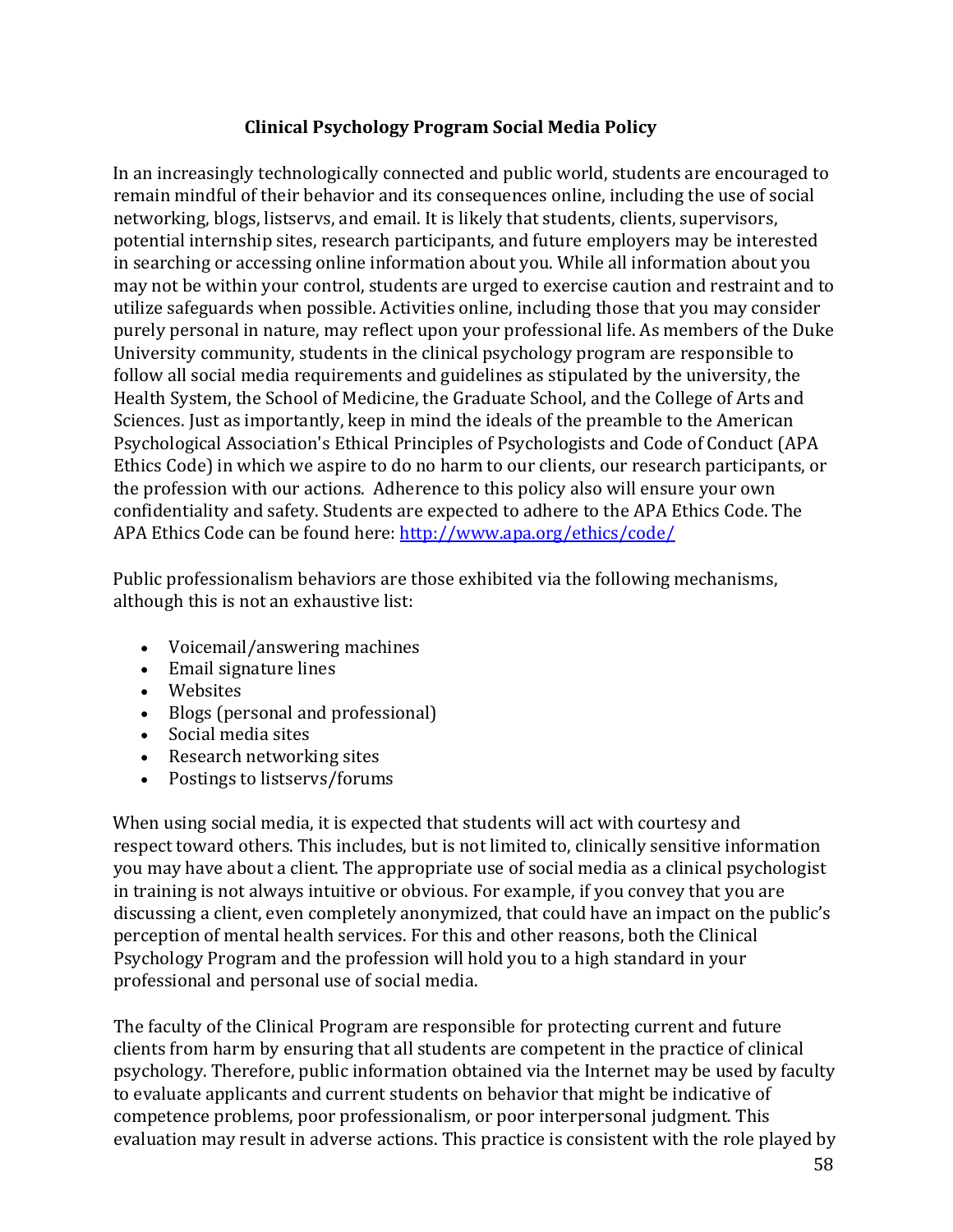## Clinical Psychology Program Social Media Policy

In an increasingly technologically connected and public world, students are encouraged to remain mindful of their behavior and its consequences online, including the use of social networking, blogs, listservs, and email. It is likely that students, clients, supervisors, potential internship sites, research participants, and future employers may be interested in searching or accessing online information about you. While all information about you may not be within your control, students are urged to exercise caution and restraint and to utilize safeguards when possible. Activities online, including those that you may consider purely personal in nature, may reflect upon your professional life. As members of the Duke University community, students in the clinical psychology program are responsible to follow all social media requirements and guidelines as stipulated by the university, the Health System, the School of Medicine, the Graduate School, and the College of Arts and Sciences. Just as importantly, keep in mind the ideals of the preamble to the American Psychological Association's Ethical Principles of Psychologists and Code of Conduct (APA Ethics Code) in which we aspire to do no harm to our clients, our research participants, or the profession with our actions. Adherence to this policy also will ensure your own confidentiality and safety. Students are expected to adhere to the APA Ethics Code. The APA Ethics Code can be found here: [http://www.apa.org/ethics/code/](http://www.apa.org/ethics/code/)

Public professionalism behaviors are those exhibited via the following mechanisms, although this is not an exhaustive list:

- Voicemail/answering machines
- Email signature lines
- Websites
- Blogs (personal and professional)
- Social media sites
- Research networking sites
- Postings to listservs/forums

When using social media, it is expected that students will act with courtesy and respect toward others. This includes, but is not limited to, clinically sensitive information you may have about a client. The appropriate use of social media as a clinical psychologist in training is not always intuitive or obvious. For example, if you convey that you are discussing a client, even completely anonymized, that could have an impact on the public's perception of mental health services. For this and other reasons, both the Clinical Psychology Program and the profession will hold you to a high standard in your professional and personal use of social media.

The faculty of the Clinical Program are responsible for protecting current and future clients from harm by ensuring that all students are competent in the practice of clinical psychology. Therefore, public information obtained via the Internet may be used by faculty to evaluate applicants and current students on behavior that might be indicative of competence problems, poor professionalism, or poor interpersonal judgment. This evaluation may result in adverse actions. This practice is consistent with the role played by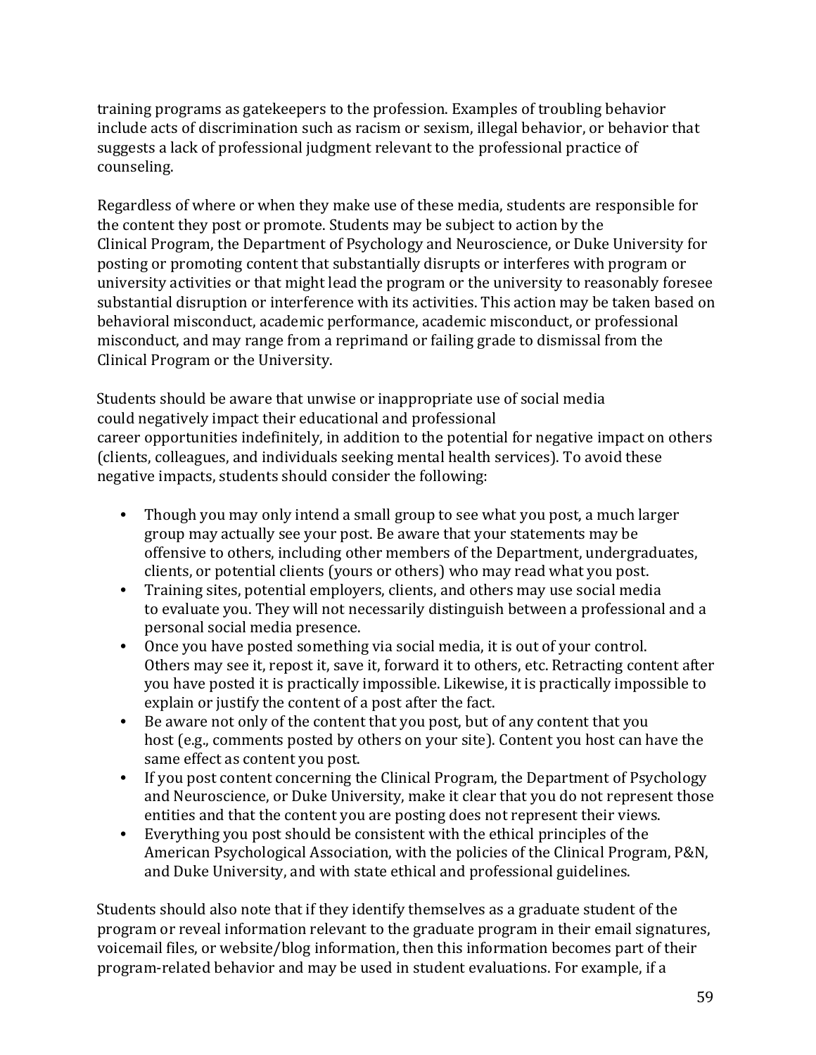training programs as gatekeepers to the profession. Examples of troubling behavior include acts of discrimination such as racism or sexism, illegal behavior, or behavior that suggests a lack of professional judgment relevant to the professional practice of counseling.

Regardless of where or when they make use of these media, students are responsible for the content they post or promote. Students may be subject to action by the Clinical Program, the Department of Psychology and Neuroscience, or Duke University for posting or promoting content that substantially disrupts or interferes with program or university activities or that might lead the program or the university to reasonably foresee substantial disruption or interference with its activities. This action may be taken based on behavioral misconduct, academic performance, academic misconduct, or professional misconduct, and may range from a reprimand or failing grade to dismissal from the Clinical Program or the University.

Students should be aware that unwise or inappropriate use of social media could negatively impact their educational and professional career opportunities indefinitely, in addition to the potential for negative impact on others (clients, colleagues, and individuals seeking mental health services). To avoid these negative impacts, students should consider the following:

- Though you may only intend a small group to see what you post, a much larger group may actually see your post. Be aware that your statements may be offensive to others, including other members of the Department, undergraduates, clients, or potential clients (yours or others) who may read what you post.
- Training sites, potential employers, clients, and others may use social media to evaluate you. They will not necessarily distinguish between a professional and a personal social media presence.
- Once you have posted something via social media, it is out of your control. Others may see it, repost it, save it, forward it to others, etc. Retracting content after you have posted it is practically impossible. Likewise, it is practically impossible to explain or justify the content of a post after the fact.
- Be aware not only of the content that you post, but of any content that you host (e.g., comments posted by others on your site). Content you host can have the same effect as content you post.
- If you post content concerning the Clinical Program, the Department of Psychology and Neuroscience, or Duke University, make it clear that you do not represent those entities and that the content you are posting does not represent their views.
- Everything you post should be consistent with the ethical principles of the American Psychological Association, with the policies of the Clinical Program, P&N, and Duke University, and with state ethical and professional guidelines.

Students should also note that if they identify themselves as a graduate student of the program or reveal information relevant to the graduate program in their email signatures, voicemail files, or website/blog information, then this information becomes part of their program-related behavior and may be used in student evaluations. For example, if a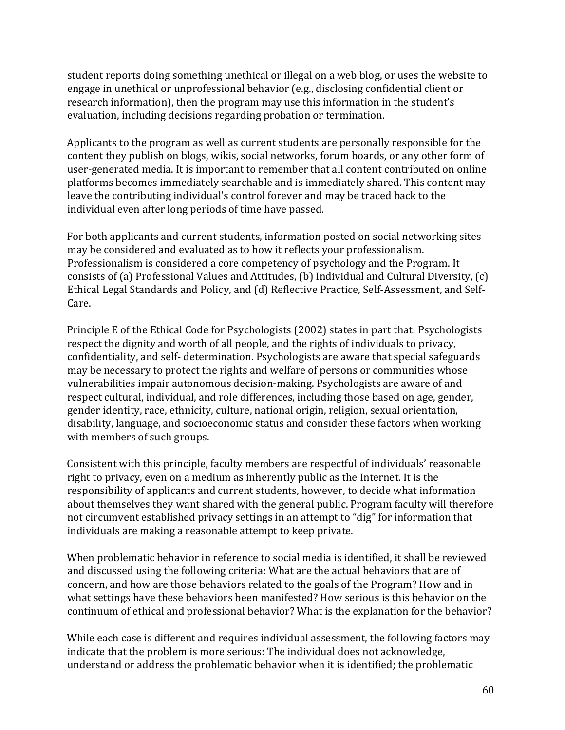student reports doing something unethical or illegal on a web blog, or uses the website to engage in unethical or unprofessional behavior (e.g., disclosing confidential client or research information), then the program may use this information in the student's evaluation, including decisions regarding probation or termination.

Applicants to the program as well as current students are personally responsible for the content they publish on blogs, wikis, social networks, forum boards, or any other form of user-generated media. It is important to remember that all content contributed on online platforms becomes immediately searchable and is immediately shared. This content may leave the contributing individual's control forever and may be traced back to the individual even after long periods of time have passed.

For both applicants and current students, information posted on social networking sites may be considered and evaluated as to how it reflects your professionalism. Professionalism is considered a core competency of psychology and the Program. It consists of (a) Professional Values and Attitudes, (b) Individual and Cultural Diversity, (c) Ethical Legal Standards and Policy, and (d) Reflective Practice, Self-Assessment, and Self-Care.

Principle E of the Ethical Code for Psychologists (2002) states in part that: Psychologists respect the dignity and worth of all people, and the rights of individuals to privacy, confidentiality, and self- determination. Psychologists are aware that special safeguards may be necessary to protect the rights and welfare of persons or communities whose vulnerabilities impair autonomous decision-making. Psychologists are aware of and respect cultural, individual, and role differences, including those based on age, gender, gender identity, race, ethnicity, culture, national origin, religion, sexual orientation, disability, language, and socioeconomic status and consider these factors when working with members of such groups.

Consistent with this principle, faculty members are respectful of individuals' reasonable right to privacy, even on a medium as inherently public as the Internet. It is the responsibility of applicants and current students, however, to decide what information about themselves they want shared with the general public. Program faculty will therefore not circumvent established privacy settings in an attempt to "dig" for information that individuals are making a reasonable attempt to keep private.

When problematic behavior in reference to social media is identified, it shall be reviewed and discussed using the following criteria: What are the actual behaviors that are of concern, and how are those behaviors related to the goals of the Program? How and in what settings have these behaviors been manifested? How serious is this behavior on the continuum of ethical and professional behavior? What is the explanation for the behavior?

While each case is different and requires individual assessment, the following factors may indicate that the problem is more serious: The individual does not acknowledge, understand or address the problematic behavior when it is identified; the problematic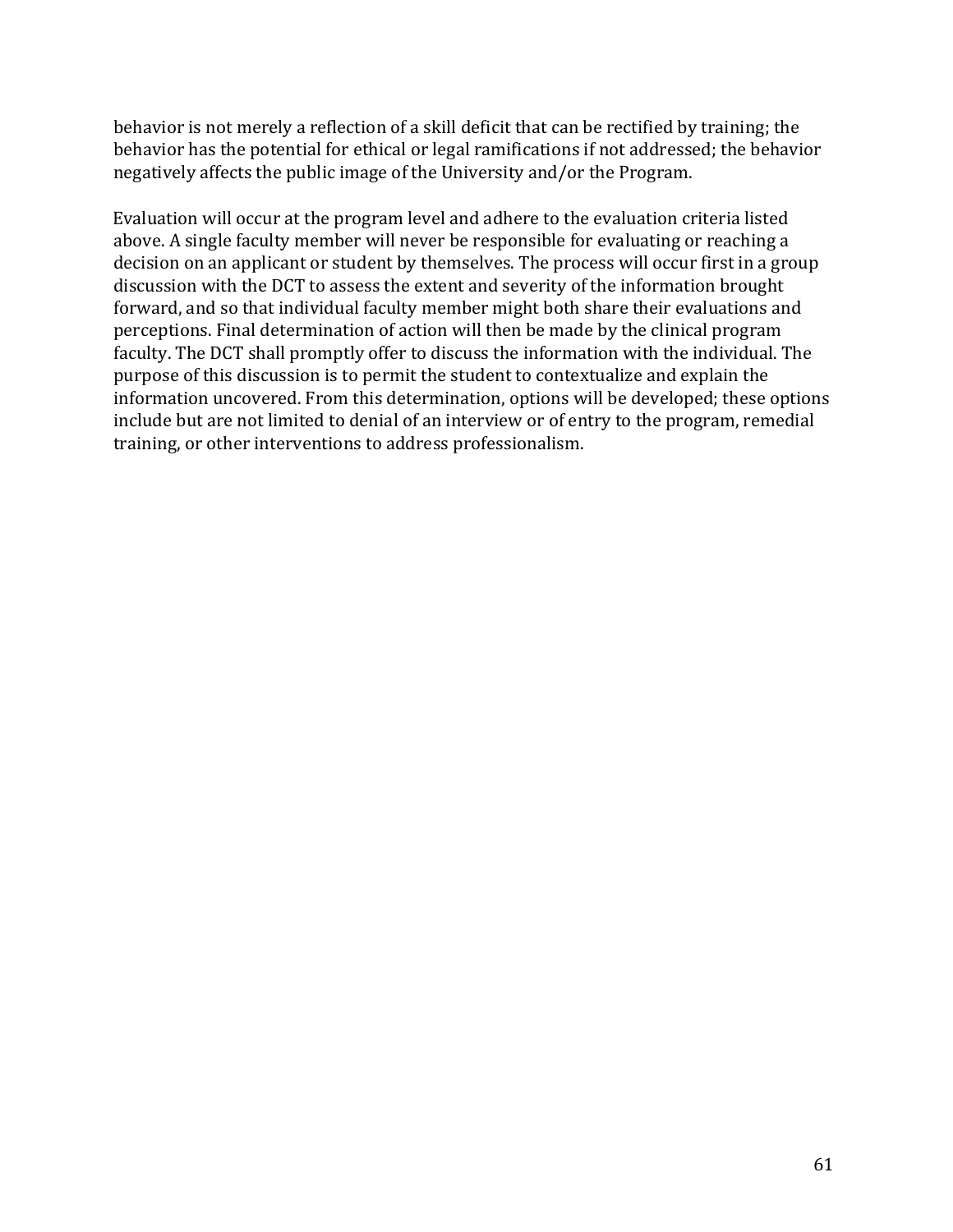behavior is not merely a reflection of a skill deficit that can be rectified by training; the behavior has the potential for ethical or legal ramifications if not addressed; the behavior negatively affects the public image of the University and/or the Program.

Evaluation will occur at the program level and adhere to the evaluation criteria listed above. A single faculty member will never be responsible for evaluating or reaching a decision on an applicant or student by themselves. The process will occur first in a group discussion with the DCT to assess the extent and severity of the information brought forward, and so that individual faculty member might both share their evaluations and perceptions. Final determination of action will then be made by the clinical program faculty. The DCT shall promptly offer to discuss the information with the individual. The purpose of this discussion is to permit the student to contextualize and explain the information uncovered. From this determination, options will be developed; these options include but are not limited to denial of an interview or of entry to the program, remedial training, or other interventions to address professionalism.